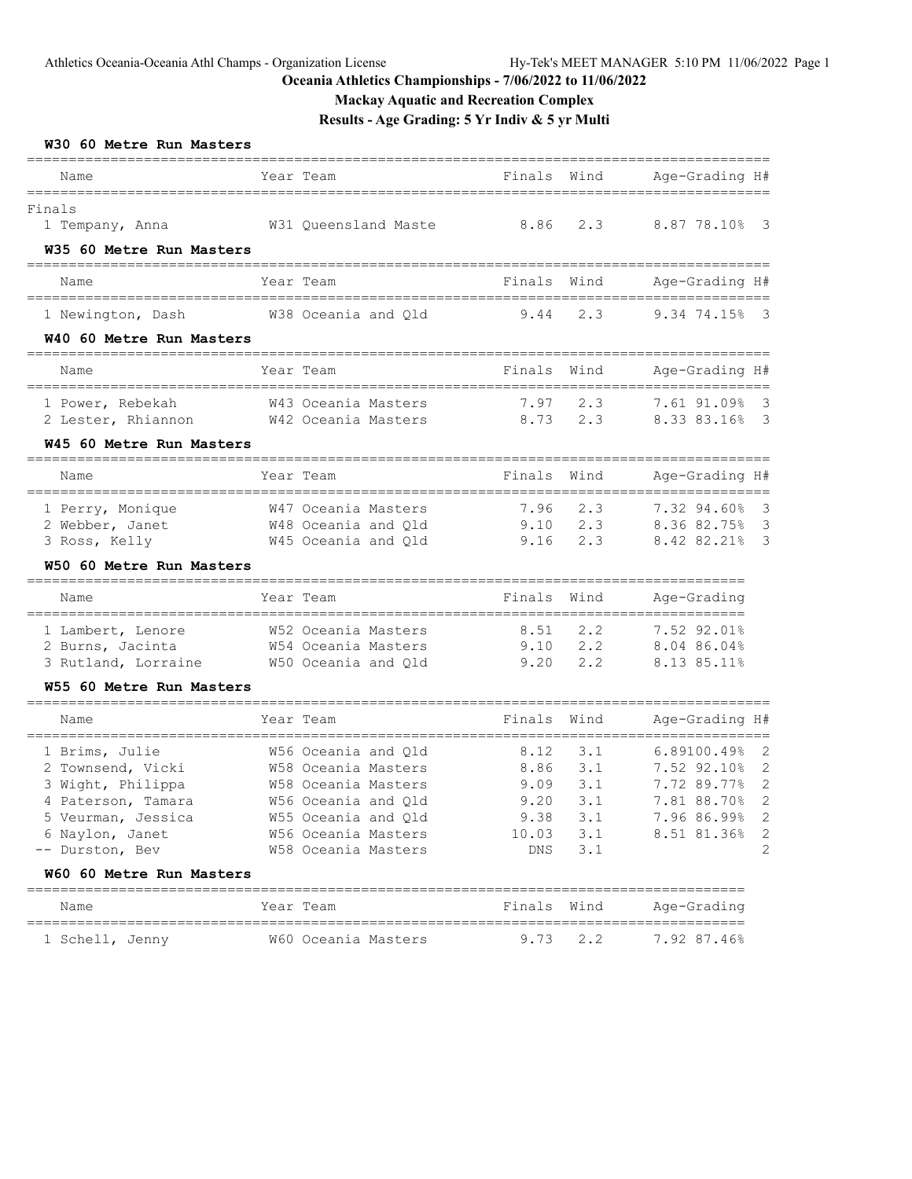# Oceania Athletics Championships - 7/06/2022 to 11/06/2022

## Mackay Aquatic and Recreation Complex

### Results - Age Grading: 5 Yr Indiv & 5 yr Multi

#### W30 60 Metre Run Masters

| Name | Year | Team | Finals | Wind | Age-Grading | | H# |
|---|---|---|---|---|---|---|---|
| **Finals** | | | | | | | |
| 1 Tempany, Anna | W31 | Queensland Maste | 8.86 | 2.3 | 8.87 | 78.10% | 3 |

#### W35 60 Metre Run Masters

| Name | Year | Team | Finals | Wind | Age-Grading | | H# |
|---|---|---|---|---|---|---|---|
| 1 Newington, Dash | W38 | Oceania and Qld | 9.44 | 2.3 | 9.34 | 74.15% | 3 |

#### W40 60 Metre Run Masters

| Name | Year | Team | Finals | Wind | Age-Grading | | H# |
|---|---|---|---|---|---|---|---|
| 1 Power, Rebekah | W43 | Oceania Masters | 7.97 | 2.3 | 7.61 | 91.09% | 3 |
| 2 Lester, Rhiannon | W42 | Oceania Masters | 8.73 | 2.3 | 8.33 | 83.16% | 3 |

#### W45 60 Metre Run Masters

| Name | Year | Team | Finals | Wind | Age-Grading | | H# |
|---|---|---|---|---|---|---|---|
| 1 Perry, Monique | W47 | Oceania Masters | 7.96 | 2.3 | 7.32 | 94.60% | 3 |
| 2 Webber, Janet | W48 | Oceania and Qld | 9.10 | 2.3 | 8.36 | 82.75% | 3 |
| 3 Ross, Kelly | W45 | Oceania and Qld | 9.16 | 2.3 | 8.42 | 82.21% | 3 |

#### W50 60 Metre Run Masters

| Name | Year | Team | Finals | Wind | Age-Grading | |
|---|---|---|---|---|---|---|
| 1 Lambert, Lenore | W52 | Oceania Masters | 8.51 | 2.2 | 7.52 | 92.01% |
| 2 Burns, Jacinta | W54 | Oceania Masters | 9.10 | 2.2 | 8.04 | 86.04% |
| 3 Rutland, Lorraine | W50 | Oceania and Qld | 9.20 | 2.2 | 8.13 | 85.11% |

#### W55 60 Metre Run Masters

| Name | Year | Team | Finals | Wind | Age-Grading | | H# |
|---|---|---|---|---|---|---|---|
| 1 Brims, Julie | W56 | Oceania and Qld | 8.12 | 3.1 | 6.89 | 100.49% | 2 |
| 2 Townsend, Vicki | W58 | Oceania Masters | 8.86 | 3.1 | 7.52 | 92.10% | 2 |
| 3 Wight, Philippa | W58 | Oceania Masters | 9.09 | 3.1 | 7.72 | 89.77% | 2 |
| 4 Paterson, Tamara | W56 | Oceania and Qld | 9.20 | 3.1 | 7.81 | 88.70% | 2 |
| 5 Veurman, Jessica | W55 | Oceania and Qld | 9.38 | 3.1 | 7.96 | 86.99% | 2 |
| 6 Naylon, Janet | W56 | Oceania Masters | 10.03 | 3.1 | 8.51 | 81.36% | 2 |
| -- Durston, Bev | W58 | Oceania Masters | DNS | 3.1 | | | 2 |

#### W60 60 Metre Run Masters

| Name | Year | Team | Finals | Wind | Age-Grading | |
|---|---|---|---|---|---|---|
| 1 Schell, Jenny | W60 | Oceania Masters | 9.73 | 2.2 | 7.92 | 87.46% |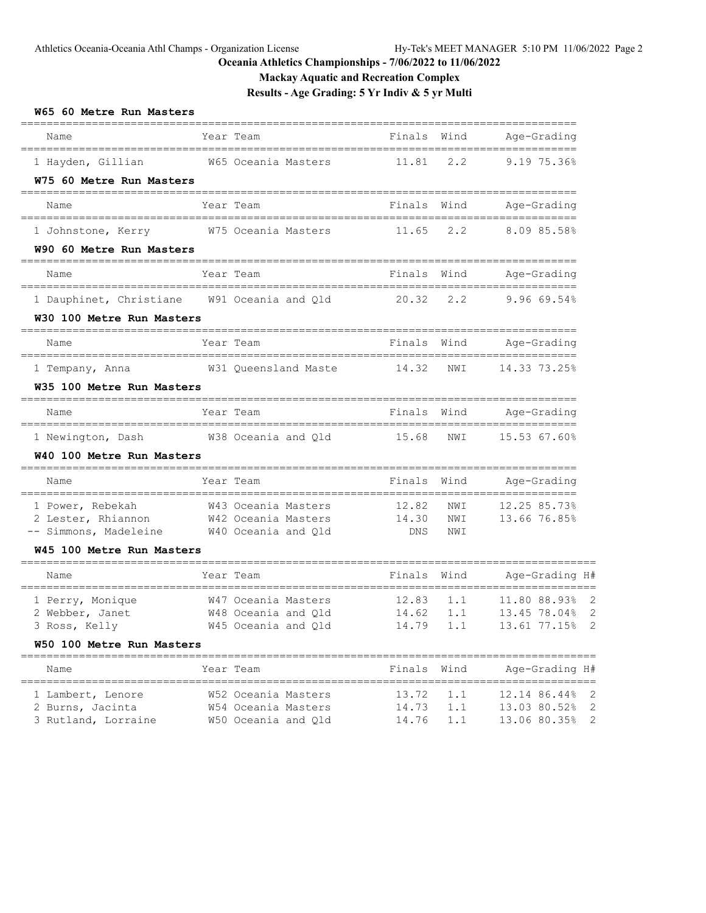# Oceania Athletics Championships - 7/06/2022 to 11/06/2022

## Mackay Aquatic and Recreation Complex

### Results - Age Grading: 5 Yr Indiv & 5 yr Multi

#### W65 60 Metre Run Masters

| | Name | Year Team | Finals | Wind | Age-Grading |
|---|---|---|---|---|---|
| 1 | Hayden, Gillian | W65 Oceania Masters | 11.81 | 2.2 | 9.19 75.36% |

#### W75 60 Metre Run Masters

| | Name | Year Team | Finals | Wind | Age-Grading |
|---|---|---|---|---|---|
| 1 | Johnstone, Kerry | W75 Oceania Masters | 11.65 | 2.2 | 8.09 85.58% |

#### W90 60 Metre Run Masters

| | Name | Year Team | Finals | Wind | Age-Grading |
|---|---|---|---|---|---|
| 1 | Dauphinet, Christiane | W91 Oceania and Qld | 20.32 | 2.2 | 9.96 69.54% |

#### W30 100 Metre Run Masters

| | Name | Year Team | Finals | Wind | Age-Grading |
|---|---|---|---|---|---|
| 1 | Tempany, Anna | W31 Queensland Maste | 14.32 | NWI | 14.33 73.25% |

#### W35 100 Metre Run Masters

| | Name | Year Team | Finals | Wind | Age-Grading |
|---|---|---|---|---|---|
| 1 | Newington, Dash | W38 Oceania and Qld | 15.68 | NWI | 15.53 67.60% |

#### W40 100 Metre Run Masters

| | Name | Year Team | Finals | Wind | Age-Grading |
|---|---|---|---|---|---|
| 1 | Power, Rebekah | W43 Oceania Masters | 12.82 | NWI | 12.25 85.73% |
| 2 | Lester, Rhiannon | W42 Oceania Masters | 14.30 | NWI | 13.66 76.85% |
| -- | Simmons, Madeleine | W40 Oceania and Qld | DNS | NWI | |

#### W45 100 Metre Run Masters

| | Name | Year Team | Finals | Wind | Age-Grading | H# |
|---|---|---|---|---|---|---|
| 1 | Perry, Monique | W47 Oceania Masters | 12.83 | 1.1 | 11.80 88.93% | 2 |
| 2 | Webber, Janet | W48 Oceania and Qld | 14.62 | 1.1 | 13.45 78.04% | 2 |
| 3 | Ross, Kelly | W45 Oceania and Qld | 14.79 | 1.1 | 13.61 77.15% | 2 |

#### W50 100 Metre Run Masters

| | Name | Year Team | Finals | Wind | Age-Grading | H# |
|---|---|---|---|---|---|---|
| 1 | Lambert, Lenore | W52 Oceania Masters | 13.72 | 1.1 | 12.14 86.44% | 2 |
| 2 | Burns, Jacinta | W54 Oceania Masters | 14.73 | 1.1 | 13.03 80.52% | 2 |
| 3 | Rutland, Lorraine | W50 Oceania and Qld | 14.76 | 1.1 | 13.06 80.35% | 2 |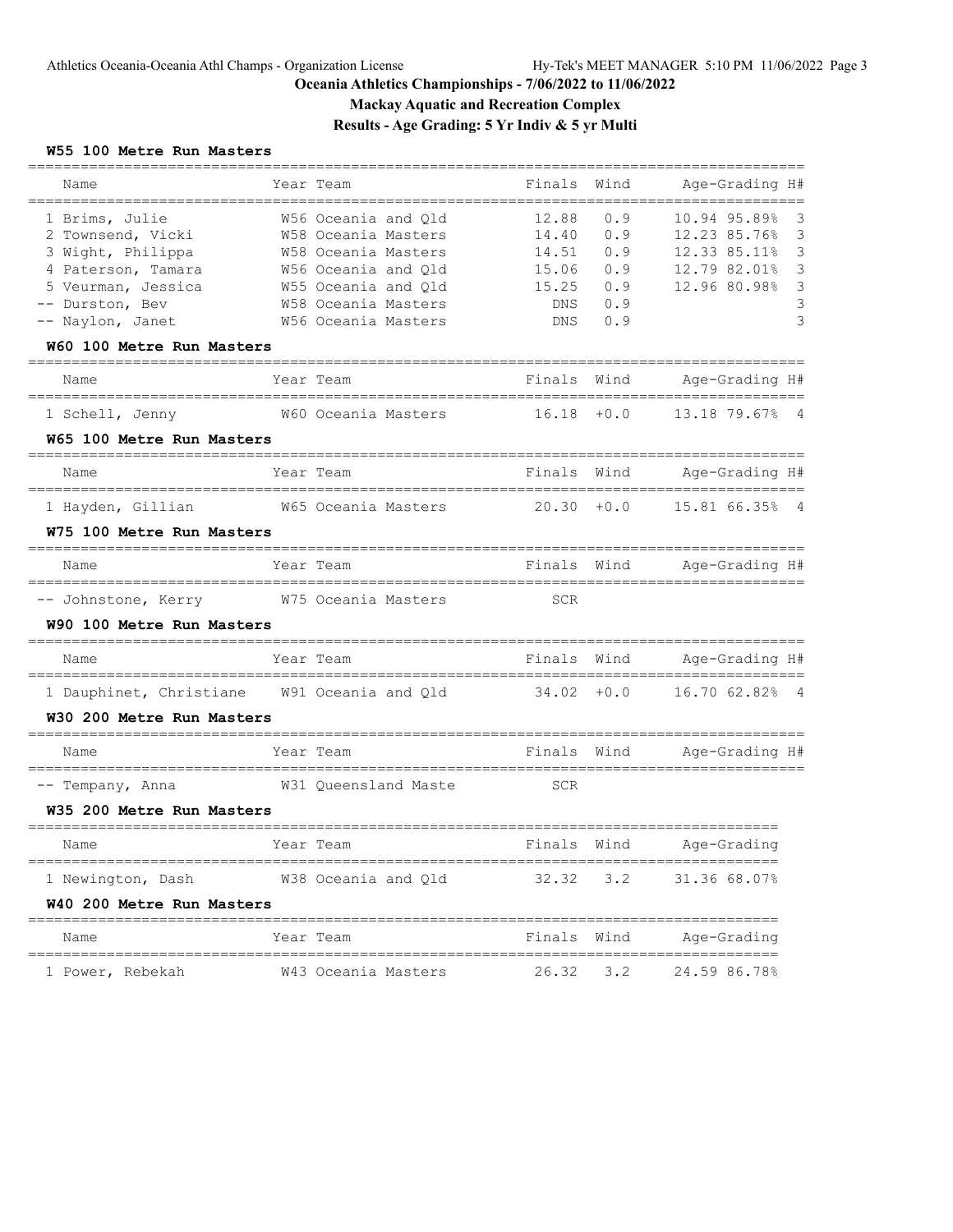# Oceania Athletics Championships - 7/06/2022 to 11/06/2022

## Mackay Aquatic and Recreation Complex

## Results - Age Grading: 5 Yr Indiv & 5 yr Multi

### W55 100 Metre Run Masters

| Name | Year | Team | Finals | Wind | Age-Grading | | H# |
|---|---|---|---|---|---|---|---|
| 1 Brims, Julie | W56 | Oceania and Qld | 12.88 | 0.9 | 10.94 | 95.89% | 3 |
| 2 Townsend, Vicki | W58 | Oceania Masters | 14.40 | 0.9 | 12.23 | 85.76% | 3 |
| 3 Wight, Philippa | W58 | Oceania Masters | 14.51 | 0.9 | 12.33 | 85.11% | 3 |
| 4 Paterson, Tamara | W56 | Oceania and Qld | 15.06 | 0.9 | 12.79 | 82.01% | 3 |
| 5 Veurman, Jessica | W55 | Oceania and Qld | 15.25 | 0.9 | 12.96 | 80.98% | 3 |
| -- Durston, Bev | W58 | Oceania Masters | DNS | 0.9 | | | 3 |
| -- Naylon, Janet | W56 | Oceania Masters | DNS | 0.9 | | | 3 |

### W60 100 Metre Run Masters

| Name | Year | Team | Finals | Wind | Age-Grading | | H# |
|---|---|---|---|---|---|---|---|
| 1 Schell, Jenny | W60 | Oceania Masters | 16.18 | +0.0 | 13.18 | 79.67% | 4 |

### W65 100 Metre Run Masters

| Name | Year | Team | Finals | Wind | Age-Grading | | H# |
|---|---|---|---|---|---|---|---|
| 1 Hayden, Gillian | W65 | Oceania Masters | 20.30 | +0.0 | 15.81 | 66.35% | 4 |

### W75 100 Metre Run Masters

| Name | Year | Team | Finals | Wind | Age-Grading | | H# |
|---|---|---|---|---|---|---|---|
| -- Johnstone, Kerry | W75 | Oceania Masters | SCR | | | | |

### W90 100 Metre Run Masters

| Name | Year | Team | Finals | Wind | Age-Grading | | H# |
|---|---|---|---|---|---|---|---|
| 1 Dauphinet, Christiane | W91 | Oceania and Qld | 34.02 | +0.0 | 16.70 | 62.82% | 4 |

### W30 200 Metre Run Masters

| Name | Year | Team | Finals | Wind | Age-Grading | | H# |
|---|---|---|---|---|---|---|---|
| -- Tempany, Anna | W31 | Queensland Maste | SCR | | | | |

### W35 200 Metre Run Masters

| Name | Year | Team | Finals | Wind | Age-Grading | |
|---|---|---|---|---|---|---|
| 1 Newington, Dash | W38 | Oceania and Qld | 32.32 | 3.2 | 31.36 | 68.07% |

### W40 200 Metre Run Masters

| Name | Year | Team | Finals | Wind | Age-Grading | |
|---|---|---|---|---|---|---|
| 1 Power, Rebekah | W43 | Oceania Masters | 26.32 | 3.2 | 24.59 | 86.78% |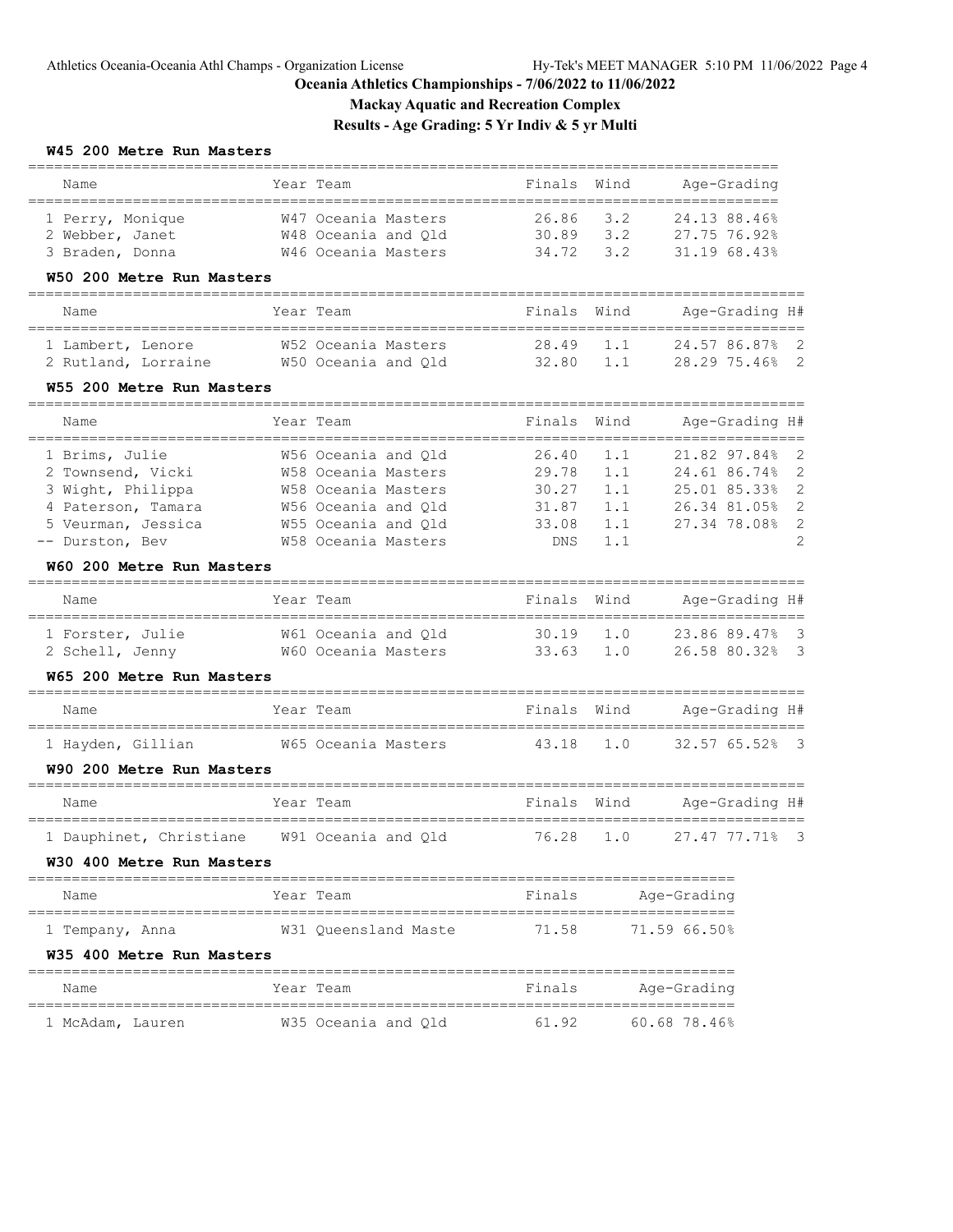## Oceania Athletics Championships - 7/06/2022 to 11/06/2022

### Mackay Aquatic and Recreation Complex

### Results - Age Grading: 5 Yr Indiv & 5 yr Multi

#### W45 200 Metre Run Masters

| | Name | Year | Team | Finals | Wind | Age-Grading |
|---|---|---|---|---|---|---|
| 1 | Perry, Monique | W47 | Oceania Masters | 26.86 | 3.2 | 24.13 88.46% |
| 2 | Webber, Janet | W48 | Oceania and Qld | 30.89 | 3.2 | 27.75 76.92% |
| 3 | Braden, Donna | W46 | Oceania Masters | 34.72 | 3.2 | 31.19 68.43% |

#### W50 200 Metre Run Masters

| | Name | Year | Team | Finals | Wind | Age-Grading | H# |
|---|---|---|---|---|---|---|---|
| 1 | Lambert, Lenore | W52 | Oceania Masters | 28.49 | 1.1 | 24.57 86.87% | 2 |
| 2 | Rutland, Lorraine | W50 | Oceania and Qld | 32.80 | 1.1 | 28.29 75.46% | 2 |

#### W55 200 Metre Run Masters

| | Name | Year | Team | Finals | Wind | Age-Grading | H# |
|---|---|---|---|---|---|---|---|
| 1 | Brims, Julie | W56 | Oceania and Qld | 26.40 | 1.1 | 21.82 97.84% | 2 |
| 2 | Townsend, Vicki | W58 | Oceania Masters | 29.78 | 1.1 | 24.61 86.74% | 2 |
| 3 | Wight, Philippa | W58 | Oceania Masters | 30.27 | 1.1 | 25.01 85.33% | 2 |
| 4 | Paterson, Tamara | W56 | Oceania and Qld | 31.87 | 1.1 | 26.34 81.05% | 2 |
| 5 | Veurman, Jessica | W55 | Oceania and Qld | 33.08 | 1.1 | 27.34 78.08% | 2 |
| -- | Durston, Bev | W58 | Oceania Masters | DNS | 1.1 | | 2 |

#### W60 200 Metre Run Masters

| | Name | Year | Team | Finals | Wind | Age-Grading | H# |
|---|---|---|---|---|---|---|---|
| 1 | Forster, Julie | W61 | Oceania and Qld | 30.19 | 1.0 | 23.86 89.47% | 3 |
| 2 | Schell, Jenny | W60 | Oceania Masters | 33.63 | 1.0 | 26.58 80.32% | 3 |

#### W65 200 Metre Run Masters

| | Name | Year | Team | Finals | Wind | Age-Grading | H# |
|---|---|---|---|---|---|---|---|
| 1 | Hayden, Gillian | W65 | Oceania Masters | 43.18 | 1.0 | 32.57 65.52% | 3 |

#### W90 200 Metre Run Masters

| | Name | Year | Team | Finals | Wind | Age-Grading | H# |
|---|---|---|---|---|---|---|---|
| 1 | Dauphinet, Christiane | W91 | Oceania and Qld | 76.28 | 1.0 | 27.47 77.71% | 3 |

#### W30 400 Metre Run Masters

| | Name | Year | Team | Finals | Age-Grading |
|---|---|---|---|---|---|
| 1 | Tempany, Anna | W31 | Queensland Maste | 71.58 | 71.59 66.50% |

#### W35 400 Metre Run Masters

| | Name | Year | Team | Finals | Age-Grading |
|---|---|---|---|---|---|
| 1 | McAdam, Lauren | W35 | Oceania and Qld | 61.92 | 60.68 78.46% |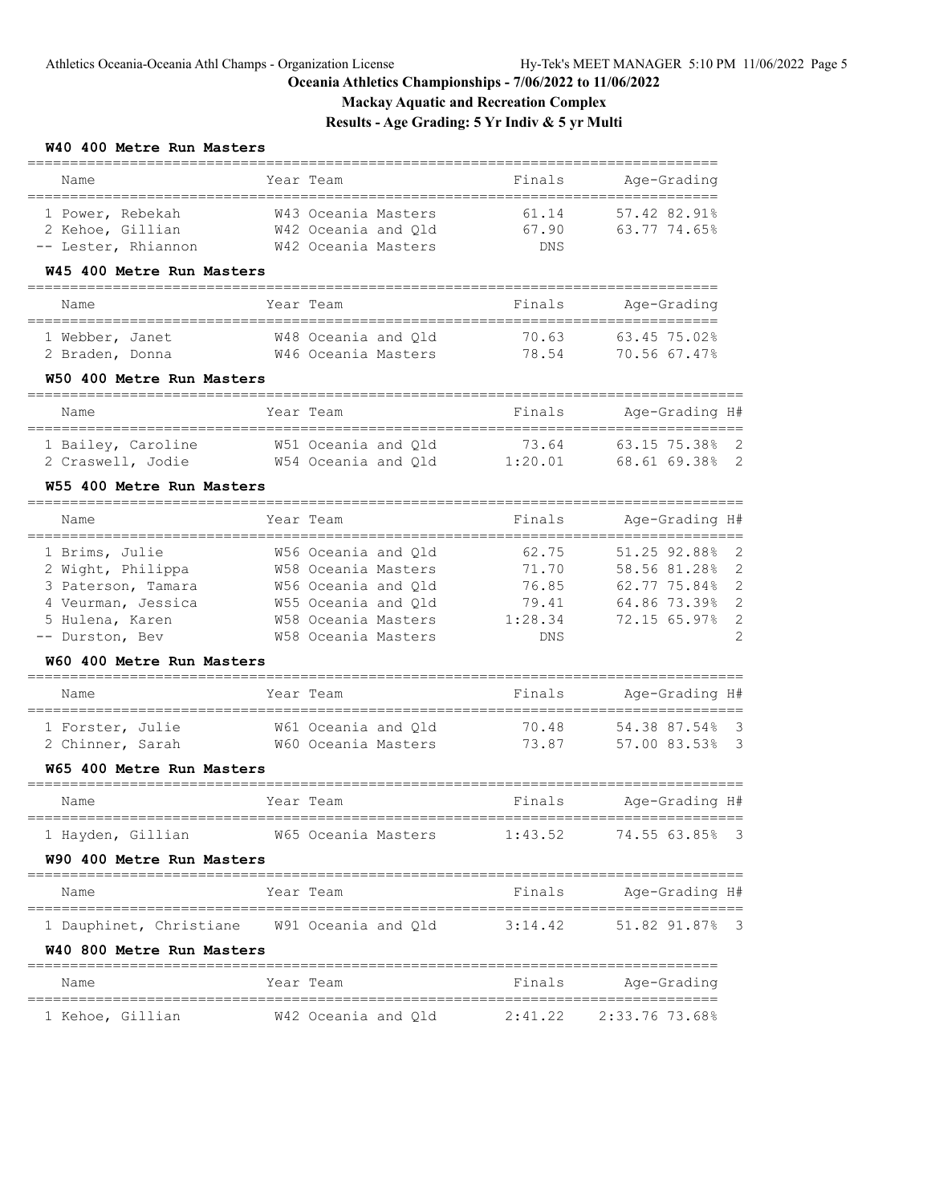# Oceania Athletics Championships - 7/06/2022 to 11/06/2022

## Mackay Aquatic and Recreation Complex

## Results - Age Grading: 5 Yr Indiv & 5 yr Multi

### W40 400 Metre Run Masters

| Name | Year | Team | Finals | Age-Grading | |
|---|---|---|---|---|---|
| 1 Power, Rebekah | W43 | Oceania Masters | 61.14 | 57.42 | 82.91% |
| 2 Kehoe, Gillian | W42 | Oceania and Qld | 67.90 | 63.77 | 74.65% |
| -- Lester, Rhiannon | W42 | Oceania Masters | DNS | | |

### W45 400 Metre Run Masters

| Name | Year | Team | Finals | Age-Grading | |
|---|---|---|---|---|---|
| 1 Webber, Janet | W48 | Oceania and Qld | 70.63 | 63.45 | 75.02% |
| 2 Braden, Donna | W46 | Oceania Masters | 78.54 | 70.56 | 67.47% |

### W50 400 Metre Run Masters

| Name | Year | Team | Finals | Age-Grading | | H# |
|---|---|---|---|---|---|---|
| 1 Bailey, Caroline | W51 | Oceania and Qld | 73.64 | 63.15 | 75.38% | 2 |
| 2 Craswell, Jodie | W54 | Oceania and Qld | 1:20.01 | 68.61 | 69.38% | 2 |

### W55 400 Metre Run Masters

| Name | Year | Team | Finals | Age-Grading | | H# |
|---|---|---|---|---|---|---|
| 1 Brims, Julie | W56 | Oceania and Qld | 62.75 | 51.25 | 92.88% | 2 |
| 2 Wight, Philippa | W58 | Oceania Masters | 71.70 | 58.56 | 81.28% | 2 |
| 3 Paterson, Tamara | W56 | Oceania and Qld | 76.85 | 62.77 | 75.84% | 2 |
| 4 Veurman, Jessica | W55 | Oceania and Qld | 79.41 | 64.86 | 73.39% | 2 |
| 5 Hulena, Karen | W58 | Oceania Masters | 1:28.34 | 72.15 | 65.97% | 2 |
| -- Durston, Bev | W58 | Oceania Masters | DNS | | | 2 |

### W60 400 Metre Run Masters

| Name | Year | Team | Finals | Age-Grading | | H# |
|---|---|---|---|---|---|---|
| 1 Forster, Julie | W61 | Oceania and Qld | 70.48 | 54.38 | 87.54% | 3 |
| 2 Chinner, Sarah | W60 | Oceania Masters | 73.87 | 57.00 | 83.53% | 3 |

### W65 400 Metre Run Masters

| Name | Year | Team | Finals | Age-Grading | | H# |
|---|---|---|---|---|---|---|
| 1 Hayden, Gillian | W65 | Oceania Masters | 1:43.52 | 74.55 | 63.85% | 3 |

### W90 400 Metre Run Masters

| Name | Year | Team | Finals | Age-Grading | | H# |
|---|---|---|---|---|---|---|
| 1 Dauphinet, Christiane | W91 | Oceania and Qld | 3:14.42 | 51.82 | 91.87% | 3 |

### W40 800 Metre Run Masters

| Name | Year | Team | Finals | Age-Grading | |
|---|---|---|---|---|---|
| 1 Kehoe, Gillian | W42 | Oceania and Qld | 2:41.22 | 2:33.76 | 73.68% |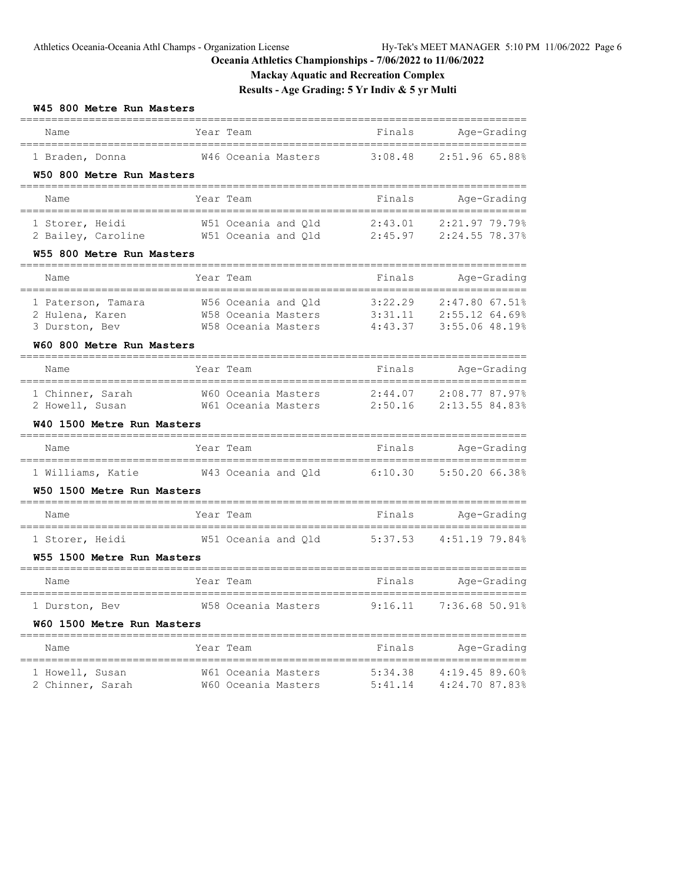# Oceania Athletics Championships - 7/06/2022 to 11/06/2022

## Mackay Aquatic and Recreation Complex

## Results - Age Grading: 5 Yr Indiv & 5 yr Multi

### W45 800 Metre Run Masters

| Name | Year | Team | Finals | Age-Grading |
|---|---|---|---|---|
| 1 Braden, Donna | W46 | Oceania Masters | 3:08.48 | 2:51.96 65.88% |

### W50 800 Metre Run Masters

| Name | Year | Team | Finals | Age-Grading |
|---|---|---|---|---|
| 1 Storer, Heidi | W51 | Oceania and Qld | 2:43.01 | 2:21.97 79.79% |
| 2 Bailey, Caroline | W51 | Oceania and Qld | 2:45.97 | 2:24.55 78.37% |

### W55 800 Metre Run Masters

| Name | Year | Team | Finals | Age-Grading |
|---|---|---|---|---|
| 1 Paterson, Tamara | W56 | Oceania and Qld | 3:22.29 | 2:47.80 67.51% |
| 2 Hulena, Karen | W58 | Oceania Masters | 3:31.11 | 2:55.12 64.69% |
| 3 Durston, Bev | W58 | Oceania Masters | 4:43.37 | 3:55.06 48.19% |

### W60 800 Metre Run Masters

| Name | Year | Team | Finals | Age-Grading |
|---|---|---|---|---|
| 1 Chinner, Sarah | W60 | Oceania Masters | 2:44.07 | 2:08.77 87.97% |
| 2 Howell, Susan | W61 | Oceania Masters | 2:50.16 | 2:13.55 84.83% |

### W40 1500 Metre Run Masters

| Name | Year | Team | Finals | Age-Grading |
|---|---|---|---|---|
| 1 Williams, Katie | W43 | Oceania and Qld | 6:10.30 | 5:50.20 66.38% |

### W50 1500 Metre Run Masters

| Name | Year | Team | Finals | Age-Grading |
|---|---|---|---|---|
| 1 Storer, Heidi | W51 | Oceania and Qld | 5:37.53 | 4:51.19 79.84% |

### W55 1500 Metre Run Masters

| Name | Year | Team | Finals | Age-Grading |
|---|---|---|---|---|
| 1 Durston, Bev | W58 | Oceania Masters | 9:16.11 | 7:36.68 50.91% |

### W60 1500 Metre Run Masters

| Name | Year | Team | Finals | Age-Grading |
|---|---|---|---|---|
| 1 Howell, Susan | W61 | Oceania Masters | 5:34.38 | 4:19.45 89.60% |
| 2 Chinner, Sarah | W60 | Oceania Masters | 5:41.14 | 4:24.70 87.83% |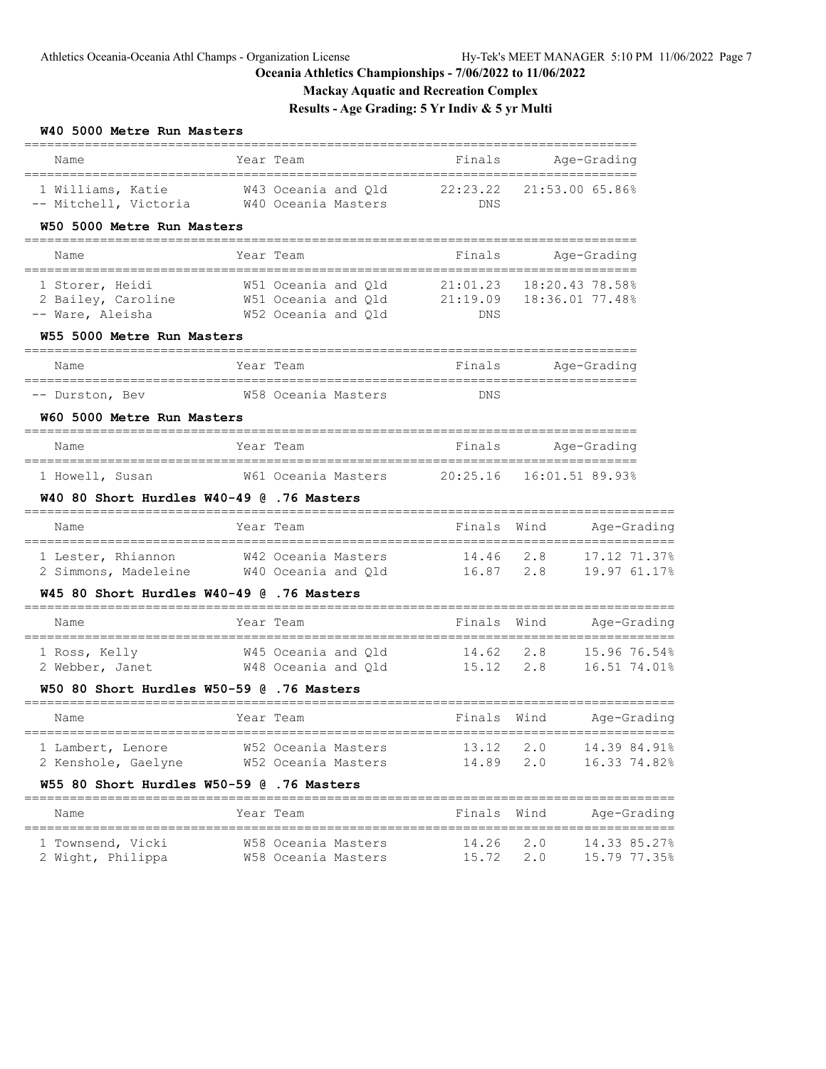# Oceania Athletics Championships - 7/06/2022 to 11/06/2022

## Mackay Aquatic and Recreation Complex

## Results - Age Grading: 5 Yr Indiv & 5 yr Multi

### W40 5000 Metre Run Masters

| Name | Year | Team | Finals | Age-Grading |
|---|---|---|---|---|
| 1 Williams, Katie | W43 | Oceania and Qld | 22:23.22 | 21:53.00 65.86% |
| -- Mitchell, Victoria | W40 | Oceania Masters | DNS | |

### W50 5000 Metre Run Masters

| Name | Year | Team | Finals | Age-Grading |
|---|---|---|---|---|
| 1 Storer, Heidi | W51 | Oceania and Qld | 21:01.23 | 18:20.43 78.58% |
| 2 Bailey, Caroline | W51 | Oceania and Qld | 21:19.09 | 18:36.01 77.48% |
| -- Ware, Aleisha | W52 | Oceania and Qld | DNS | |

### W55 5000 Metre Run Masters

| Name | Year | Team | Finals | Age-Grading |
|---|---|---|---|---|
| -- Durston, Bev | W58 | Oceania Masters | DNS | |

### W60 5000 Metre Run Masters

| Name | Year | Team | Finals | Age-Grading |
|---|---|---|---|---|
| 1 Howell, Susan | W61 | Oceania Masters | 20:25.16 | 16:01.51 89.93% |

### W40 80 Short Hurdles W40-49 @ .76 Masters

| Name | Year | Team | Finals | Wind | Age-Grading |
|---|---|---|---|---|---|
| 1 Lester, Rhiannon | W42 | Oceania Masters | 14.46 | 2.8 | 17.12 71.37% |
| 2 Simmons, Madeleine | W40 | Oceania and Qld | 16.87 | 2.8 | 19.97 61.17% |

### W45 80 Short Hurdles W40-49 @ .76 Masters

| Name | Year | Team | Finals | Wind | Age-Grading |
|---|---|---|---|---|---|
| 1 Ross, Kelly | W45 | Oceania and Qld | 14.62 | 2.8 | 15.96 76.54% |
| 2 Webber, Janet | W48 | Oceania and Qld | 15.12 | 2.8 | 16.51 74.01% |

### W50 80 Short Hurdles W50-59 @ .76 Masters

| Name | Year | Team | Finals | Wind | Age-Grading |
|---|---|---|---|---|---|
| 1 Lambert, Lenore | W52 | Oceania Masters | 13.12 | 2.0 | 14.39 84.91% |
| 2 Kenshole, Gaelyne | W52 | Oceania Masters | 14.89 | 2.0 | 16.33 74.82% |

### W55 80 Short Hurdles W50-59 @ .76 Masters

| Name | Year | Team | Finals | Wind | Age-Grading |
|---|---|---|---|---|---|
| 1 Townsend, Vicki | W58 | Oceania Masters | 14.26 | 2.0 | 14.33 85.27% |
| 2 Wight, Philippa | W58 | Oceania Masters | 15.72 | 2.0 | 15.79 77.35% |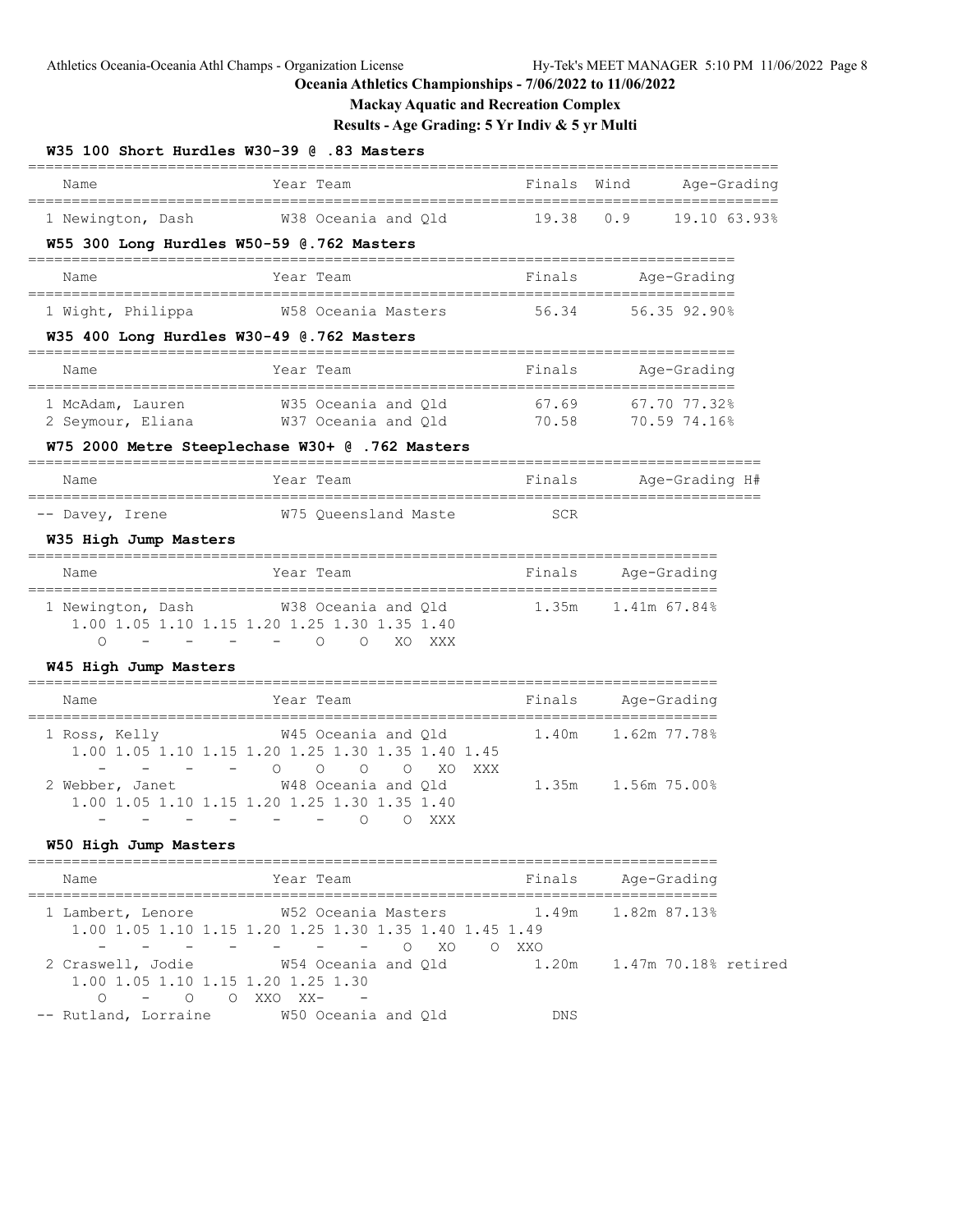# Oceania Athletics Championships - 7/06/2022 to 11/06/2022

## Mackay Aquatic and Recreation Complex

### Results - Age Grading: 5 Yr Indiv & 5 yr Multi

#### W35 100 Short Hurdles W30-39 @ .83 Masters

| Name | Year Team | Finals | Wind | Age-Grading |
|---|---|---|---|---|
| 1 Newington, Dash | W38 Oceania and Qld | 19.38 | 0.9 | 19.10 63.93% |

#### W55 300 Long Hurdles W50-59 @.762 Masters

| Name | Year Team | Finals | Age-Grading |
|---|---|---|---|
| 1 Wight, Philippa | W58 Oceania Masters | 56.34 | 56.35 92.90% |

#### W35 400 Long Hurdles W30-49 @.762 Masters

| Name | Year Team | Finals | Age-Grading |
|---|---|---|---|
| 1 McAdam, Lauren | W35 Oceania and Qld | 67.69 | 67.70 77.32% |
| 2 Seymour, Eliana | W37 Oceania and Qld | 70.58 | 70.59 74.16% |

#### W75 2000 Metre Steeplechase W30+ @ .762 Masters

| Name | Year Team | Finals | Age-Grading H# |
|---|---|---|---|
| -- Davey, Irene | W75 Queensland Maste | SCR | |

#### W35 High Jump Masters

| Name | Year Team | Finals | Age-Grading |
|---|---|---|---|
| 1 Newington, Dash | W38 Oceania and Qld | 1.35m | 1.41m 67.84% |

```
    1.00 1.05 1.10 1.15 1.20 1.25 1.30 1.35 1.40
       O    -    -    -    -    O    O   XO  XXX
```

#### W45 High Jump Masters

| Name | Year Team | Finals | Age-Grading |
|---|---|---|---|
| 1 Ross, Kelly | W45 Oceania and Qld | 1.40m | 1.62m 77.78% |
| 2 Webber, Janet | W48 Oceania and Qld | 1.35m | 1.56m 75.00% |

```
1 Ross, Kelly
    1.00 1.05 1.10 1.15 1.20 1.25 1.30 1.35 1.40 1.45
       -    -    -    -    O    O    O    O   XO  XXX
2 Webber, Janet
    1.00 1.05 1.10 1.15 1.20 1.25 1.30 1.35 1.40
       -    -    -    -    -    -    O    O  XXX
```

#### W50 High Jump Masters

| Name | Year Team | Finals | Age-Grading |
|---|---|---|---|
| 1 Lambert, Lenore | W52 Oceania Masters | 1.49m | 1.82m 87.13% |
| 2 Craswell, Jodie | W54 Oceania and Qld | 1.20m | 1.47m 70.18% retired |
| -- Rutland, Lorraine | W50 Oceania and Qld | DNS | |

```
1 Lambert, Lenore
    1.00 1.05 1.10 1.15 1.20 1.25 1.30 1.35 1.40 1.45 1.49
       -    -    -    -    -    -    -    O   XO    O  XXO
2 Craswell, Jodie
    1.00 1.05 1.10 1.15 1.20 1.25 1.30
       O    -    O    O  XXO  XX-    -
```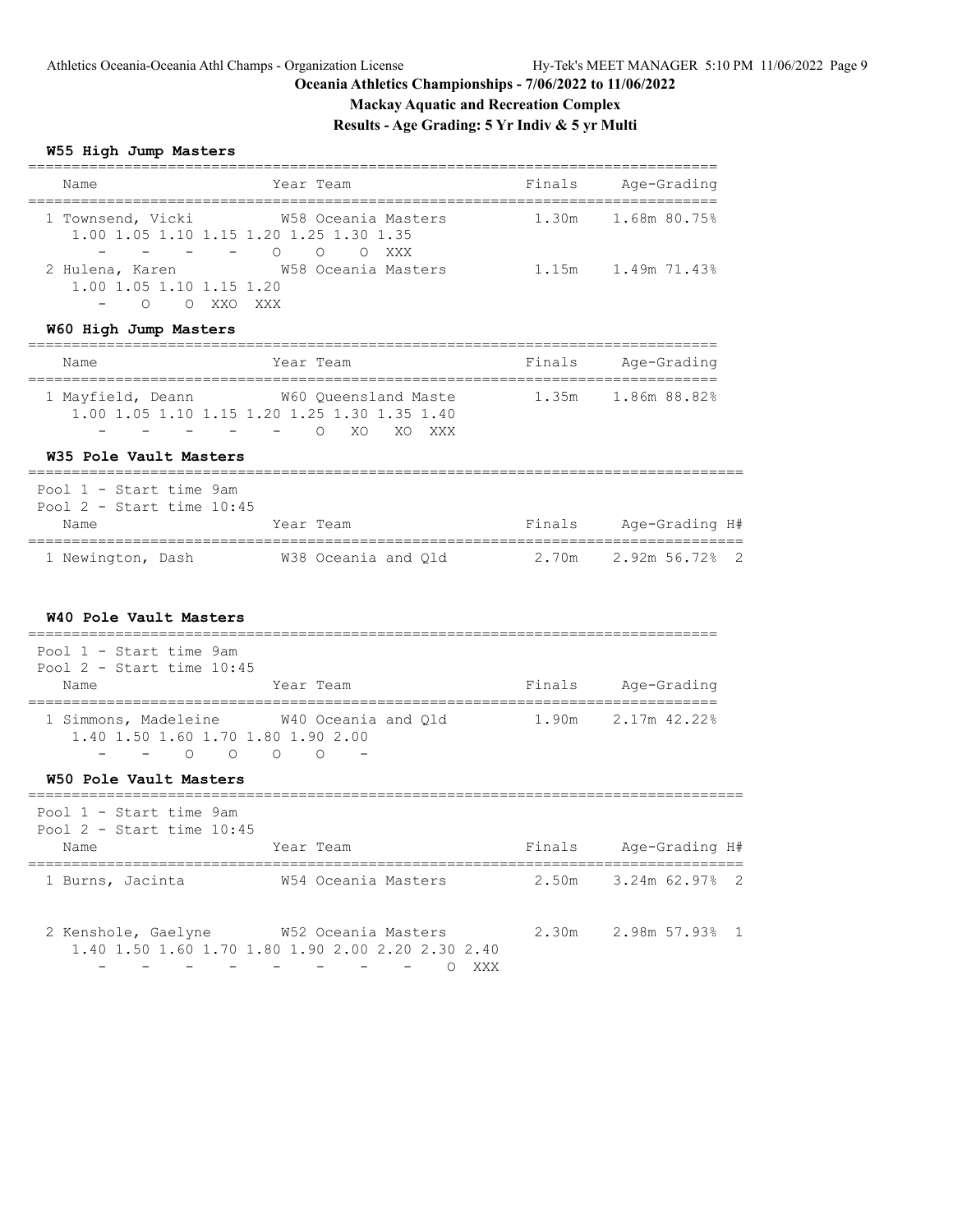# Oceania Athletics Championships - 7/06/2022 to 11/06/2022

## Mackay Aquatic and Recreation Complex

## Results - Age Grading: 5 Yr Indiv & 5 yr Multi

### W55 High Jump Masters

| Name | Year | Team | Finals | Age-Grading |
|---|---|---|---|---|
| 1 Townsend, Vicki | W58 | Oceania Masters | 1.30m | 1.68m 80.75% |
| 2 Hulena, Karen | W58 | Oceania Masters | 1.15m | 1.49m 71.43% |

Townsend, Vicki:
```
1.00 1.05 1.10 1.15 1.20 1.25 1.30 1.35
  -    -    -    -    O    O    O  XXX
```

Hulena, Karen:
```
1.00 1.05 1.10 1.15 1.20
  -    O    O  XXO  XXX
```

### W60 High Jump Masters

| Name | Year | Team | Finals | Age-Grading |
|---|---|---|---|---|
| 1 Mayfield, Deann | W60 | Queensland Maste | 1.35m | 1.86m 88.82% |

```
1.00 1.05 1.10 1.15 1.20 1.25 1.30 1.35 1.40
  -    -    -    -    -    O   XO   XO  XXX
```

### W35 Pole Vault Masters

Pool 1 - Start time 9am
Pool 2 - Start time 10:45

| Name | Year | Team | Finals | Age-Grading | H# |
|---|---|---|---|---|---|
| 1 Newington, Dash | W38 | Oceania and Qld | 2.70m | 2.92m 56.72% | 2 |

### W40 Pole Vault Masters

Pool 1 - Start time 9am
Pool 2 - Start time 10:45

| Name | Year | Team | Finals | Age-Grading |
|---|---|---|---|---|
| 1 Simmons, Madeleine | W40 | Oceania and Qld | 1.90m | 2.17m 42.22% |

```
1.40 1.50 1.60 1.70 1.80 1.90 2.00
  -    -    O    O    O    O    -
```

### W50 Pole Vault Masters

Pool 1 - Start time 9am
Pool 2 - Start time 10:45

| Name | Year | Team | Finals | Age-Grading | H# |
|---|---|---|---|---|---|
| 1 Burns, Jacinta | W54 | Oceania Masters | 2.50m | 3.24m 62.97% | 2 |
| 2 Kenshole, Gaelyne | W52 | Oceania Masters | 2.30m | 2.98m 57.93% | 1 |

Kenshole, Gaelyne:
```
1.40 1.50 1.60 1.70 1.80 1.90 2.00 2.20 2.30 2.40
  -    -    -    -    -    -    -    -    O  XXX
```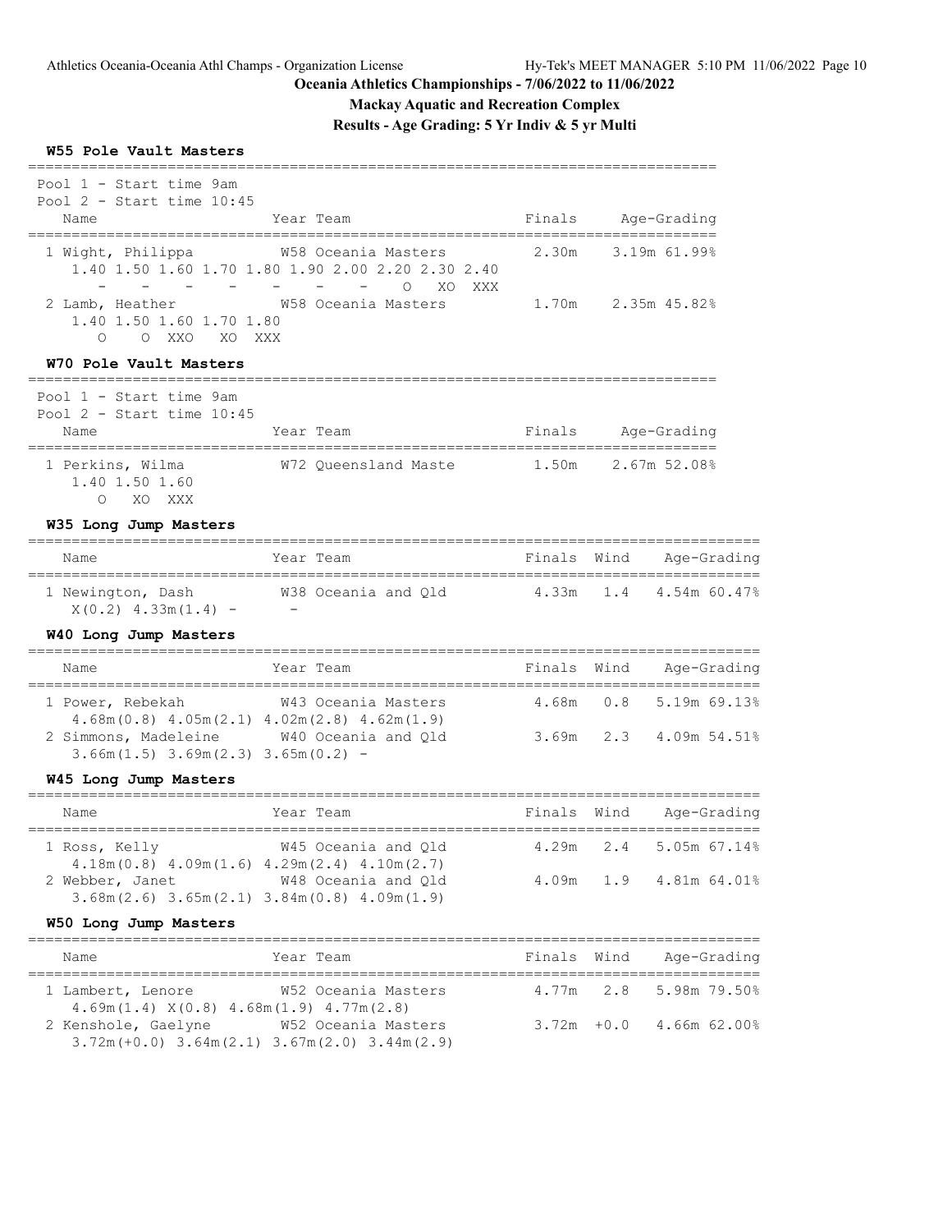**Oceania Athletics Championships - 7/06/2022 to 11/06/2022**

**Mackay Aquatic and Recreation Complex**

**Results - Age Grading: 5 Yr Indiv & 5 yr Multi**

### W55 Pole Vault Masters

Pool 1 - Start time 9am
Pool 2 - Start time 10:45

| Name | Year | Team | Finals | Age-Grading |
|---|---|---|---|---|
| 1 Wight, Philippa | W58 | Oceania Masters | 2.30m | 3.19m 61.99% |
| 1.40 1.50 1.60 1.70 1.80 1.90 2.00 2.20 2.30 2.40 | | | | |
| - - - - - - - O XO XXX | | | | |
| 2 Lamb, Heather | W58 | Oceania Masters | 1.70m | 2.35m 45.82% |
| 1.40 1.50 1.60 1.70 1.80 | | | | |
| O O XXO XO XXX | | | | |

### W70 Pole Vault Masters

Pool 1 - Start time 9am
Pool 2 - Start time 10:45

| Name | Year | Team | Finals | Age-Grading |
|---|---|---|---|---|
| 1 Perkins, Wilma | W72 | Queensland Maste | 1.50m | 2.67m 52.08% |
| 1.40 1.50 1.60 | | | | |
| O XO XXX | | | | |

### W35 Long Jump Masters

| Name | Year | Team | Finals | Wind | Age-Grading |
|---|---|---|---|---|---|
| 1 Newington, Dash | W38 | Oceania and Qld | 4.33m | 1.4 | 4.54m 60.47% |
| X(0.2) 4.33m(1.4) - - | | | | | |

### W40 Long Jump Masters

| Name | Year | Team | Finals | Wind | Age-Grading |
|---|---|---|---|---|---|
| 1 Power, Rebekah | W43 | Oceania Masters | 4.68m | 0.8 | 5.19m 69.13% |
| 4.68m(0.8) 4.05m(2.1) 4.02m(2.8) 4.62m(1.9) | | | | | |
| 2 Simmons, Madeleine | W40 | Oceania and Qld | 3.69m | 2.3 | 4.09m 54.51% |
| 3.66m(1.5) 3.69m(2.3) 3.65m(0.2) - | | | | | |

### W45 Long Jump Masters

| Name | Year | Team | Finals | Wind | Age-Grading |
|---|---|---|---|---|---|
| 1 Ross, Kelly | W45 | Oceania and Qld | 4.29m | 2.4 | 5.05m 67.14% |
| 4.18m(0.8) 4.09m(1.6) 4.29m(2.4) 4.10m(2.7) | | | | | |
| 2 Webber, Janet | W48 | Oceania and Qld | 4.09m | 1.9 | 4.81m 64.01% |
| 3.68m(2.6) 3.65m(2.1) 3.84m(0.8) 4.09m(1.9) | | | | | |

### W50 Long Jump Masters

| Name | Year | Team | Finals | Wind | Age-Grading |
|---|---|---|---|---|---|
| 1 Lambert, Lenore | W52 | Oceania Masters | 4.77m | 2.8 | 5.98m 79.50% |
| 4.69m(1.4) X(0.8) 4.68m(1.9) 4.77m(2.8) | | | | | |
| 2 Kenshole, Gaelyne | W52 | Oceania Masters | 3.72m | +0.0 | 4.66m 62.00% |
| 3.72m(+0.0) 3.64m(2.1) 3.67m(2.0) 3.44m(2.9) | | | | | |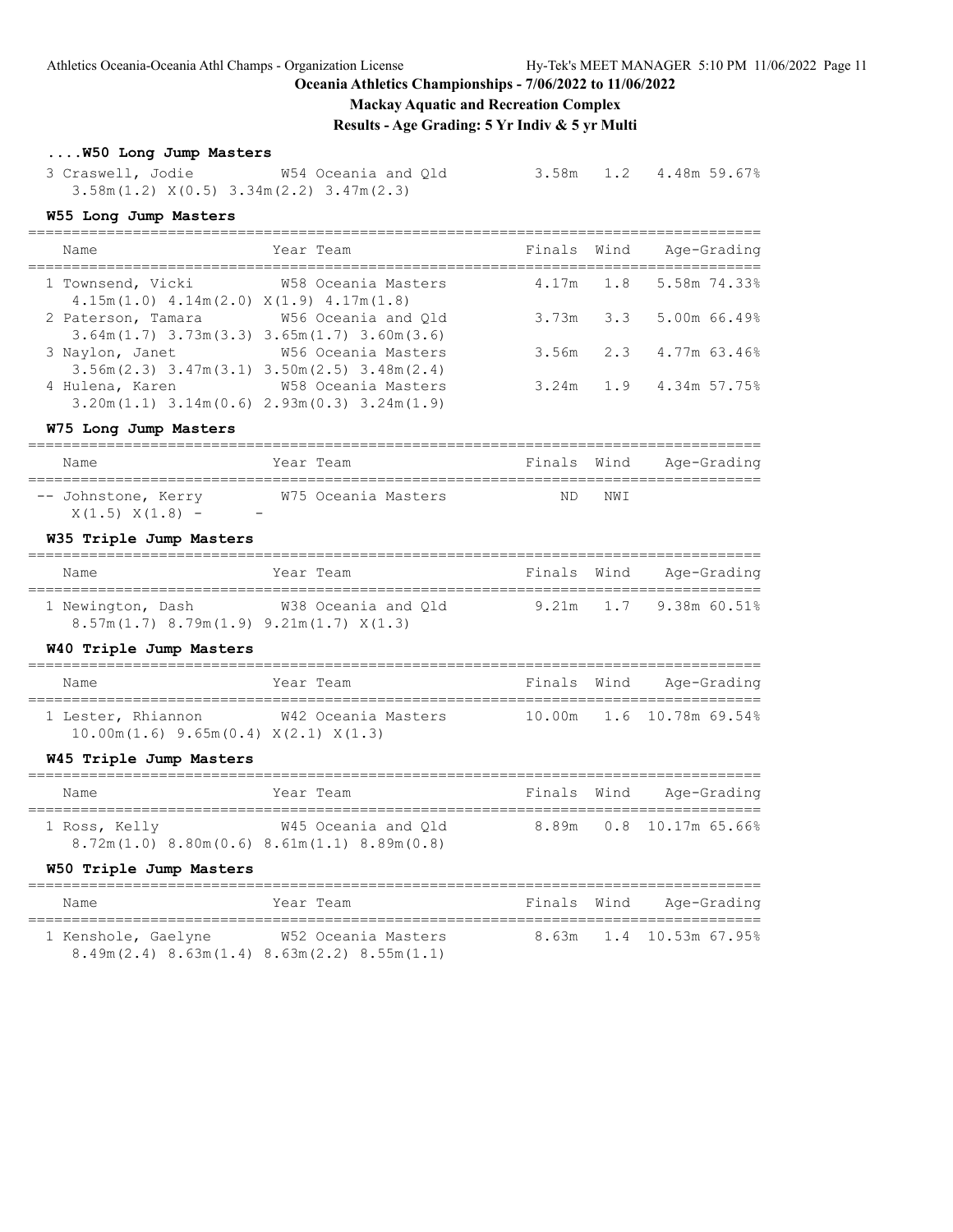## Oceania Athletics Championships - 7/06/2022 to 11/06/2022

### Mackay Aquatic and Recreation Complex

### Results - Age Grading: 5 Yr Indiv & 5 yr Multi

#### ....W50 Long Jump Masters

| Name | Year Team | Finals | Wind | Age-Grading |
|---|---|---|---|---|
| 3 Craswell, Jodie | W54 Oceania and Qld | 3.58m | 1.2 | 4.48m 59.67% |
| 3.58m(1.2) X(0.5) 3.34m(2.2) 3.47m(2.3) | | | | |

#### W55 Long Jump Masters

| Name | Year Team | Finals | Wind | Age-Grading |
|---|---|---|---|---|
| 1 Townsend, Vicki | W58 Oceania Masters | 4.17m | 1.8 | 5.58m 74.33% |
| 4.15m(1.0) 4.14m(2.0) X(1.9) 4.17m(1.8) | | | | |
| 2 Paterson, Tamara | W56 Oceania and Qld | 3.73m | 3.3 | 5.00m 66.49% |
| 3.64m(1.7) 3.73m(3.3) 3.65m(1.7) 3.60m(3.6) | | | | |
| 3 Naylon, Janet | W56 Oceania Masters | 3.56m | 2.3 | 4.77m 63.46% |
| 3.56m(2.3) 3.47m(3.1) 3.50m(2.5) 3.48m(2.4) | | | | |
| 4 Hulena, Karen | W58 Oceania Masters | 3.24m | 1.9 | 4.34m 57.75% |
| 3.20m(1.1) 3.14m(0.6) 2.93m(0.3) 3.24m(1.9) | | | | |

#### W75 Long Jump Masters

| Name | Year Team | Finals | Wind | Age-Grading |
|---|---|---|---|---|
| -- Johnstone, Kerry | W75 Oceania Masters | ND | NWI | |
| X(1.5) X(1.8) - - | | | | |

#### W35 Triple Jump Masters

| Name | Year Team | Finals | Wind | Age-Grading |
|---|---|---|---|---|
| 1 Newington, Dash | W38 Oceania and Qld | 9.21m | 1.7 | 9.38m 60.51% |
| 8.57m(1.7) 8.79m(1.9) 9.21m(1.7) X(1.3) | | | | |

#### W40 Triple Jump Masters

| Name | Year Team | Finals | Wind | Age-Grading |
|---|---|---|---|---|
| 1 Lester, Rhiannon | W42 Oceania Masters | 10.00m | 1.6 | 10.78m 69.54% |
| 10.00m(1.6) 9.65m(0.4) X(2.1) X(1.3) | | | | |

#### W45 Triple Jump Masters

| Name | Year Team | Finals | Wind | Age-Grading |
|---|---|---|---|---|
| 1 Ross, Kelly | W45 Oceania and Qld | 8.89m | 0.8 | 10.17m 65.66% |
| 8.72m(1.0) 8.80m(0.6) 8.61m(1.1) 8.89m(0.8) | | | | |

#### W50 Triple Jump Masters

| Name | Year Team | Finals | Wind | Age-Grading |
|---|---|---|---|---|
| 1 Kenshole, Gaelyne | W52 Oceania Masters | 8.63m | 1.4 | 10.53m 67.95% |
| 8.49m(2.4) 8.63m(1.4) 8.63m(2.2) 8.55m(1.1) | | | | |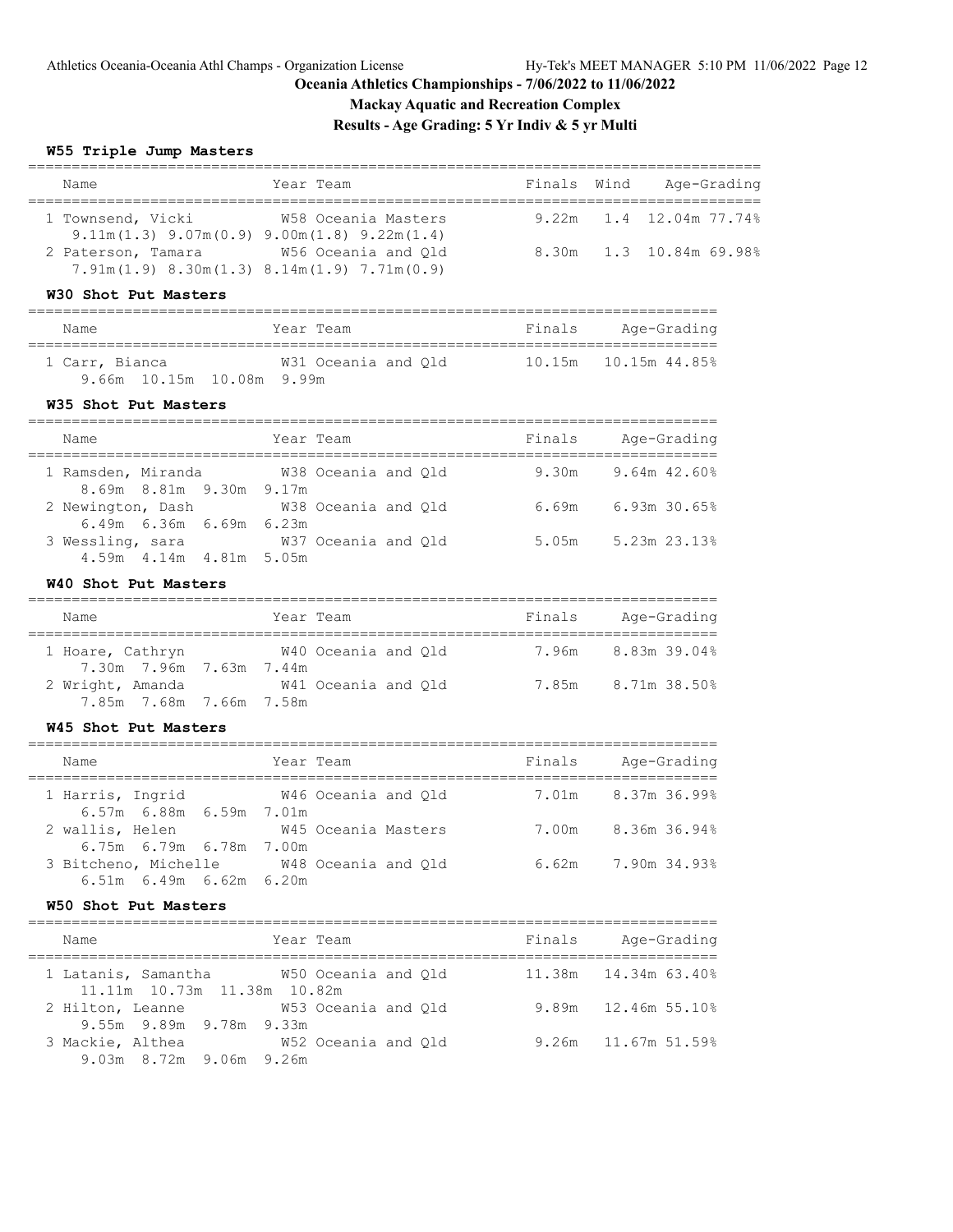## Oceania Athletics Championships - 7/06/2022 to 11/06/2022

### Mackay Aquatic and Recreation Complex

### Results - Age Grading: 5 Yr Indiv & 5 yr Multi

#### W55 Triple Jump Masters

| Name | Year | Team | Finals | Wind | Age-Grading |
|---|---|---|---|---|---|
| 1 Townsend, Vicki | W58 | Oceania Masters | 9.22m | 1.4 | 12.04m 77.74% |
| 9.11m(1.3) 9.07m(0.9) 9.00m(1.8) 9.22m(1.4) | | | | | |
| 2 Paterson, Tamara | W56 | Oceania and Qld | 8.30m | 1.3 | 10.84m 69.98% |
| 7.91m(1.9) 8.30m(1.3) 8.14m(1.9) 7.71m(0.9) | | | | | |

#### W30 Shot Put Masters

| Name | Year | Team | Finals | Age-Grading |
|---|---|---|---|---|
| 1 Carr, Bianca | W31 | Oceania and Qld | 10.15m | 10.15m 44.85% |
| 9.66m 10.15m 10.08m 9.99m | | | | |

#### W35 Shot Put Masters

| Name | Year | Team | Finals | Age-Grading |
|---|---|---|---|---|
| 1 Ramsden, Miranda | W38 | Oceania and Qld | 9.30m | 9.64m 42.60% |
| 8.69m 8.81m 9.30m 9.17m | | | | |
| 2 Newington, Dash | W38 | Oceania and Qld | 6.69m | 6.93m 30.65% |
| 6.49m 6.36m 6.69m 6.23m | | | | |
| 3 Wessling, sara | W37 | Oceania and Qld | 5.05m | 5.23m 23.13% |
| 4.59m 4.14m 4.81m 5.05m | | | | |

#### W40 Shot Put Masters

| Name | Year | Team | Finals | Age-Grading |
|---|---|---|---|---|
| 1 Hoare, Cathryn | W40 | Oceania and Qld | 7.96m | 8.83m 39.04% |
| 7.30m 7.96m 7.63m 7.44m | | | | |
| 2 Wright, Amanda | W41 | Oceania and Qld | 7.85m | 8.71m 38.50% |
| 7.85m 7.68m 7.66m 7.58m | | | | |

#### W45 Shot Put Masters

| Name | Year | Team | Finals | Age-Grading |
|---|---|---|---|---|
| 1 Harris, Ingrid | W46 | Oceania and Qld | 7.01m | 8.37m 36.99% |
| 6.57m 6.88m 6.59m 7.01m | | | | |
| 2 wallis, Helen | W45 | Oceania Masters | 7.00m | 8.36m 36.94% |
| 6.75m 6.79m 6.78m 7.00m | | | | |
| 3 Bitcheno, Michelle | W48 | Oceania and Qld | 6.62m | 7.90m 34.93% |
| 6.51m 6.49m 6.62m 6.20m | | | | |

#### W50 Shot Put Masters

| Name | Year | Team | Finals | Age-Grading |
|---|---|---|---|---|
| 1 Latanis, Samantha | W50 | Oceania and Qld | 11.38m | 14.34m 63.40% |
| 11.11m 10.73m 11.38m 10.82m | | | | |
| 2 Hilton, Leanne | W53 | Oceania and Qld | 9.89m | 12.46m 55.10% |
| 9.55m 9.89m 9.78m 9.33m | | | | |
| 3 Mackie, Althea | W52 | Oceania and Qld | 9.26m | 11.67m 51.59% |
| 9.03m 8.72m 9.06m 9.26m | | | | |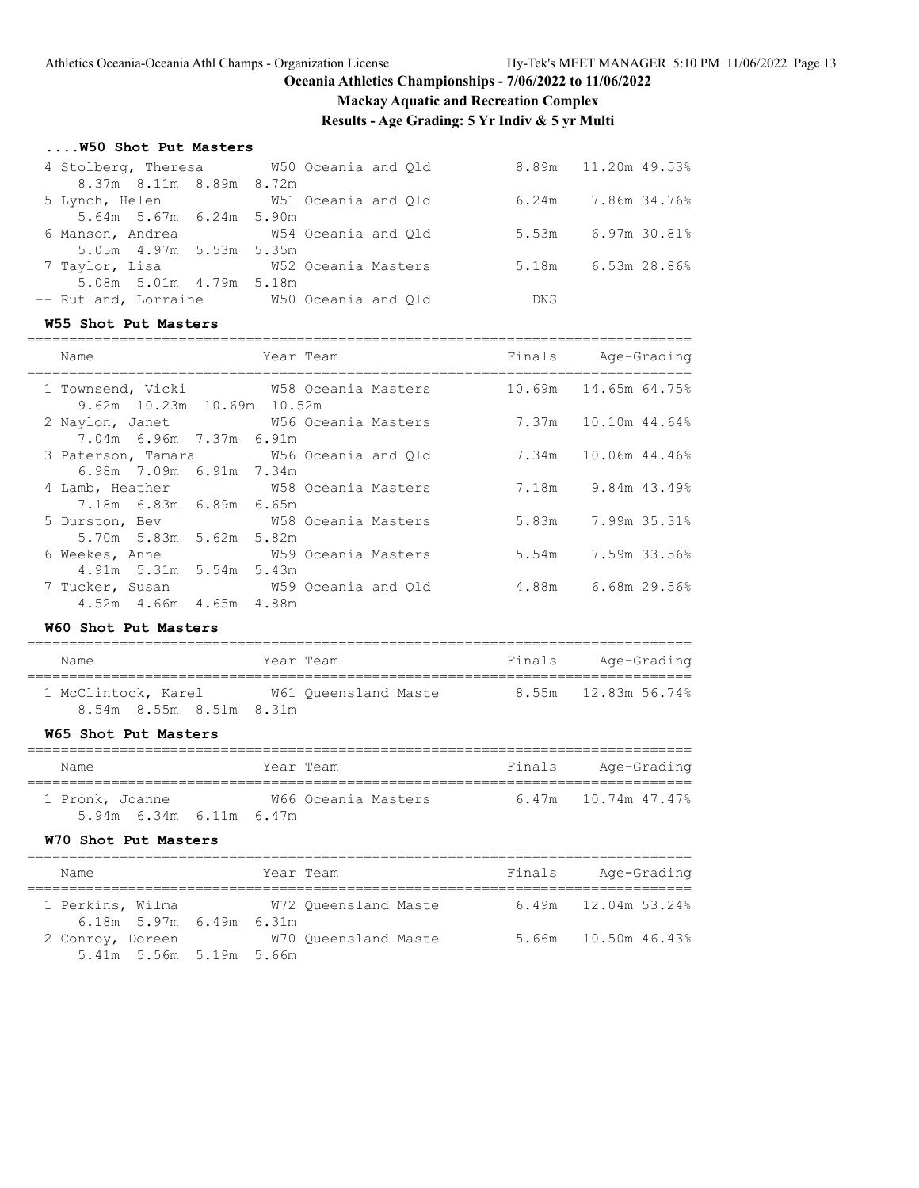# Oceania Athletics Championships - 7/06/2022 to 11/06/2022

## Mackay Aquatic and Recreation Complex

## Results - Age Grading: 5 Yr Indiv & 5 yr Multi

### ....W50 Shot Put Masters

| Place | Name | Year | Team | Finals | Age-Grading |
|---|---|---|---|---|---|
| 4 | Stolberg, Theresa | W50 | Oceania and Qld | 8.89m | 11.20m 49.53% |
| | 8.37m 8.11m 8.89m 8.72m | | | | |
| 5 | Lynch, Helen | W51 | Oceania and Qld | 6.24m | 7.86m 34.76% |
| | 5.64m 5.67m 6.24m 5.90m | | | | |
| 6 | Manson, Andrea | W54 | Oceania and Qld | 5.53m | 6.97m 30.81% |
| | 5.05m 4.97m 5.53m 5.35m | | | | |
| 7 | Taylor, Lisa | W52 | Oceania Masters | 5.18m | 6.53m 28.86% |
| | 5.08m 5.01m 4.79m 5.18m | | | | |
| -- | Rutland, Lorraine | W50 | Oceania and Qld | DNS | |

### W55 Shot Put Masters

| Place | Name | Year | Team | Finals | Age-Grading |
|---|---|---|---|---|---|
| 1 | Townsend, Vicki | W58 | Oceania Masters | 10.69m | 14.65m 64.75% |
| | 9.62m 10.23m 10.69m 10.52m | | | | |
| 2 | Naylon, Janet | W56 | Oceania Masters | 7.37m | 10.10m 44.64% |
| | 7.04m 6.96m 7.37m 6.91m | | | | |
| 3 | Paterson, Tamara | W56 | Oceania and Qld | 7.34m | 10.06m 44.46% |
| | 6.98m 7.09m 6.91m 7.34m | | | | |
| 4 | Lamb, Heather | W58 | Oceania Masters | 7.18m | 9.84m 43.49% |
| | 7.18m 6.83m 6.89m 6.65m | | | | |
| 5 | Durston, Bev | W58 | Oceania Masters | 5.83m | 7.99m 35.31% |
| | 5.70m 5.83m 5.62m 5.82m | | | | |
| 6 | Weekes, Anne | W59 | Oceania Masters | 5.54m | 7.59m 33.56% |
| | 4.91m 5.31m 5.54m 5.43m | | | | |
| 7 | Tucker, Susan | W59 | Oceania and Qld | 4.88m | 6.68m 29.56% |
| | 4.52m 4.66m 4.65m 4.88m | | | | |

### W60 Shot Put Masters

| Place | Name | Year | Team | Finals | Age-Grading |
|---|---|---|---|---|---|
| 1 | McClintock, Karel | W61 | Queensland Maste | 8.55m | 12.83m 56.74% |
| | 8.54m 8.55m 8.51m 8.31m | | | | |

### W65 Shot Put Masters

| Place | Name | Year | Team | Finals | Age-Grading |
|---|---|---|---|---|---|
| 1 | Pronk, Joanne | W66 | Oceania Masters | 6.47m | 10.74m 47.47% |
| | 5.94m 6.34m 6.11m 6.47m | | | | |

### W70 Shot Put Masters

| Place | Name | Year | Team | Finals | Age-Grading |
|---|---|---|---|---|---|
| 1 | Perkins, Wilma | W72 | Queensland Maste | 6.49m | 12.04m 53.24% |
| | 6.18m 5.97m 6.49m 6.31m | | | | |
| 2 | Conroy, Doreen | W70 | Queensland Maste | 5.66m | 10.50m 46.43% |
| | 5.41m 5.56m 5.19m 5.66m | | | | |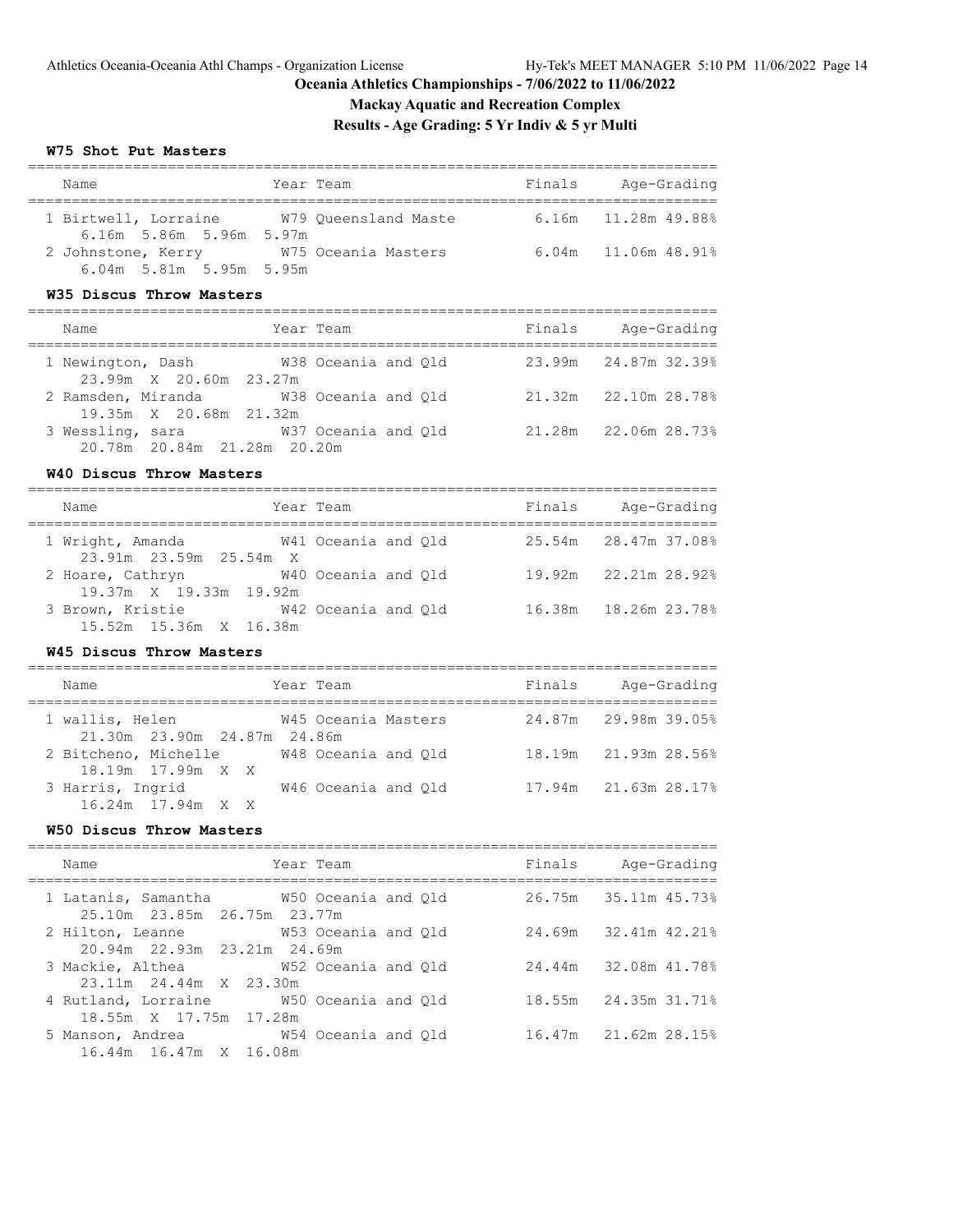## Oceania Athletics Championships - 7/06/2022 to 11/06/2022

## Mackay Aquatic and Recreation Complex

## Results - Age Grading: 5 Yr Indiv & 5 yr Multi

### W75 Shot Put Masters

| Name | Year | Team | Finals | Age-Grading |
|---|---|---|---|---|
| 1 Birtwell, Lorraine | W79 | Queensland Maste | 6.16m | 11.28m 49.88% |
| 6.16m 5.86m 5.96m 5.97m | | | | |
| 2 Johnstone, Kerry | W75 | Oceania Masters | 6.04m | 11.06m 48.91% |
| 6.04m 5.81m 5.95m 5.95m | | | | |

### W35 Discus Throw Masters

| Name | Year | Team | Finals | Age-Grading |
|---|---|---|---|---|
| 1 Newington, Dash | W38 | Oceania and Qld | 23.99m | 24.87m 32.39% |
| 23.99m X 20.60m 23.27m | | | | |
| 2 Ramsden, Miranda | W38 | Oceania and Qld | 21.32m | 22.10m 28.78% |
| 19.35m X 20.68m 21.32m | | | | |
| 3 Wessling, sara | W37 | Oceania and Qld | 21.28m | 22.06m 28.73% |
| 20.78m 20.84m 21.28m 20.20m | | | | |

### W40 Discus Throw Masters

| Name | Year | Team | Finals | Age-Grading |
|---|---|---|---|---|
| 1 Wright, Amanda | W41 | Oceania and Qld | 25.54m | 28.47m 37.08% |
| 23.91m 23.59m 25.54m X | | | | |
| 2 Hoare, Cathryn | W40 | Oceania and Qld | 19.92m | 22.21m 28.92% |
| 19.37m X 19.33m 19.92m | | | | |
| 3 Brown, Kristie | W42 | Oceania and Qld | 16.38m | 18.26m 23.78% |
| 15.52m 15.36m X 16.38m | | | | |

### W45 Discus Throw Masters

| Name | Year | Team | Finals | Age-Grading |
|---|---|---|---|---|
| 1 wallis, Helen | W45 | Oceania Masters | 24.87m | 29.98m 39.05% |
| 21.30m 23.90m 24.87m 24.86m | | | | |
| 2 Bitcheno, Michelle | W48 | Oceania and Qld | 18.19m | 21.93m 28.56% |
| 18.19m 17.99m X X | | | | |
| 3 Harris, Ingrid | W46 | Oceania and Qld | 17.94m | 21.63m 28.17% |
| 16.24m 17.94m X X | | | | |

### W50 Discus Throw Masters

| Name | Year | Team | Finals | Age-Grading |
|---|---|---|---|---|
| 1 Latanis, Samantha | W50 | Oceania and Qld | 26.75m | 35.11m 45.73% |
| 25.10m 23.85m 26.75m 23.77m | | | | |
| 2 Hilton, Leanne | W53 | Oceania and Qld | 24.69m | 32.41m 42.21% |
| 20.94m 22.93m 23.21m 24.69m | | | | |
| 3 Mackie, Althea | W52 | Oceania and Qld | 24.44m | 32.08m 41.78% |
| 23.11m 24.44m X 23.30m | | | | |
| 4 Rutland, Lorraine | W50 | Oceania and Qld | 18.55m | 24.35m 31.71% |
| 18.55m X 17.75m 17.28m | | | | |
| 5 Manson, Andrea | W54 | Oceania and Qld | 16.47m | 21.62m 28.15% |
| 16.44m 16.47m X 16.08m | | | | |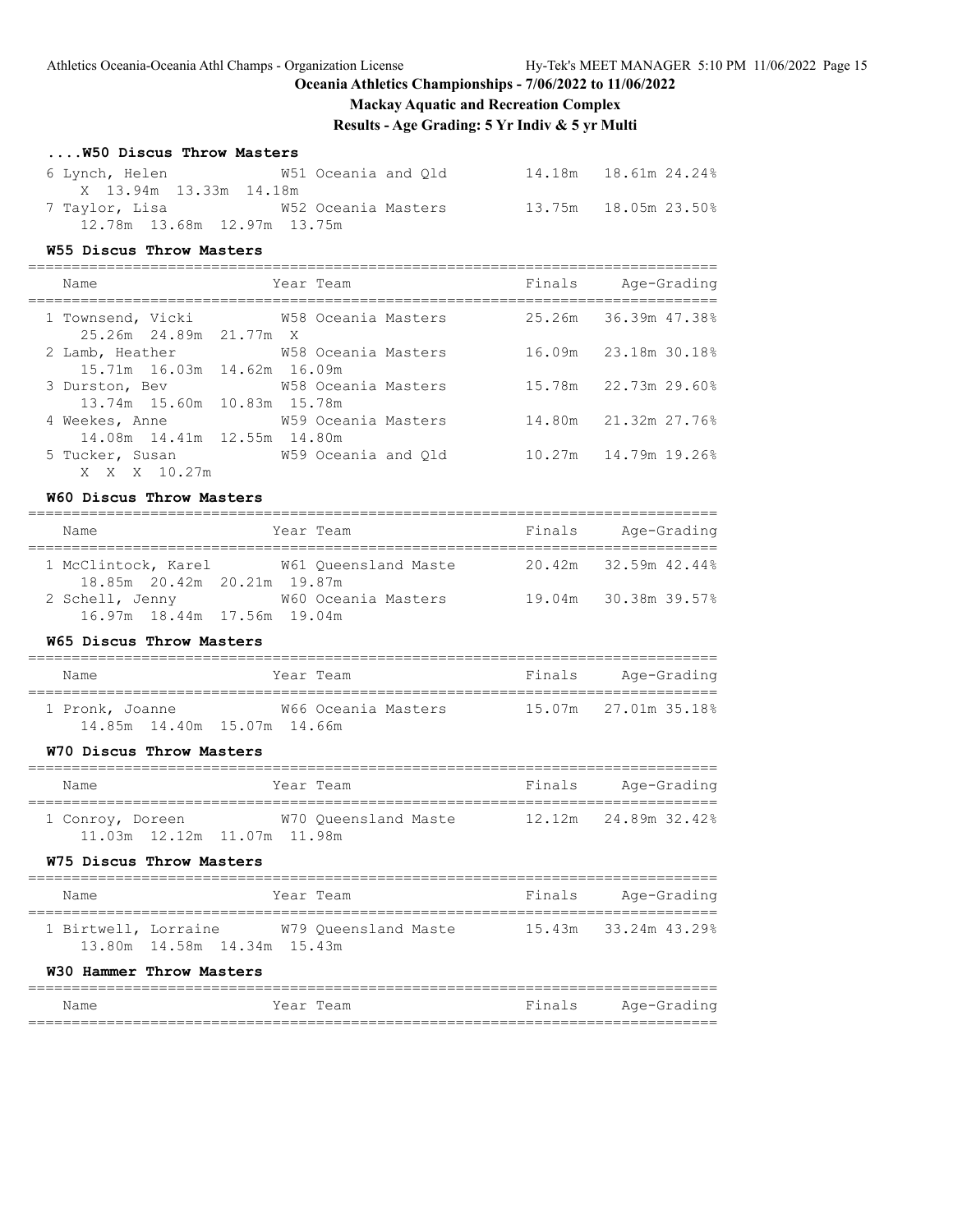Oceania Athletics Championships - 7/06/2022 to 11/06/2022

Mackay Aquatic and Recreation Complex

Results - Age Grading: 5 Yr Indiv & 5 yr Multi

### ....W50 Discus Throw Masters

| Name | Year Team | Finals | Age-Grading |
|---|---|---|---|
| 6 Lynch, Helen | W51 Oceania and Qld | 14.18m | 18.61m 24.24% |
| X 13.94m 13.33m 14.18m | | | |
| 7 Taylor, Lisa | W52 Oceania Masters | 13.75m | 18.05m 23.50% |
| 12.78m 13.68m 12.97m 13.75m | | | |

### W55 Discus Throw Masters

| Name | Year Team | Finals | Age-Grading |
|---|---|---|---|
| 1 Townsend, Vicki | W58 Oceania Masters | 25.26m | 36.39m 47.38% |
| 25.26m 24.89m 21.77m X | | | |
| 2 Lamb, Heather | W58 Oceania Masters | 16.09m | 23.18m 30.18% |
| 15.71m 16.03m 14.62m 16.09m | | | |
| 3 Durston, Bev | W58 Oceania Masters | 15.78m | 22.73m 29.60% |
| 13.74m 15.60m 10.83m 15.78m | | | |
| 4 Weekes, Anne | W59 Oceania Masters | 14.80m | 21.32m 27.76% |
| 14.08m 14.41m 12.55m 14.80m | | | |
| 5 Tucker, Susan | W59 Oceania and Qld | 10.27m | 14.79m 19.26% |
| X X X 10.27m | | | |

### W60 Discus Throw Masters

| Name | Year Team | Finals | Age-Grading |
|---|---|---|---|
| 1 McClintock, Karel | W61 Queensland Maste | 20.42m | 32.59m 42.44% |
| 18.85m 20.42m 20.21m 19.87m | | | |
| 2 Schell, Jenny | W60 Oceania Masters | 19.04m | 30.38m 39.57% |
| 16.97m 18.44m 17.56m 19.04m | | | |

### W65 Discus Throw Masters

| Name | Year Team | Finals | Age-Grading |
|---|---|---|---|
| 1 Pronk, Joanne | W66 Oceania Masters | 15.07m | 27.01m 35.18% |
| 14.85m 14.40m 15.07m 14.66m | | | |

### W70 Discus Throw Masters

| Name | Year Team | Finals | Age-Grading |
|---|---|---|---|
| 1 Conroy, Doreen | W70 Queensland Maste | 12.12m | 24.89m 32.42% |
| 11.03m 12.12m 11.07m 11.98m | | | |

### W75 Discus Throw Masters

| Name | Year Team | Finals | Age-Grading |
|---|---|---|---|
| 1 Birtwell, Lorraine | W79 Queensland Maste | 15.43m | 33.24m 43.29% |
| 13.80m 14.58m 14.34m 15.43m | | | |

### W30 Hammer Throw Masters

| Name | Year Team | Finals | Age-Grading |
|---|---|---|---|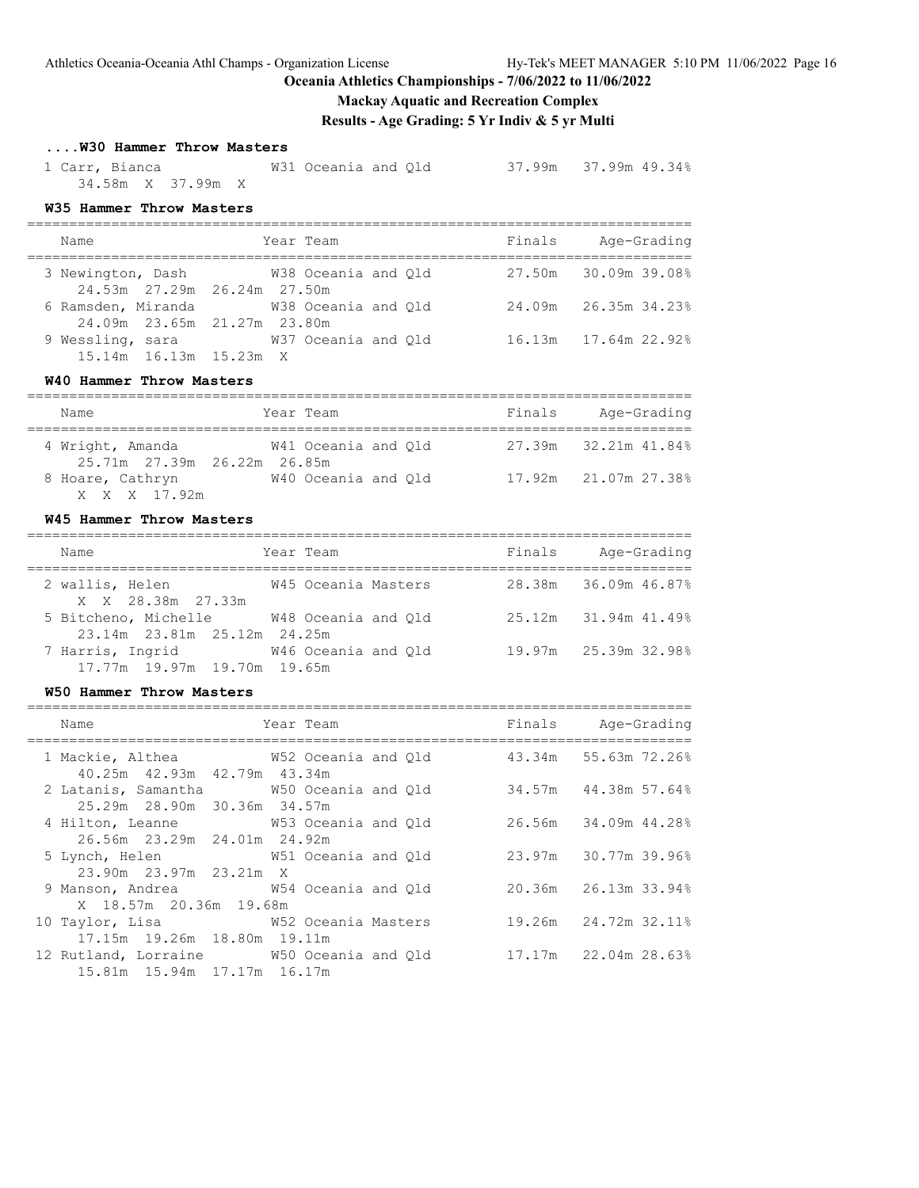## Oceania Athletics Championships - 7/06/2022 to 11/06/2022

## Mackay Aquatic and Recreation Complex

## Results - Age Grading: 5 Yr Indiv & 5 yr Multi

### ....W30 Hammer Throw Masters

| Name | Year Team | Finals | Age-Grading |
|---|---|---|---|
| 1 Carr, Bianca | W31 Oceania and Qld | 37.99m | 37.99m 49.34% |
| 34.58m X 37.99m X | | | |

### W35 Hammer Throw Masters

| Name | Year Team | Finals | Age-Grading |
|---|---|---|---|
| 3 Newington, Dash | W38 Oceania and Qld | 27.50m | 30.09m 39.08% |
| 24.53m 27.29m 26.24m 27.50m | | | |
| 6 Ramsden, Miranda | W38 Oceania and Qld | 24.09m | 26.35m 34.23% |
| 24.09m 23.65m 21.27m 23.80m | | | |
| 9 Wessling, sara | W37 Oceania and Qld | 16.13m | 17.64m 22.92% |
| 15.14m 16.13m 15.23m X | | | |

### W40 Hammer Throw Masters

| Name | Year Team | Finals | Age-Grading |
|---|---|---|---|
| 4 Wright, Amanda | W41 Oceania and Qld | 27.39m | 32.21m 41.84% |
| 25.71m 27.39m 26.22m 26.85m | | | |
| 8 Hoare, Cathryn | W40 Oceania and Qld | 17.92m | 21.07m 27.38% |
| X X X 17.92m | | | |

### W45 Hammer Throw Masters

| Name | Year Team | Finals | Age-Grading |
|---|---|---|---|
| 2 wallis, Helen | W45 Oceania Masters | 28.38m | 36.09m 46.87% |
| X X 28.38m 27.33m | | | |
| 5 Bitcheno, Michelle | W48 Oceania and Qld | 25.12m | 31.94m 41.49% |
| 23.14m 23.81m 25.12m 24.25m | | | |
| 7 Harris, Ingrid | W46 Oceania and Qld | 19.97m | 25.39m 32.98% |
| 17.77m 19.97m 19.70m 19.65m | | | |

### W50 Hammer Throw Masters

| Name | Year Team | Finals | Age-Grading |
|---|---|---|---|
| 1 Mackie, Althea | W52 Oceania and Qld | 43.34m | 55.63m 72.26% |
| 40.25m 42.93m 42.79m 43.34m | | | |
| 2 Latanis, Samantha | W50 Oceania and Qld | 34.57m | 44.38m 57.64% |
| 25.29m 28.90m 30.36m 34.57m | | | |
| 4 Hilton, Leanne | W53 Oceania and Qld | 26.56m | 34.09m 44.28% |
| 26.56m 23.29m 24.01m 24.92m | | | |
| 5 Lynch, Helen | W51 Oceania and Qld | 23.97m | 30.77m 39.96% |
| 23.90m 23.97m 23.21m X | | | |
| 9 Manson, Andrea | W54 Oceania and Qld | 20.36m | 26.13m 33.94% |
| X 18.57m 20.36m 19.68m | | | |
| 10 Taylor, Lisa | W52 Oceania Masters | 19.26m | 24.72m 32.11% |
| 17.15m 19.26m 18.80m 19.11m | | | |
| 12 Rutland, Lorraine | W50 Oceania and Qld | 17.17m | 22.04m 28.63% |
| 15.81m 15.94m 17.17m 16.17m | | | |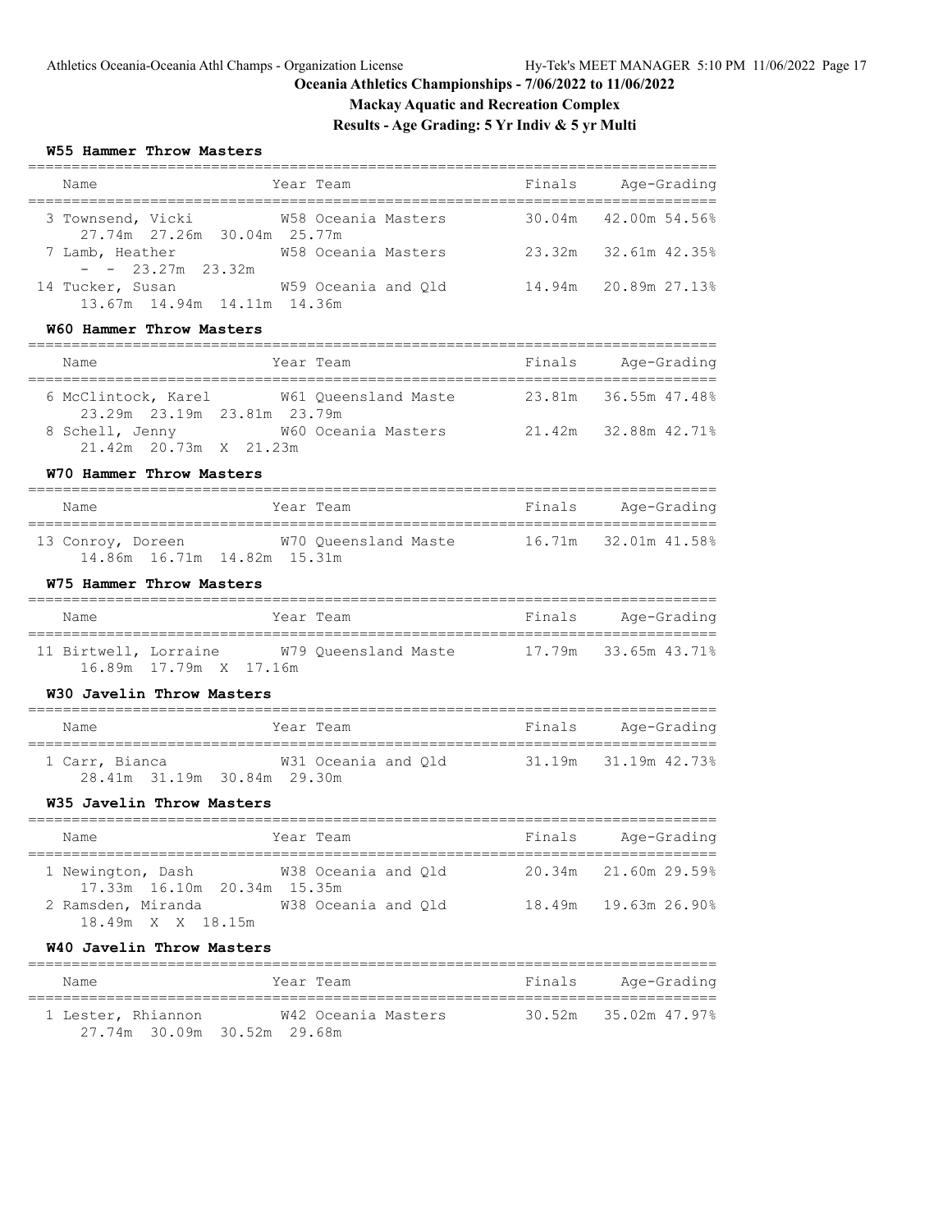Oceania Athletics Championships - 7/06/2022 to 11/06/2022

Mackay Aquatic and Recreation Complex

Results - Age Grading: 5 Yr Indiv & 5 yr Multi

### W55 Hammer Throw Masters

| Name | Year | Team | Finals | Age-Grading |
|---|---|---|---|---|
| 3 Townsend, Vicki | W58 | Oceania Masters | 30.04m | 42.00m 54.56% |
| 27.74m 27.26m 30.04m 25.77m | | | | |
| 7 Lamb, Heather | W58 | Oceania Masters | 23.32m | 32.61m 42.35% |
| - - 23.27m 23.32m | | | | |
| 14 Tucker, Susan | W59 | Oceania and Qld | 14.94m | 20.89m 27.13% |
| 13.67m 14.94m 14.11m 14.36m | | | | |

### W60 Hammer Throw Masters

| Name | Year | Team | Finals | Age-Grading |
|---|---|---|---|---|
| 6 McClintock, Karel | W61 | Queensland Maste | 23.81m | 36.55m 47.48% |
| 23.29m 23.19m 23.81m 23.79m | | | | |
| 8 Schell, Jenny | W60 | Oceania Masters | 21.42m | 32.88m 42.71% |
| 21.42m 20.73m X 21.23m | | | | |

### W70 Hammer Throw Masters

| Name | Year | Team | Finals | Age-Grading |
|---|---|---|---|---|
| 13 Conroy, Doreen | W70 | Queensland Maste | 16.71m | 32.01m 41.58% |
| 14.86m 16.71m 14.82m 15.31m | | | | |

### W75 Hammer Throw Masters

| Name | Year | Team | Finals | Age-Grading |
|---|---|---|---|---|
| 11 Birtwell, Lorraine | W79 | Queensland Maste | 17.79m | 33.65m 43.71% |
| 16.89m 17.79m X 17.16m | | | | |

### W30 Javelin Throw Masters

| Name | Year | Team | Finals | Age-Grading |
|---|---|---|---|---|
| 1 Carr, Bianca | W31 | Oceania and Qld | 31.19m | 31.19m 42.73% |
| 28.41m 31.19m 30.84m 29.30m | | | | |

### W35 Javelin Throw Masters

| Name | Year | Team | Finals | Age-Grading |
|---|---|---|---|---|
| 1 Newington, Dash | W38 | Oceania and Qld | 20.34m | 21.60m 29.59% |
| 17.33m 16.10m 20.34m 15.35m | | | | |
| 2 Ramsden, Miranda | W38 | Oceania and Qld | 18.49m | 19.63m 26.90% |
| 18.49m X X 18.15m | | | | |

### W40 Javelin Throw Masters

| Name | Year | Team | Finals | Age-Grading |
|---|---|---|---|---|
| 1 Lester, Rhiannon | W42 | Oceania Masters | 30.52m | 35.02m 47.97% |
| 27.74m 30.09m 30.52m 29.68m | | | | |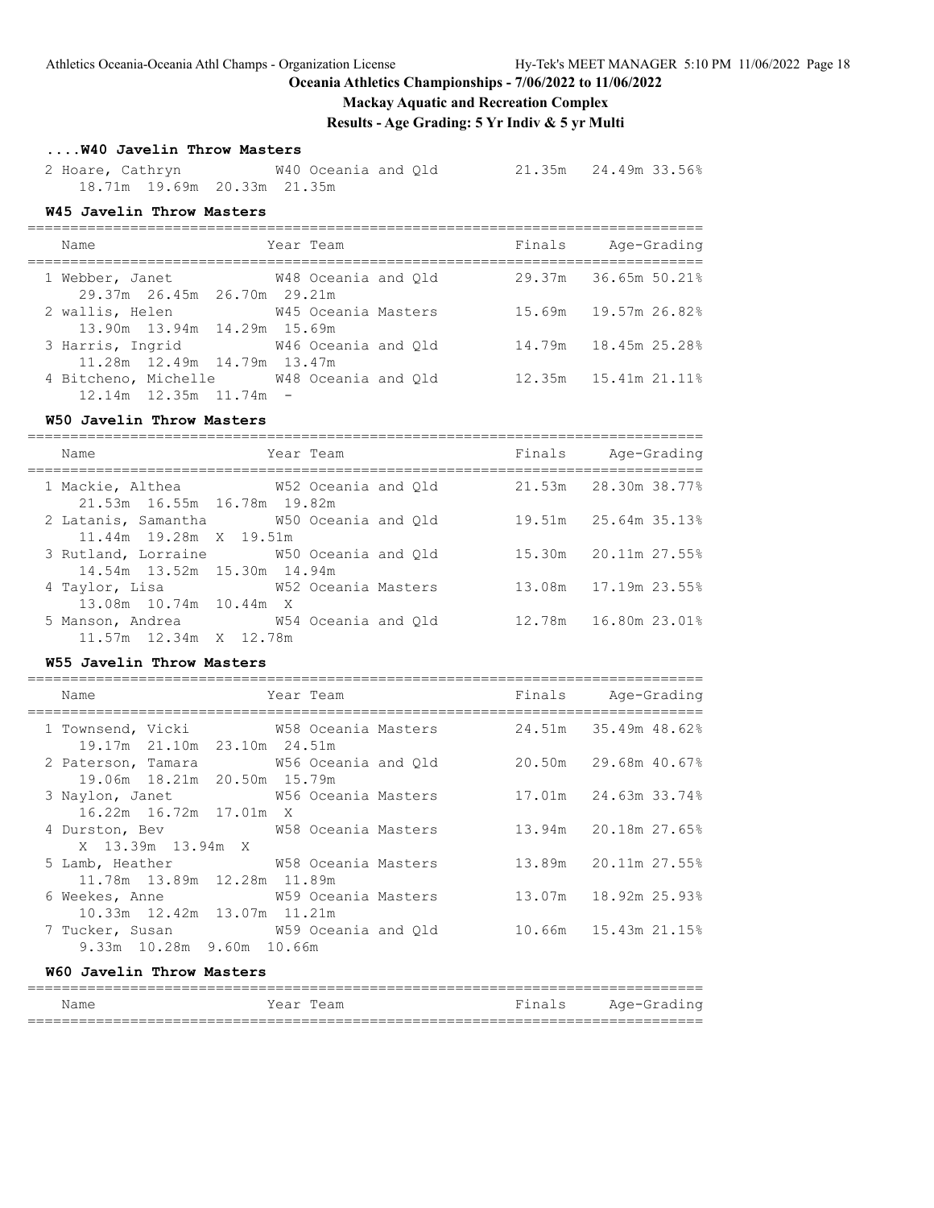**Oceania Athletics Championships - 7/06/2022 to 11/06/2022**

**Mackay Aquatic and Recreation Complex**

**Results - Age Grading: 5 Yr Indiv & 5 yr Multi**

### ....W40 Javelin Throw Masters

| Name | Year | Team | Finals | Age-Grading | |
|---|---|---|---|---|---|
| 2 Hoare, Cathryn | W40 | Oceania and Qld | 21.35m | 24.49m | 33.56% |
| 18.71m 19.69m 20.33m 21.35m | | | | | |

### W45 Javelin Throw Masters

| Name | Year | Team | Finals | Age-Grading | |
|---|---|---|---|---|---|
| 1 Webber, Janet | W48 | Oceania and Qld | 29.37m | 36.65m | 50.21% |
| 29.37m 26.45m 26.70m 29.21m | | | | | |
| 2 wallis, Helen | W45 | Oceania Masters | 15.69m | 19.57m | 26.82% |
| 13.90m 13.94m 14.29m 15.69m | | | | | |
| 3 Harris, Ingrid | W46 | Oceania and Qld | 14.79m | 18.45m | 25.28% |
| 11.28m 12.49m 14.79m 13.47m | | | | | |
| 4 Bitcheno, Michelle | W48 | Oceania and Qld | 12.35m | 15.41m | 21.11% |
| 12.14m 12.35m 11.74m - | | | | | |

### W50 Javelin Throw Masters

| Name | Year | Team | Finals | Age-Grading | |
|---|---|---|---|---|---|
| 1 Mackie, Althea | W52 | Oceania and Qld | 21.53m | 28.30m | 38.77% |
| 21.53m 16.55m 16.78m 19.82m | | | | | |
| 2 Latanis, Samantha | W50 | Oceania and Qld | 19.51m | 25.64m | 35.13% |
| 11.44m 19.28m X 19.51m | | | | | |
| 3 Rutland, Lorraine | W50 | Oceania and Qld | 15.30m | 20.11m | 27.55% |
| 14.54m 13.52m 15.30m 14.94m | | | | | |
| 4 Taylor, Lisa | W52 | Oceania Masters | 13.08m | 17.19m | 23.55% |
| 13.08m 10.74m 10.44m X | | | | | |
| 5 Manson, Andrea | W54 | Oceania and Qld | 12.78m | 16.80m | 23.01% |
| 11.57m 12.34m X 12.78m | | | | | |

### W55 Javelin Throw Masters

| Name | Year | Team | Finals | Age-Grading | |
|---|---|---|---|---|---|
| 1 Townsend, Vicki | W58 | Oceania Masters | 24.51m | 35.49m | 48.62% |
| 19.17m 21.10m 23.10m 24.51m | | | | | |
| 2 Paterson, Tamara | W56 | Oceania and Qld | 20.50m | 29.68m | 40.67% |
| 19.06m 18.21m 20.50m 15.79m | | | | | |
| 3 Naylon, Janet | W56 | Oceania Masters | 17.01m | 24.63m | 33.74% |
| 16.22m 16.72m 17.01m X | | | | | |
| 4 Durston, Bev | W58 | Oceania Masters | 13.94m | 20.18m | 27.65% |
| X 13.39m 13.94m X | | | | | |
| 5 Lamb, Heather | W58 | Oceania Masters | 13.89m | 20.11m | 27.55% |
| 11.78m 13.89m 12.28m 11.89m | | | | | |
| 6 Weekes, Anne | W59 | Oceania Masters | 13.07m | 18.92m | 25.93% |
| 10.33m 12.42m 13.07m 11.21m | | | | | |
| 7 Tucker, Susan | W59 | Oceania and Qld | 10.66m | 15.43m | 21.15% |
| 9.33m 10.28m 9.60m 10.66m | | | | | |

### W60 Javelin Throw Masters

| Name | Year | Team | Finals | Age-Grading |
|---|---|---|---|---|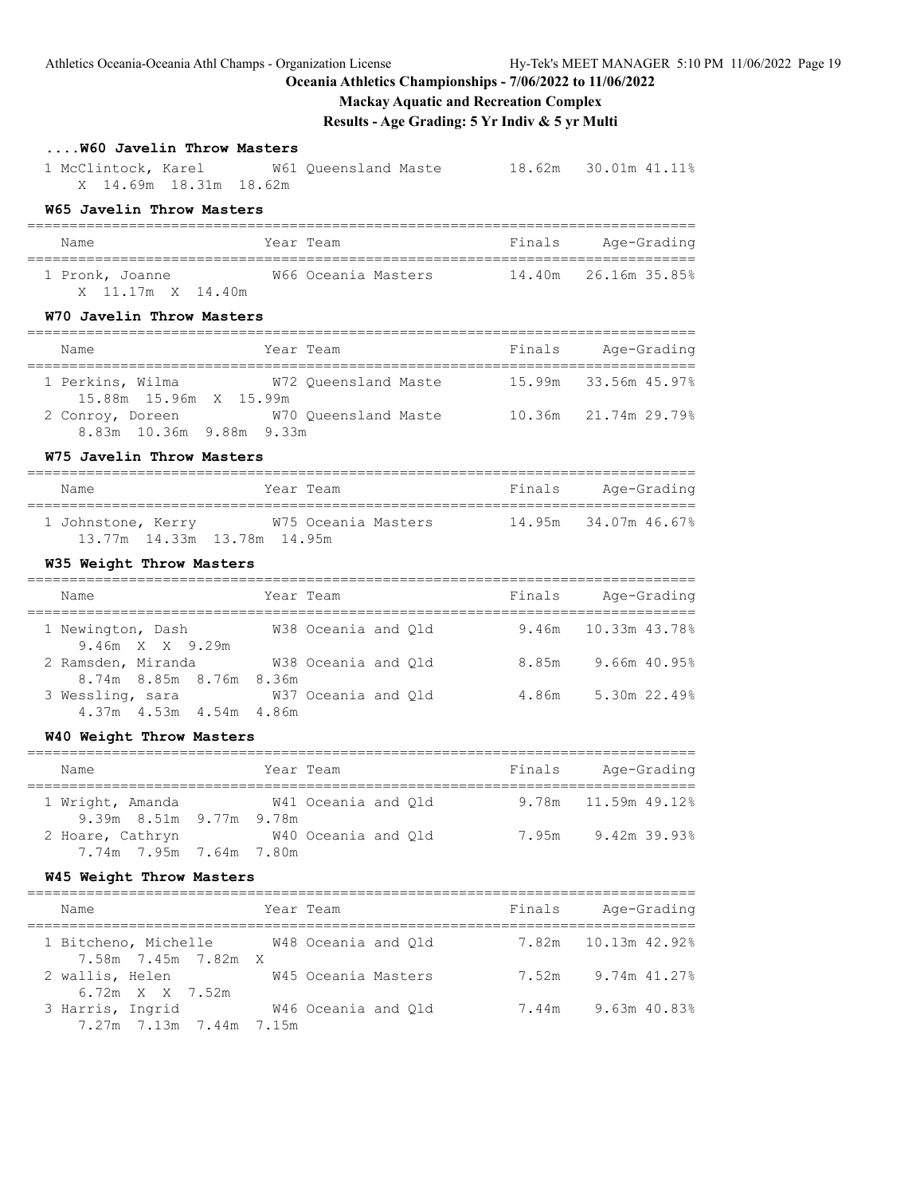**Oceania Athletics Championships - 7/06/2022 to 11/06/2022**

**Mackay Aquatic and Recreation Complex**

**Results - Age Grading: 5 Yr Indiv & 5 yr Multi**

### ....W60 Javelin Throw Masters

| Name | Year Team | Finals | Age-Grading |
|---|---|---|---|
| 1 McClintock, Karel | W61 Queensland Maste | 18.62m | 30.01m 41.11% |
| X 14.69m 18.31m 18.62m | | | |

### W65 Javelin Throw Masters

| Name | Year Team | Finals | Age-Grading |
|---|---|---|---|
| 1 Pronk, Joanne | W66 Oceania Masters | 14.40m | 26.16m 35.85% |
| X 11.17m X 14.40m | | | |

### W70 Javelin Throw Masters

| Name | Year Team | Finals | Age-Grading |
|---|---|---|---|
| 1 Perkins, Wilma | W72 Queensland Maste | 15.99m | 33.56m 45.97% |
| 15.88m 15.96m X 15.99m | | | |
| 2 Conroy, Doreen | W70 Queensland Maste | 10.36m | 21.74m 29.79% |
| 8.83m 10.36m 9.88m 9.33m | | | |

### W75 Javelin Throw Masters

| Name | Year Team | Finals | Age-Grading |
|---|---|---|---|
| 1 Johnstone, Kerry | W75 Oceania Masters | 14.95m | 34.07m 46.67% |
| 13.77m 14.33m 13.78m 14.95m | | | |

### W35 Weight Throw Masters

| Name | Year Team | Finals | Age-Grading |
|---|---|---|---|
| 1 Newington, Dash | W38 Oceania and Qld | 9.46m | 10.33m 43.78% |
| 9.46m X X 9.29m | | | |
| 2 Ramsden, Miranda | W38 Oceania and Qld | 8.85m | 9.66m 40.95% |
| 8.74m 8.85m 8.76m 8.36m | | | |
| 3 Wessling, sara | W37 Oceania and Qld | 4.86m | 5.30m 22.49% |
| 4.37m 4.53m 4.54m 4.86m | | | |

### W40 Weight Throw Masters

| Name | Year Team | Finals | Age-Grading |
|---|---|---|---|
| 1 Wright, Amanda | W41 Oceania and Qld | 9.78m | 11.59m 49.12% |
| 9.39m 8.51m 9.77m 9.78m | | | |
| 2 Hoare, Cathryn | W40 Oceania and Qld | 7.95m | 9.42m 39.93% |
| 7.74m 7.95m 7.64m 7.80m | | | |

### W45 Weight Throw Masters

| Name | Year Team | Finals | Age-Grading |
|---|---|---|---|
| 1 Bitcheno, Michelle | W48 Oceania and Qld | 7.82m | 10.13m 42.92% |
| 7.58m 7.45m 7.82m X | | | |
| 2 wallis, Helen | W45 Oceania Masters | 7.52m | 9.74m 41.27% |
| 6.72m X X 7.52m | | | |
| 3 Harris, Ingrid | W46 Oceania and Qld | 7.44m | 9.63m 40.83% |
| 7.27m 7.13m 7.44m 7.15m | | | |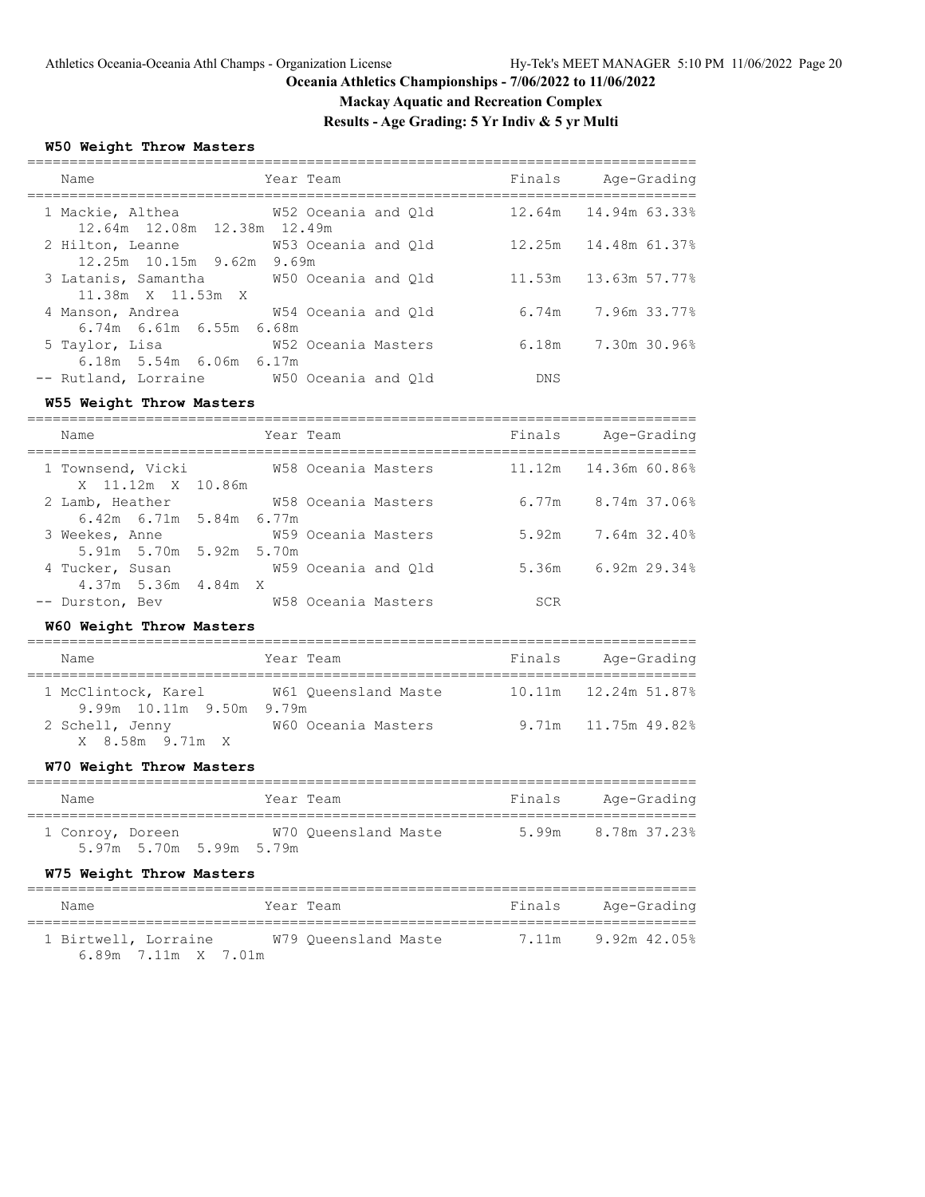# Oceania Athletics Championships - 7/06/2022 to 11/06/2022

## Mackay Aquatic and Recreation Complex

## Results - Age Grading: 5 Yr Indiv & 5 yr Multi

### W50 Weight Throw Masters

| Place | Name | Year | Team | Finals | Age-Grading |
|---|---|---|---|---|---|
| 1 | Mackie, Althea | W52 | Oceania and Qld | 12.64m | 14.94m 63.33% |
| | 12.64m 12.08m 12.38m 12.49m | | | | |
| 2 | Hilton, Leanne | W53 | Oceania and Qld | 12.25m | 14.48m 61.37% |
| | 12.25m 10.15m 9.62m 9.69m | | | | |
| 3 | Latanis, Samantha | W50 | Oceania and Qld | 11.53m | 13.63m 57.77% |
| | 11.38m X 11.53m X | | | | |
| 4 | Manson, Andrea | W54 | Oceania and Qld | 6.74m | 7.96m 33.77% |
| | 6.74m 6.61m 6.55m 6.68m | | | | |
| 5 | Taylor, Lisa | W52 | Oceania Masters | 6.18m | 7.30m 30.96% |
| | 6.18m 5.54m 6.06m 6.17m | | | | |
| -- | Rutland, Lorraine | W50 | Oceania and Qld | DNS | |

### W55 Weight Throw Masters

| Place | Name | Year | Team | Finals | Age-Grading |
|---|---|---|---|---|---|
| 1 | Townsend, Vicki | W58 | Oceania Masters | 11.12m | 14.36m 60.86% |
| | X 11.12m X 10.86m | | | | |
| 2 | Lamb, Heather | W58 | Oceania Masters | 6.77m | 8.74m 37.06% |
| | 6.42m 6.71m 5.84m 6.77m | | | | |
| 3 | Weekes, Anne | W59 | Oceania Masters | 5.92m | 7.64m 32.40% |
| | 5.91m 5.70m 5.92m 5.70m | | | | |
| 4 | Tucker, Susan | W59 | Oceania and Qld | 5.36m | 6.92m 29.34% |
| | 4.37m 5.36m 4.84m X | | | | |
| -- | Durston, Bev | W58 | Oceania Masters | SCR | |

### W60 Weight Throw Masters

| Place | Name | Year | Team | Finals | Age-Grading |
|---|---|---|---|---|---|
| 1 | McClintock, Karel | W61 | Queensland Maste | 10.11m | 12.24m 51.87% |
| | 9.99m 10.11m 9.50m 9.79m | | | | |
| 2 | Schell, Jenny | W60 | Oceania Masters | 9.71m | 11.75m 49.82% |
| | X 8.58m 9.71m X | | | | |

### W70 Weight Throw Masters

| Place | Name | Year | Team | Finals | Age-Grading |
|---|---|---|---|---|---|
| 1 | Conroy, Doreen | W70 | Queensland Maste | 5.99m | 8.78m 37.23% |
| | 5.97m 5.70m 5.99m 5.79m | | | | |

### W75 Weight Throw Masters

| Place | Name | Year | Team | Finals | Age-Grading |
|---|---|---|---|---|---|
| 1 | Birtwell, Lorraine | W79 | Queensland Maste | 7.11m | 9.92m 42.05% |
| | 6.89m 7.11m X 7.01m | | | | |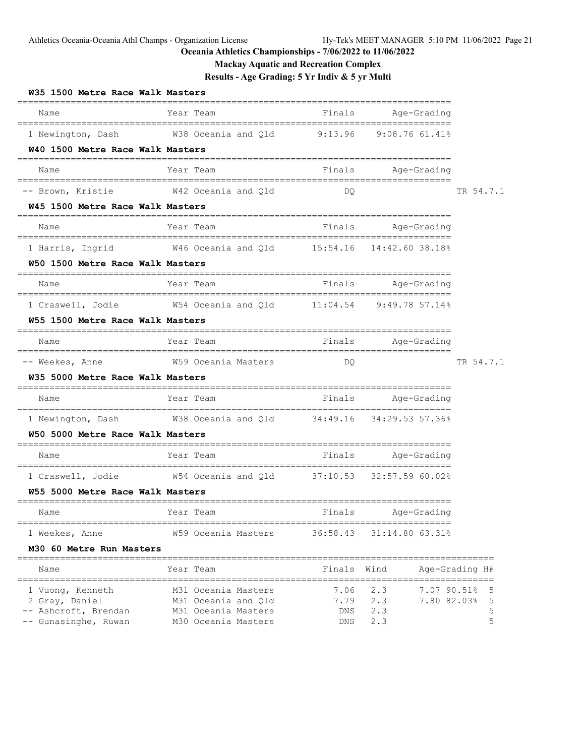# Oceania Athletics Championships - 7/06/2022 to 11/06/2022

## Mackay Aquatic and Recreation Complex

### Results - Age Grading: 5 Yr Indiv & 5 yr Multi

#### W35 1500 Metre Race Walk Masters

| Name | Year | Team | Finals | Age-Grading | |
|---|---|---|---|---|---|
| 1 Newington, Dash | W38 | Oceania and Qld | 9:13.96 | 9:08.76 | 61.41% |

#### W40 1500 Metre Race Walk Masters

| Name | Year | Team | Finals | Age-Grading | | |
|---|---|---|---|---|---|---|
| -- Brown, Kristie | W42 | Oceania and Qld | DQ | | | TR 54.7.1 |

#### W45 1500 Metre Race Walk Masters

| Name | Year | Team | Finals | Age-Grading | |
|---|---|---|---|---|---|
| 1 Harris, Ingrid | W46 | Oceania and Qld | 15:54.16 | 14:42.60 | 38.18% |

#### W50 1500 Metre Race Walk Masters

| Name | Year | Team | Finals | Age-Grading | |
|---|---|---|---|---|---|
| 1 Craswell, Jodie | W54 | Oceania and Qld | 11:04.54 | 9:49.78 | 57.14% |

#### W55 1500 Metre Race Walk Masters

| Name | Year | Team | Finals | Age-Grading | | |
|---|---|---|---|---|---|---|
| -- Weekes, Anne | W59 | Oceania Masters | DQ | | | TR 54.7.1 |

#### W35 5000 Metre Race Walk Masters

| Name | Year | Team | Finals | Age-Grading | |
|---|---|---|---|---|---|
| 1 Newington, Dash | W38 | Oceania and Qld | 34:49.16 | 34:29.53 | 57.36% |

#### W50 5000 Metre Race Walk Masters

| Name | Year | Team | Finals | Age-Grading | |
|---|---|---|---|---|---|
| 1 Craswell, Jodie | W54 | Oceania and Qld | 37:10.53 | 32:57.59 | 60.02% |

#### W55 5000 Metre Race Walk Masters

| Name | Year | Team | Finals | Age-Grading | |
|---|---|---|---|---|---|
| 1 Weekes, Anne | W59 | Oceania Masters | 36:58.43 | 31:14.80 | 63.31% |

#### M30 60 Metre Run Masters

| Name | Year | Team | Finals | Wind | Age-Grading | | H# |
|---|---|---|---|---|---|---|---|
| 1 Vuong, Kenneth | M31 | Oceania Masters | 7.06 | 2.3 | 7.07 | 90.51% | 5 |
| 2 Gray, Daniel | M31 | Oceania and Qld | 7.79 | 2.3 | 7.80 | 82.03% | 5 |
| -- Ashcroft, Brendan | M31 | Oceania Masters | DNS | 2.3 | | | 5 |
| -- Gunasinghe, Ruwan | M30 | Oceania Masters | DNS | 2.3 | | | 5 |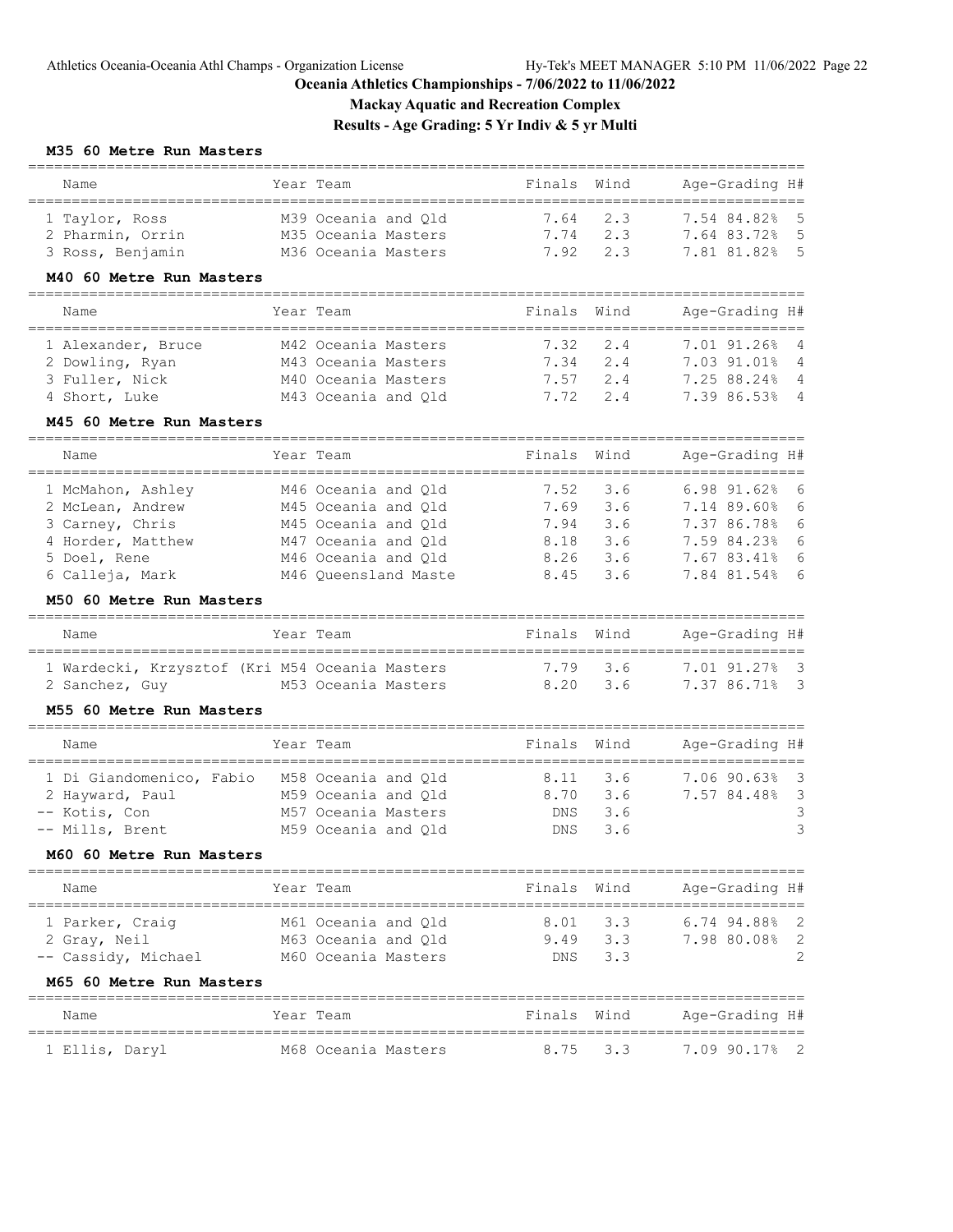# Oceania Athletics Championships - 7/06/2022 to 11/06/2022

## Mackay Aquatic and Recreation Complex

### Results - Age Grading: 5 Yr Indiv & 5 yr Multi

**M35 60 Metre Run Masters**

| Place | Name | Year | Team | Finals | Wind | Age-Grading | | H# |
|---|---|---|---|---|---|---|---|---|
| 1 | Taylor, Ross | M39 | Oceania and Qld | 7.64 | 2.3 | 7.54 | 84.82% | 5 |
| 2 | Pharmin, Orrin | M35 | Oceania Masters | 7.74 | 2.3 | 7.64 | 83.72% | 5 |
| 3 | Ross, Benjamin | M36 | Oceania Masters | 7.92 | 2.3 | 7.81 | 81.82% | 5 |

**M40 60 Metre Run Masters**

| Place | Name | Year | Team | Finals | Wind | Age-Grading | | H# |
|---|---|---|---|---|---|---|---|---|
| 1 | Alexander, Bruce | M42 | Oceania Masters | 7.32 | 2.4 | 7.01 | 91.26% | 4 |
| 2 | Dowling, Ryan | M43 | Oceania Masters | 7.34 | 2.4 | 7.03 | 91.01% | 4 |
| 3 | Fuller, Nick | M40 | Oceania Masters | 7.57 | 2.4 | 7.25 | 88.24% | 4 |
| 4 | Short, Luke | M43 | Oceania and Qld | 7.72 | 2.4 | 7.39 | 86.53% | 4 |

**M45 60 Metre Run Masters**

| Place | Name | Year | Team | Finals | Wind | Age-Grading | | H# |
|---|---|---|---|---|---|---|---|---|
| 1 | McMahon, Ashley | M46 | Oceania and Qld | 7.52 | 3.6 | 6.98 | 91.62% | 6 |
| 2 | McLean, Andrew | M45 | Oceania and Qld | 7.69 | 3.6 | 7.14 | 89.60% | 6 |
| 3 | Carney, Chris | M45 | Oceania and Qld | 7.94 | 3.6 | 7.37 | 86.78% | 6 |
| 4 | Horder, Matthew | M47 | Oceania and Qld | 8.18 | 3.6 | 7.59 | 84.23% | 6 |
| 5 | Doel, Rene | M46 | Oceania and Qld | 8.26 | 3.6 | 7.67 | 83.41% | 6 |
| 6 | Calleja, Mark | M46 | Queensland Maste | 8.45 | 3.6 | 7.84 | 81.54% | 6 |

**M50 60 Metre Run Masters**

| Place | Name | Year | Team | Finals | Wind | Age-Grading | | H# |
|---|---|---|---|---|---|---|---|---|
| 1 | Wardecki, Krzysztof (Kri | M54 | Oceania Masters | 7.79 | 3.6 | 7.01 | 91.27% | 3 |
| 2 | Sanchez, Guy | M53 | Oceania Masters | 8.20 | 3.6 | 7.37 | 86.71% | 3 |

**M55 60 Metre Run Masters**

| Place | Name | Year | Team | Finals | Wind | Age-Grading | | H# |
|---|---|---|---|---|---|---|---|---|
| 1 | Di Giandomenico, Fabio | M58 | Oceania and Qld | 8.11 | 3.6 | 7.06 | 90.63% | 3 |
| 2 | Hayward, Paul | M59 | Oceania and Qld | 8.70 | 3.6 | 7.57 | 84.48% | 3 |
| -- | Kotis, Con | M57 | Oceania Masters | DNS | 3.6 | | | 3 |
| -- | Mills, Brent | M59 | Oceania and Qld | DNS | 3.6 | | | 3 |

**M60 60 Metre Run Masters**

| Place | Name | Year | Team | Finals | Wind | Age-Grading | | H# |
|---|---|---|---|---|---|---|---|---|
| 1 | Parker, Craig | M61 | Oceania and Qld | 8.01 | 3.3 | 6.74 | 94.88% | 2 |
| 2 | Gray, Neil | M63 | Oceania and Qld | 9.49 | 3.3 | 7.98 | 80.08% | 2 |
| -- | Cassidy, Michael | M60 | Oceania Masters | DNS | 3.3 | | | 2 |

**M65 60 Metre Run Masters**

| Place | Name | Year | Team | Finals | Wind | Age-Grading | | H# |
|---|---|---|---|---|---|---|---|---|
| 1 | Ellis, Daryl | M68 | Oceania Masters | 8.75 | 3.3 | 7.09 | 90.17% | 2 |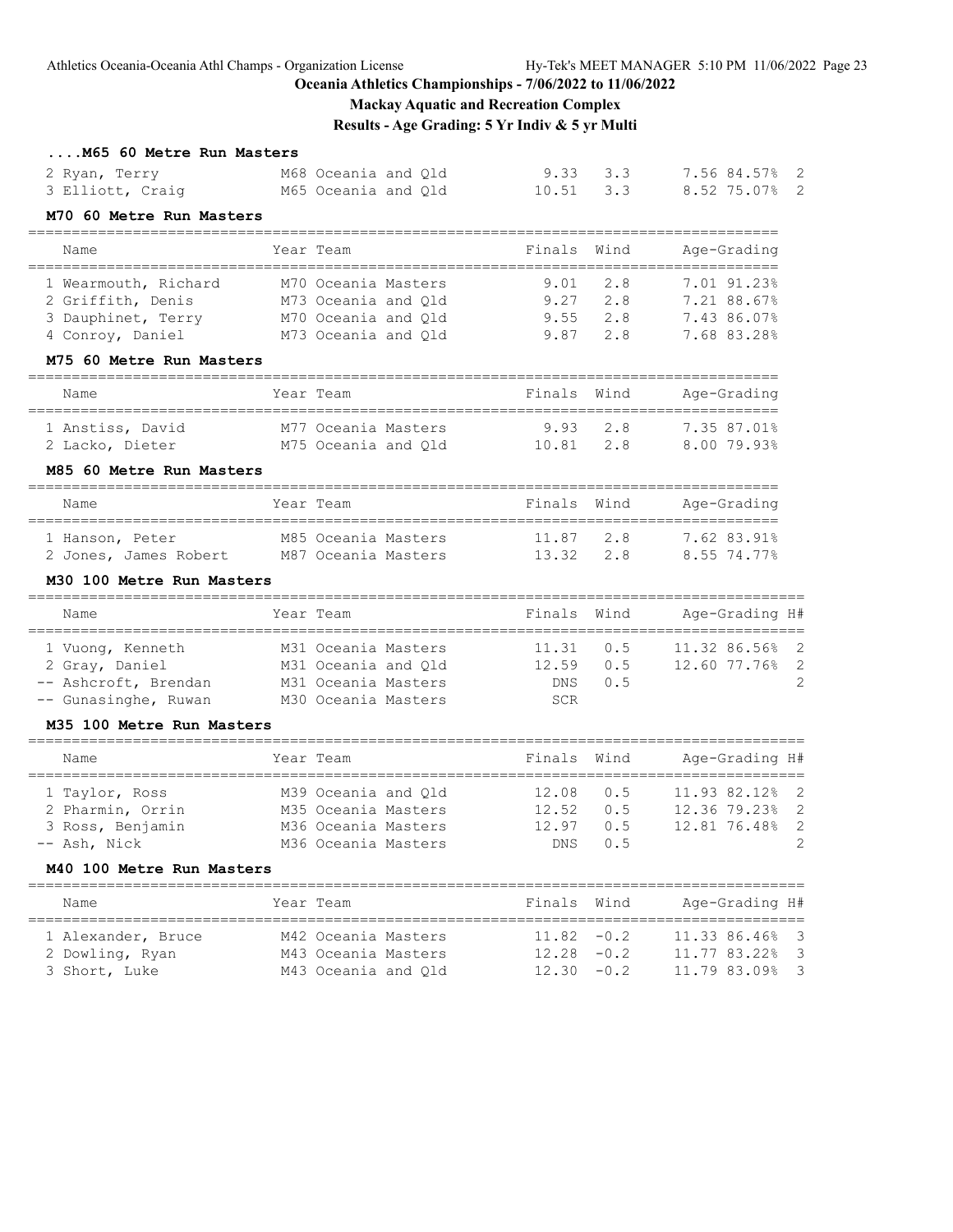## Oceania Athletics Championships - 7/06/2022 to 11/06/2022

### Mackay Aquatic and Recreation Complex

### Results - Age Grading: 5 Yr Indiv & 5 yr Multi

#### ....M65 60 Metre Run Masters

| Place | Name | Year | Team | Finals | Wind | Age-Grading | | H# |
|---|---|---|---|---|---|---|---|---|
| 2 | Ryan, Terry | M68 | Oceania and Qld | 9.33 | 3.3 | 7.56 | 84.57% | 2 |
| 3 | Elliott, Craig | M65 | Oceania and Qld | 10.51 | 3.3 | 8.52 | 75.07% | 2 |

#### M70 60 Metre Run Masters

| Place | Name | Year | Team | Finals | Wind | Age-Grading | |
|---|---|---|---|---|---|---|---|
| 1 | Wearmouth, Richard | M70 | Oceania Masters | 9.01 | 2.8 | 7.01 | 91.23% |
| 2 | Griffith, Denis | M73 | Oceania and Qld | 9.27 | 2.8 | 7.21 | 88.67% |
| 3 | Dauphinet, Terry | M70 | Oceania and Qld | 9.55 | 2.8 | 7.43 | 86.07% |
| 4 | Conroy, Daniel | M73 | Oceania and Qld | 9.87 | 2.8 | 7.68 | 83.28% |

#### M75 60 Metre Run Masters

| Place | Name | Year | Team | Finals | Wind | Age-Grading | |
|---|---|---|---|---|---|---|---|
| 1 | Anstiss, David | M77 | Oceania Masters | 9.93 | 2.8 | 7.35 | 87.01% |
| 2 | Lacko, Dieter | M75 | Oceania and Qld | 10.81 | 2.8 | 8.00 | 79.93% |

#### M85 60 Metre Run Masters

| Place | Name | Year | Team | Finals | Wind | Age-Grading | |
|---|---|---|---|---|---|---|---|
| 1 | Hanson, Peter | M85 | Oceania Masters | 11.87 | 2.8 | 7.62 | 83.91% |
| 2 | Jones, James Robert | M87 | Oceania Masters | 13.32 | 2.8 | 8.55 | 74.77% |

#### M30 100 Metre Run Masters

| Place | Name | Year | Team | Finals | Wind | Age-Grading | | H# |
|---|---|---|---|---|---|---|---|---|
| 1 | Vuong, Kenneth | M31 | Oceania Masters | 11.31 | 0.5 | 11.32 | 86.56% | 2 |
| 2 | Gray, Daniel | M31 | Oceania and Qld | 12.59 | 0.5 | 12.60 | 77.76% | 2 |
| -- | Ashcroft, Brendan | M31 | Oceania Masters | DNS | 0.5 | | | 2 |
| -- | Gunasinghe, Ruwan | M30 | Oceania Masters | SCR | | | | |

#### M35 100 Metre Run Masters

| Place | Name | Year | Team | Finals | Wind | Age-Grading | | H# |
|---|---|---|---|---|---|---|---|---|
| 1 | Taylor, Ross | M39 | Oceania and Qld | 12.08 | 0.5 | 11.93 | 82.12% | 2 |
| 2 | Pharmin, Orrin | M35 | Oceania Masters | 12.52 | 0.5 | 12.36 | 79.23% | 2 |
| 3 | Ross, Benjamin | M36 | Oceania Masters | 12.97 | 0.5 | 12.81 | 76.48% | 2 |
| -- | Ash, Nick | M36 | Oceania Masters | DNS | 0.5 | | | 2 |

#### M40 100 Metre Run Masters

| Place | Name | Year | Team | Finals | Wind | Age-Grading | | H# |
|---|---|---|---|---|---|---|---|---|
| 1 | Alexander, Bruce | M42 | Oceania Masters | 11.82 | -0.2 | 11.33 | 86.46% | 3 |
| 2 | Dowling, Ryan | M43 | Oceania Masters | 12.28 | -0.2 | 11.77 | 83.22% | 3 |
| 3 | Short, Luke | M43 | Oceania and Qld | 12.30 | -0.2 | 11.79 | 83.09% | 3 |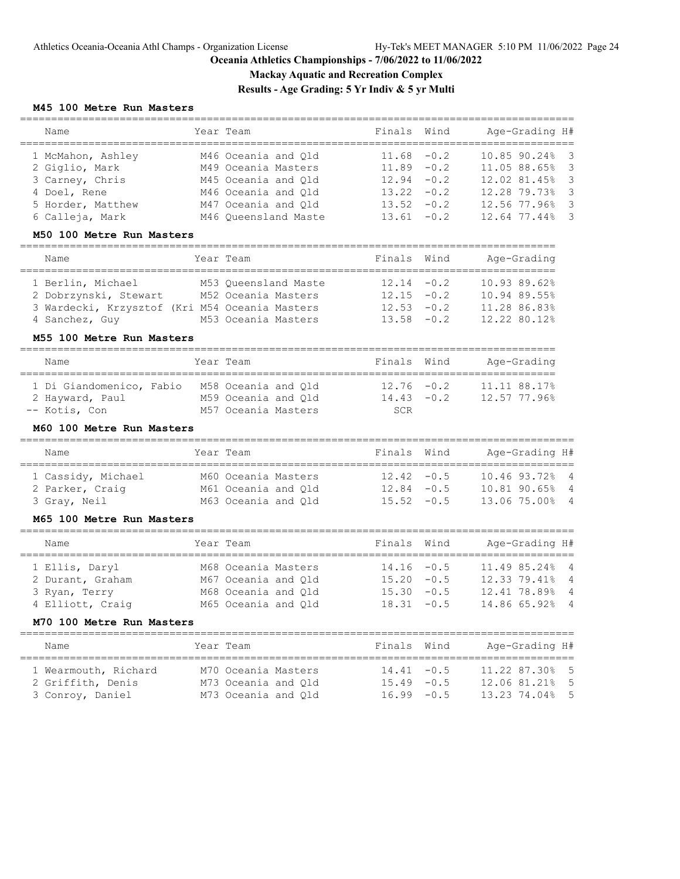# Oceania Athletics Championships - 7/06/2022 to 11/06/2022

## Mackay Aquatic and Recreation Complex

## Results - Age Grading: 5 Yr Indiv & 5 yr Multi

### M45 100 Metre Run Masters

| | Name | Year | Team | Finals | Wind | Age-Grading | | H# |
|---|---|---|---|---|---|---|---|---|
| 1 | McMahon, Ashley | M46 | Oceania and Qld | 11.68 | -0.2 | 10.85 | 90.24% | 3 |
| 2 | Giglio, Mark | M49 | Oceania Masters | 11.89 | -0.2 | 11.05 | 88.65% | 3 |
| 3 | Carney, Chris | M45 | Oceania and Qld | 12.94 | -0.2 | 12.02 | 81.45% | 3 |
| 4 | Doel, Rene | M46 | Oceania and Qld | 13.22 | -0.2 | 12.28 | 79.73% | 3 |
| 5 | Horder, Matthew | M47 | Oceania and Qld | 13.52 | -0.2 | 12.56 | 77.96% | 3 |
| 6 | Calleja, Mark | M46 | Queensland Maste | 13.61 | -0.2 | 12.64 | 77.44% | 3 |

### M50 100 Metre Run Masters

| | Name | Year | Team | Finals | Wind | Age-Grading | |
|---|---|---|---|---|---|---|---|
| 1 | Berlin, Michael | M53 | Queensland Maste | 12.14 | -0.2 | 10.93 | 89.62% |
| 2 | Dobrzynski, Stewart | M52 | Oceania Masters | 12.15 | -0.2 | 10.94 | 89.55% |
| 3 | Wardecki, Krzysztof (Kri | M54 | Oceania Masters | 12.53 | -0.2 | 11.28 | 86.83% |
| 4 | Sanchez, Guy | M53 | Oceania Masters | 13.58 | -0.2 | 12.22 | 80.12% |

### M55 100 Metre Run Masters

| | Name | Year | Team | Finals | Wind | Age-Grading | |
|---|---|---|---|---|---|---|---|
| 1 | Di Giandomenico, Fabio | M58 | Oceania and Qld | 12.76 | -0.2 | 11.11 | 88.17% |
| 2 | Hayward, Paul | M59 | Oceania and Qld | 14.43 | -0.2 | 12.57 | 77.96% |
| -- | Kotis, Con | M57 | Oceania Masters | SCR | | | |

### M60 100 Metre Run Masters

| | Name | Year | Team | Finals | Wind | Age-Grading | | H# |
|---|---|---|---|---|---|---|---|---|
| 1 | Cassidy, Michael | M60 | Oceania Masters | 12.42 | -0.5 | 10.46 | 93.72% | 4 |
| 2 | Parker, Craig | M61 | Oceania and Qld | 12.84 | -0.5 | 10.81 | 90.65% | 4 |
| 3 | Gray, Neil | M63 | Oceania and Qld | 15.52 | -0.5 | 13.06 | 75.00% | 4 |

### M65 100 Metre Run Masters

| | Name | Year | Team | Finals | Wind | Age-Grading | | H# |
|---|---|---|---|---|---|---|---|---|
| 1 | Ellis, Daryl | M68 | Oceania Masters | 14.16 | -0.5 | 11.49 | 85.24% | 4 |
| 2 | Durant, Graham | M67 | Oceania and Qld | 15.20 | -0.5 | 12.33 | 79.41% | 4 |
| 3 | Ryan, Terry | M68 | Oceania and Qld | 15.30 | -0.5 | 12.41 | 78.89% | 4 |
| 4 | Elliott, Craig | M65 | Oceania and Qld | 18.31 | -0.5 | 14.86 | 65.92% | 4 |

### M70 100 Metre Run Masters

| | Name | Year | Team | Finals | Wind | Age-Grading | | H# |
|---|---|---|---|---|---|---|---|---|
| 1 | Wearmouth, Richard | M70 | Oceania Masters | 14.41 | -0.5 | 11.22 | 87.30% | 5 |
| 2 | Griffith, Denis | M73 | Oceania and Qld | 15.49 | -0.5 | 12.06 | 81.21% | 5 |
| 3 | Conroy, Daniel | M73 | Oceania and Qld | 16.99 | -0.5 | 13.23 | 74.04% | 5 |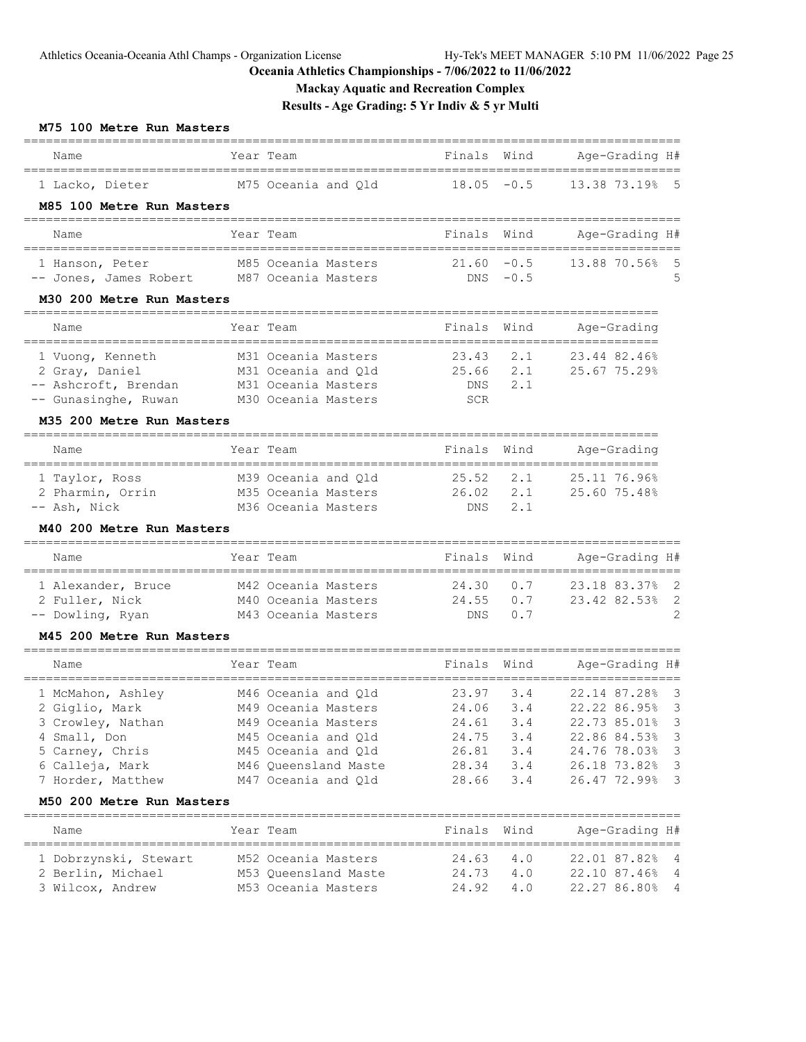# Oceania Athletics Championships - 7/06/2022 to 11/06/2022

## Mackay Aquatic and Recreation Complex

## Results - Age Grading: 5 Yr Indiv & 5 yr Multi

### M75 100 Metre Run Masters

| | Name | Year | Team | Finals | Wind | Age-Grading | | H# |
|---|---|---|---|---|---|---|---|---|
| 1 | Lacko, Dieter | M75 | Oceania and Qld | 18.05 | -0.5 | 13.38 | 73.19% | 5 |

### M85 100 Metre Run Masters

| | Name | Year | Team | Finals | Wind | Age-Grading | | H# |
|---|---|---|---|---|---|---|---|---|
| 1 | Hanson, Peter | M85 | Oceania Masters | 21.60 | -0.5 | 13.88 | 70.56% | 5 |
| -- | Jones, James Robert | M87 | Oceania Masters | DNS | -0.5 | | | 5 |

### M30 200 Metre Run Masters

| | Name | Year | Team | Finals | Wind | Age-Grading | |
|---|---|---|---|---|---|---|---|
| 1 | Vuong, Kenneth | M31 | Oceania Masters | 23.43 | 2.1 | 23.44 | 82.46% |
| 2 | Gray, Daniel | M31 | Oceania and Qld | 25.66 | 2.1 | 25.67 | 75.29% |
| -- | Ashcroft, Brendan | M31 | Oceania Masters | DNS | 2.1 | | |
| -- | Gunasinghe, Ruwan | M30 | Oceania Masters | SCR | | | |

### M35 200 Metre Run Masters

| | Name | Year | Team | Finals | Wind | Age-Grading | |
|---|---|---|---|---|---|---|---|
| 1 | Taylor, Ross | M39 | Oceania and Qld | 25.52 | 2.1 | 25.11 | 76.96% |
| 2 | Pharmin, Orrin | M35 | Oceania Masters | 26.02 | 2.1 | 25.60 | 75.48% |
| -- | Ash, Nick | M36 | Oceania Masters | DNS | 2.1 | | |

### M40 200 Metre Run Masters

| | Name | Year | Team | Finals | Wind | Age-Grading | | H# |
|---|---|---|---|---|---|---|---|---|
| 1 | Alexander, Bruce | M42 | Oceania Masters | 24.30 | 0.7 | 23.18 | 83.37% | 2 |
| 2 | Fuller, Nick | M40 | Oceania Masters | 24.55 | 0.7 | 23.42 | 82.53% | 2 |
| -- | Dowling, Ryan | M43 | Oceania Masters | DNS | 0.7 | | | 2 |

### M45 200 Metre Run Masters

| | Name | Year | Team | Finals | Wind | Age-Grading | | H# |
|---|---|---|---|---|---|---|---|---|
| 1 | McMahon, Ashley | M46 | Oceania and Qld | 23.97 | 3.4 | 22.14 | 87.28% | 3 |
| 2 | Giglio, Mark | M49 | Oceania Masters | 24.06 | 3.4 | 22.22 | 86.95% | 3 |
| 3 | Crowley, Nathan | M49 | Oceania Masters | 24.61 | 3.4 | 22.73 | 85.01% | 3 |
| 4 | Small, Don | M45 | Oceania and Qld | 24.75 | 3.4 | 22.86 | 84.53% | 3 |
| 5 | Carney, Chris | M45 | Oceania and Qld | 26.81 | 3.4 | 24.76 | 78.03% | 3 |
| 6 | Calleja, Mark | M46 | Queensland Maste | 28.34 | 3.4 | 26.18 | 73.82% | 3 |
| 7 | Horder, Matthew | M47 | Oceania and Qld | 28.66 | 3.4 | 26.47 | 72.99% | 3 |

### M50 200 Metre Run Masters

| | Name | Year | Team | Finals | Wind | Age-Grading | | H# |
|---|---|---|---|---|---|---|---|---|
| 1 | Dobrzynski, Stewart | M52 | Oceania Masters | 24.63 | 4.0 | 22.01 | 87.82% | 4 |
| 2 | Berlin, Michael | M53 | Queensland Maste | 24.73 | 4.0 | 22.10 | 87.46% | 4 |
| 3 | Wilcox, Andrew | M53 | Oceania Masters | 24.92 | 4.0 | 22.27 | 86.80% | 4 |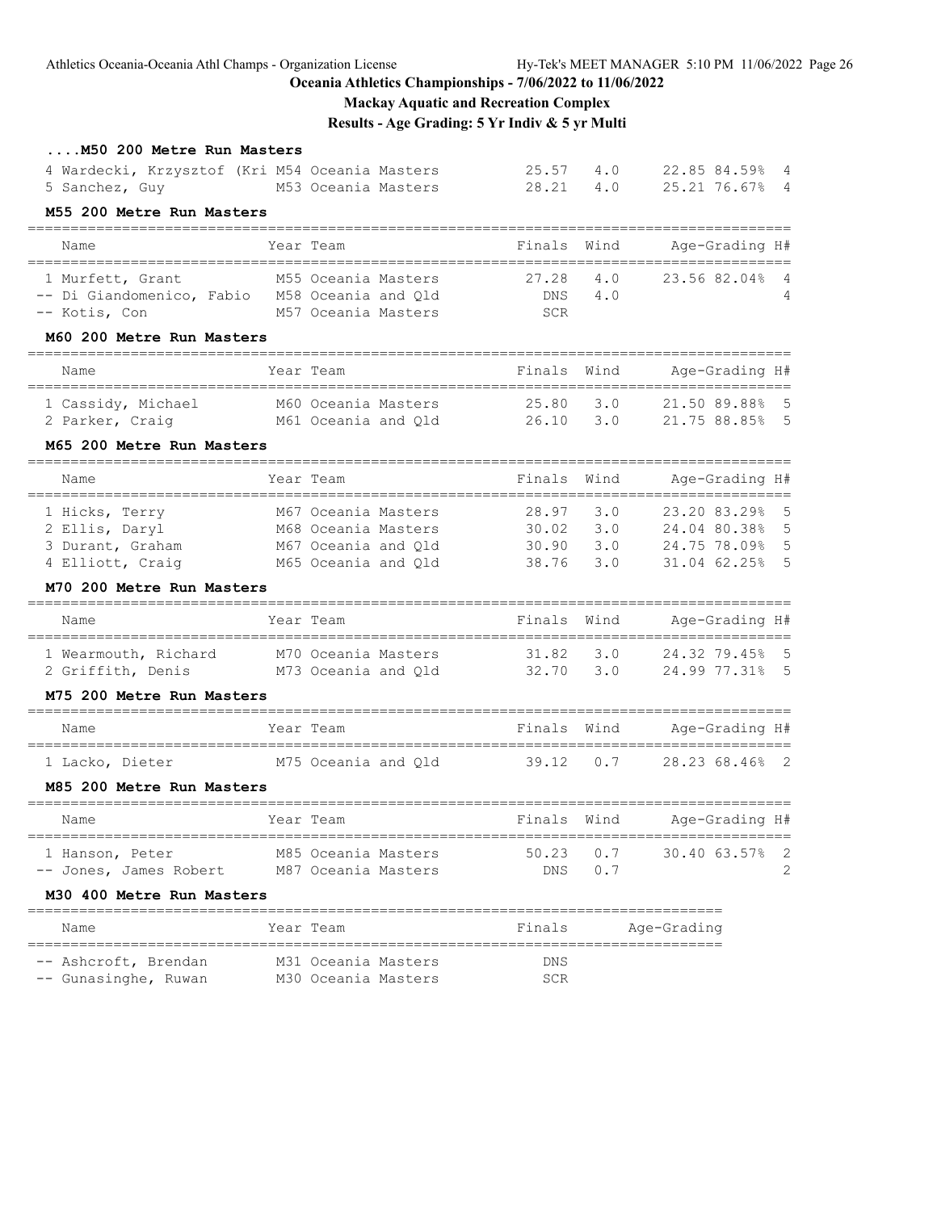### ....M50 200 Metre Run Masters

| Name | Year | Team | Finals | Wind | Age-Grading | | H# |
|---|---|---|---|---|---|---|---|
| 4 Wardecki, Krzysztof (Kri | M54 | Oceania Masters | 25.57 | 4.0 | 22.85 | 84.59% | 4 |
| 5 Sanchez, Guy | M53 | Oceania Masters | 28.21 | 4.0 | 25.21 | 76.67% | 4 |

### M55 200 Metre Run Masters

| Name | Year | Team | Finals | Wind | Age-Grading | | H# |
|---|---|---|---|---|---|---|---|
| 1 Murfett, Grant | M55 | Oceania Masters | 27.28 | 4.0 | 23.56 | 82.04% | 4 |
| -- Di Giandomenico, Fabio | M58 | Oceania and Qld | DNS | 4.0 | | | 4 |
| -- Kotis, Con | M57 | Oceania Masters | SCR | | | | |

### M60 200 Metre Run Masters

| Name | Year | Team | Finals | Wind | Age-Grading | | H# |
|---|---|---|---|---|---|---|---|
| 1 Cassidy, Michael | M60 | Oceania Masters | 25.80 | 3.0 | 21.50 | 89.88% | 5 |
| 2 Parker, Craig | M61 | Oceania and Qld | 26.10 | 3.0 | 21.75 | 88.85% | 5 |

### M65 200 Metre Run Masters

| Name | Year | Team | Finals | Wind | Age-Grading | | H# |
|---|---|---|---|---|---|---|---|
| 1 Hicks, Terry | M67 | Oceania Masters | 28.97 | 3.0 | 23.20 | 83.29% | 5 |
| 2 Ellis, Daryl | M68 | Oceania Masters | 30.02 | 3.0 | 24.04 | 80.38% | 5 |
| 3 Durant, Graham | M67 | Oceania and Qld | 30.90 | 3.0 | 24.75 | 78.09% | 5 |
| 4 Elliott, Craig | M65 | Oceania and Qld | 38.76 | 3.0 | 31.04 | 62.25% | 5 |

### M70 200 Metre Run Masters

| Name | Year | Team | Finals | Wind | Age-Grading | | H# |
|---|---|---|---|---|---|---|---|
| 1 Wearmouth, Richard | M70 | Oceania Masters | 31.82 | 3.0 | 24.32 | 79.45% | 5 |
| 2 Griffith, Denis | M73 | Oceania and Qld | 32.70 | 3.0 | 24.99 | 77.31% | 5 |

### M75 200 Metre Run Masters

| Name | Year | Team | Finals | Wind | Age-Grading | | H# |
|---|---|---|---|---|---|---|---|
| 1 Lacko, Dieter | M75 | Oceania and Qld | 39.12 | 0.7 | 28.23 | 68.46% | 2 |

### M85 200 Metre Run Masters

| Name | Year | Team | Finals | Wind | Age-Grading | | H# |
|---|---|---|---|---|---|---|---|
| 1 Hanson, Peter | M85 | Oceania Masters | 50.23 | 0.7 | 30.40 | 63.57% | 2 |
| -- Jones, James Robert | M87 | Oceania Masters | DNS | 0.7 | | | 2 |

### M30 400 Metre Run Masters

| Name | Year | Team | Finals | Age-Grading |
|---|---|---|---|---|
| -- Ashcroft, Brendan | M31 | Oceania Masters | DNS | |
| -- Gunasinghe, Ruwan | M30 | Oceania Masters | SCR | |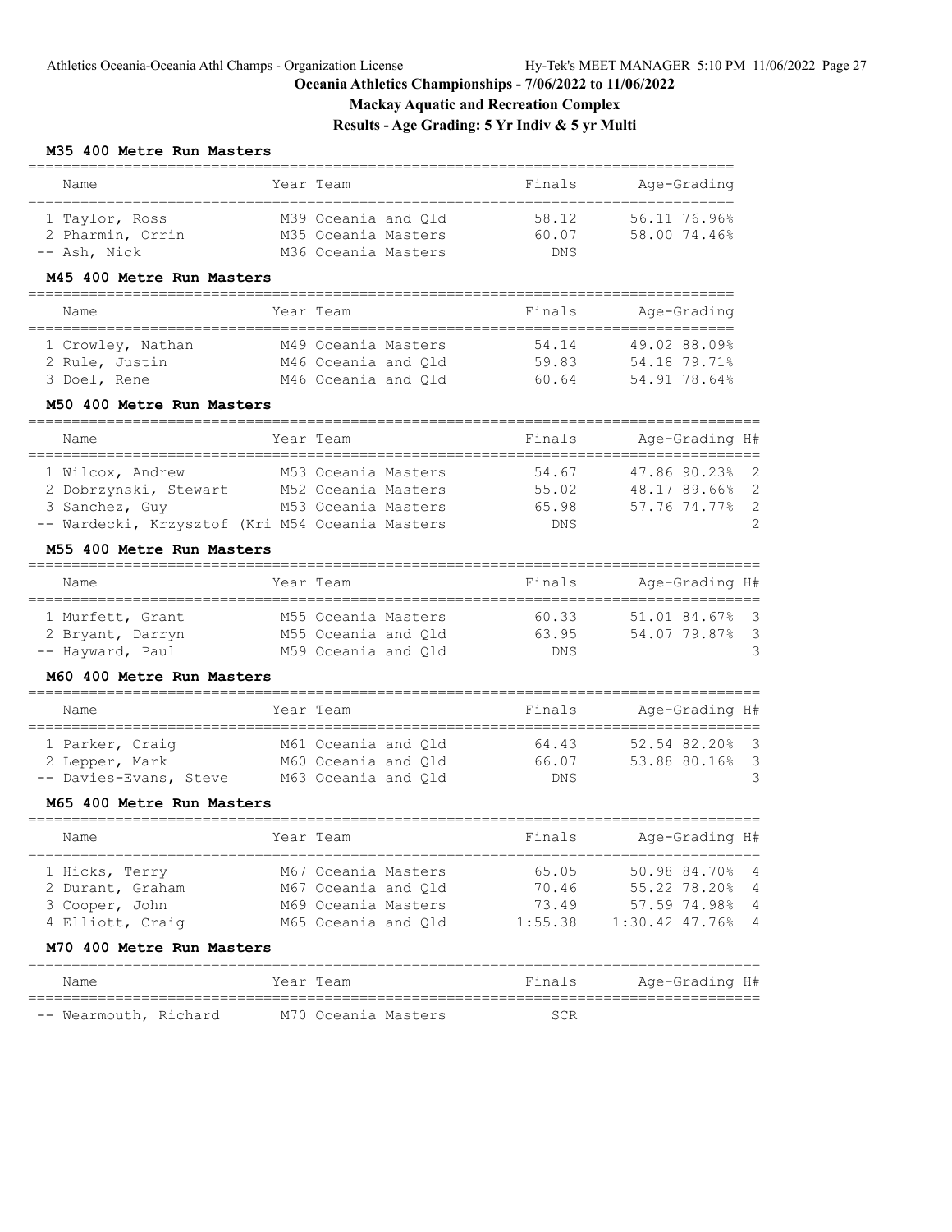# Oceania Athletics Championships - 7/06/2022 to 11/06/2022

## Mackay Aquatic and Recreation Complex

### Results - Age Grading: 5 Yr Indiv & 5 yr Multi

**M35 400 Metre Run Masters**

| | Name | Year | Team | Finals | Age-Grading |
|---|---|---|---|---|---|
| 1 | Taylor, Ross | M39 | Oceania and Qld | 58.12 | 56.11 76.96% |
| 2 | Pharmin, Orrin | M35 | Oceania Masters | 60.07 | 58.00 74.46% |
| -- | Ash, Nick | M36 | Oceania Masters | DNS | |

**M45 400 Metre Run Masters**

| | Name | Year | Team | Finals | Age-Grading |
|---|---|---|---|---|---|
| 1 | Crowley, Nathan | M49 | Oceania Masters | 54.14 | 49.02 88.09% |
| 2 | Rule, Justin | M46 | Oceania and Qld | 59.83 | 54.18 79.71% |
| 3 | Doel, Rene | M46 | Oceania and Qld | 60.64 | 54.91 78.64% |

**M50 400 Metre Run Masters**

| | Name | Year | Team | Finals | Age-Grading | H# |
|---|---|---|---|---|---|---|
| 1 | Wilcox, Andrew | M53 | Oceania Masters | 54.67 | 47.86 90.23% | 2 |
| 2 | Dobrzynski, Stewart | M52 | Oceania Masters | 55.02 | 48.17 89.66% | 2 |
| 3 | Sanchez, Guy | M53 | Oceania Masters | 65.98 | 57.76 74.77% | 2 |
| -- | Wardecki, Krzysztof (Kri | M54 | Oceania Masters | DNS | | 2 |

**M55 400 Metre Run Masters**

| | Name | Year | Team | Finals | Age-Grading | H# |
|---|---|---|---|---|---|---|
| 1 | Murfett, Grant | M55 | Oceania Masters | 60.33 | 51.01 84.67% | 3 |
| 2 | Bryant, Darryn | M55 | Oceania and Qld | 63.95 | 54.07 79.87% | 3 |
| -- | Hayward, Paul | M59 | Oceania and Qld | DNS | | 3 |

**M60 400 Metre Run Masters**

| | Name | Year | Team | Finals | Age-Grading | H# |
|---|---|---|---|---|---|---|
| 1 | Parker, Craig | M61 | Oceania and Qld | 64.43 | 52.54 82.20% | 3 |
| 2 | Lepper, Mark | M60 | Oceania and Qld | 66.07 | 53.88 80.16% | 3 |
| -- | Davies-Evans, Steve | M63 | Oceania and Qld | DNS | | 3 |

**M65 400 Metre Run Masters**

| | Name | Year | Team | Finals | Age-Grading | H# |
|---|---|---|---|---|---|---|
| 1 | Hicks, Terry | M67 | Oceania Masters | 65.05 | 50.98 84.70% | 4 |
| 2 | Durant, Graham | M67 | Oceania and Qld | 70.46 | 55.22 78.20% | 4 |
| 3 | Cooper, John | M69 | Oceania Masters | 73.49 | 57.59 74.98% | 4 |
| 4 | Elliott, Craig | M65 | Oceania and Qld | 1:55.38 | 1:30.42 47.76% | 4 |

**M70 400 Metre Run Masters**

| | Name | Year | Team | Finals | Age-Grading | H# |
|---|---|---|---|---|---|---|
| -- | Wearmouth, Richard | M70 | Oceania Masters | SCR | | |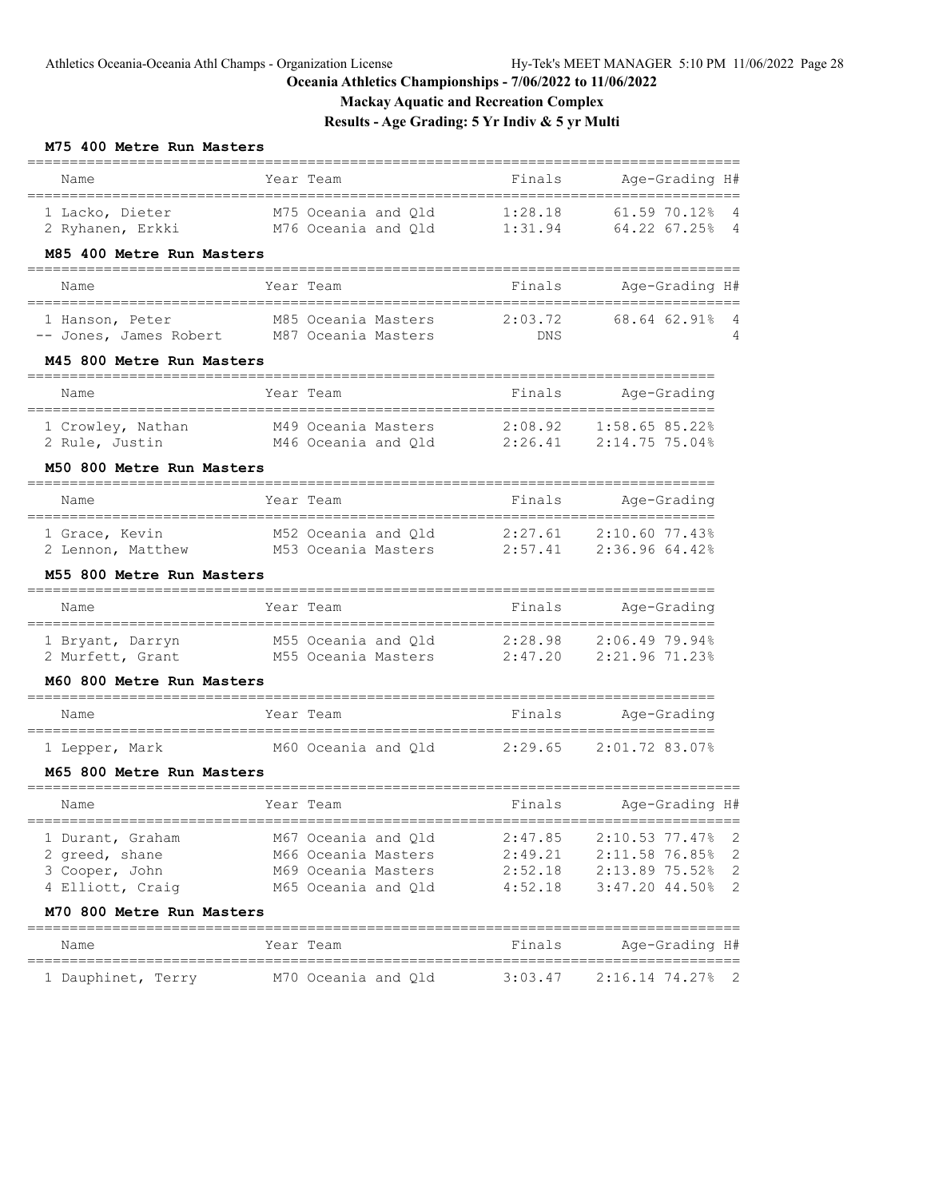# Oceania Athletics Championships - 7/06/2022 to 11/06/2022

## Mackay Aquatic and Recreation Complex

## Results - Age Grading: 5 Yr Indiv & 5 yr Multi

### M75 400 Metre Run Masters

| Name | Year | Team | Finals | Age-Grading | | H# |
|---|---|---|---|---|---|---|
| 1 Lacko, Dieter | M75 | Oceania and Qld | 1:28.18 | 61.59 | 70.12% | 4 |
| 2 Ryhanen, Erkki | M76 | Oceania and Qld | 1:31.94 | 64.22 | 67.25% | 4 |

### M85 400 Metre Run Masters

| Name | Year | Team | Finals | Age-Grading | | H# |
|---|---|---|---|---|---|---|
| 1 Hanson, Peter | M85 | Oceania Masters | 2:03.72 | 68.64 | 62.91% | 4 |
| -- Jones, James Robert | M87 | Oceania Masters | DNS | | | 4 |

### M45 800 Metre Run Masters

| Name | Year | Team | Finals | Age-Grading | |
|---|---|---|---|---|---|
| 1 Crowley, Nathan | M49 | Oceania Masters | 2:08.92 | 1:58.65 | 85.22% |
| 2 Rule, Justin | M46 | Oceania and Qld | 2:26.41 | 2:14.75 | 75.04% |

### M50 800 Metre Run Masters

| Name | Year | Team | Finals | Age-Grading | |
|---|---|---|---|---|---|
| 1 Grace, Kevin | M52 | Oceania and Qld | 2:27.61 | 2:10.60 | 77.43% |
| 2 Lennon, Matthew | M53 | Oceania Masters | 2:57.41 | 2:36.96 | 64.42% |

### M55 800 Metre Run Masters

| Name | Year | Team | Finals | Age-Grading | |
|---|---|---|---|---|---|
| 1 Bryant, Darryn | M55 | Oceania and Qld | 2:28.98 | 2:06.49 | 79.94% |
| 2 Murfett, Grant | M55 | Oceania Masters | 2:47.20 | 2:21.96 | 71.23% |

### M60 800 Metre Run Masters

| Name | Year | Team | Finals | Age-Grading | |
|---|---|---|---|---|---|
| 1 Lepper, Mark | M60 | Oceania and Qld | 2:29.65 | 2:01.72 | 83.07% |

### M65 800 Metre Run Masters

| Name | Year | Team | Finals | Age-Grading | | H# |
|---|---|---|---|---|---|---|
| 1 Durant, Graham | M67 | Oceania and Qld | 2:47.85 | 2:10.53 | 77.47% | 2 |
| 2 greed, shane | M66 | Oceania Masters | 2:49.21 | 2:11.58 | 76.85% | 2 |
| 3 Cooper, John | M69 | Oceania Masters | 2:52.18 | 2:13.89 | 75.52% | 2 |
| 4 Elliott, Craig | M65 | Oceania and Qld | 4:52.18 | 3:47.20 | 44.50% | 2 |

### M70 800 Metre Run Masters

| Name | Year | Team | Finals | Age-Grading | | H# |
|---|---|---|---|---|---|---|
| 1 Dauphinet, Terry | M70 | Oceania and Qld | 3:03.47 | 2:16.14 | 74.27% | 2 |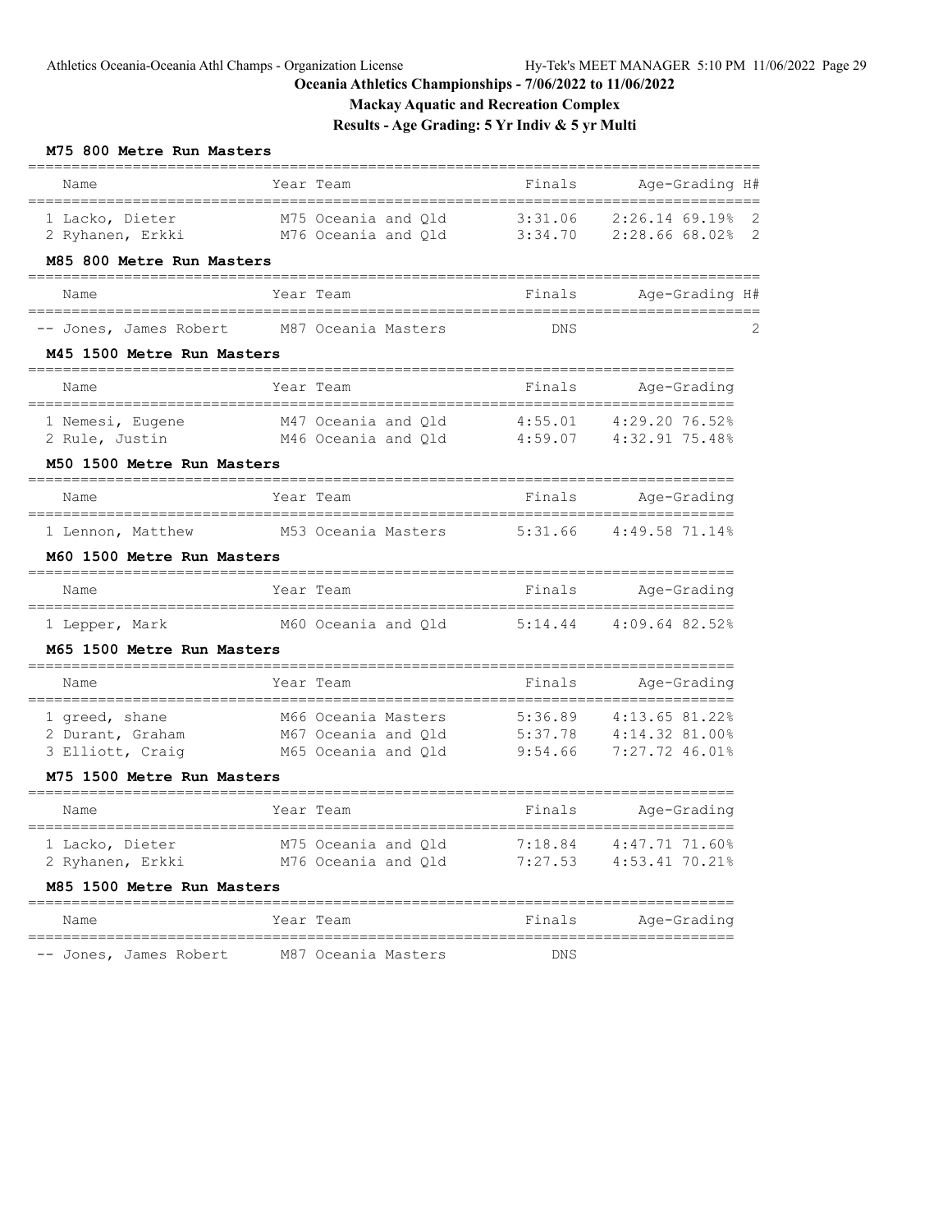**Oceania Athletics Championships - 7/06/2022 to 11/06/2022**

**Mackay Aquatic and Recreation Complex**

**Results - Age Grading: 5 Yr Indiv & 5 yr Multi**

### M75 800 Metre Run Masters

| | Name | Year | Team | Finals | Age-Grading | | H# |
|---|---|---|---|---|---|---|---|
| 1 | Lacko, Dieter | M75 | Oceania and Qld | 3:31.06 | 2:26.14 | 69.19% | 2 |
| 2 | Ryhanen, Erkki | M76 | Oceania and Qld | 3:34.70 | 2:28.66 | 68.02% | 2 |

### M85 800 Metre Run Masters

| | Name | Year | Team | Finals | Age-Grading | | H# |
|---|---|---|---|---|---|---|---|
| -- | Jones, James Robert | M87 | Oceania Masters | DNS | | | 2 |

### M45 1500 Metre Run Masters

| | Name | Year | Team | Finals | Age-Grading | |
|---|---|---|---|---|---|---|
| 1 | Nemesi, Eugene | M47 | Oceania and Qld | 4:55.01 | 4:29.20 | 76.52% |
| 2 | Rule, Justin | M46 | Oceania and Qld | 4:59.07 | 4:32.91 | 75.48% |

### M50 1500 Metre Run Masters

| | Name | Year | Team | Finals | Age-Grading | |
|---|---|---|---|---|---|---|
| 1 | Lennon, Matthew | M53 | Oceania Masters | 5:31.66 | 4:49.58 | 71.14% |

### M60 1500 Metre Run Masters

| | Name | Year | Team | Finals | Age-Grading | |
|---|---|---|---|---|---|---|
| 1 | Lepper, Mark | M60 | Oceania and Qld | 5:14.44 | 4:09.64 | 82.52% |

### M65 1500 Metre Run Masters

| | Name | Year | Team | Finals | Age-Grading | |
|---|---|---|---|---|---|---|
| 1 | greed, shane | M66 | Oceania Masters | 5:36.89 | 4:13.65 | 81.22% |
| 2 | Durant, Graham | M67 | Oceania and Qld | 5:37.78 | 4:14.32 | 81.00% |
| 3 | Elliott, Craig | M65 | Oceania and Qld | 9:54.66 | 7:27.72 | 46.01% |

### M75 1500 Metre Run Masters

| | Name | Year | Team | Finals | Age-Grading | |
|---|---|---|---|---|---|---|
| 1 | Lacko, Dieter | M75 | Oceania and Qld | 7:18.84 | 4:47.71 | 71.60% |
| 2 | Ryhanen, Erkki | M76 | Oceania and Qld | 7:27.53 | 4:53.41 | 70.21% |

### M85 1500 Metre Run Masters

| | Name | Year | Team | Finals | Age-Grading |
|---|---|---|---|---|---|
| -- | Jones, James Robert | M87 | Oceania Masters | DNS | |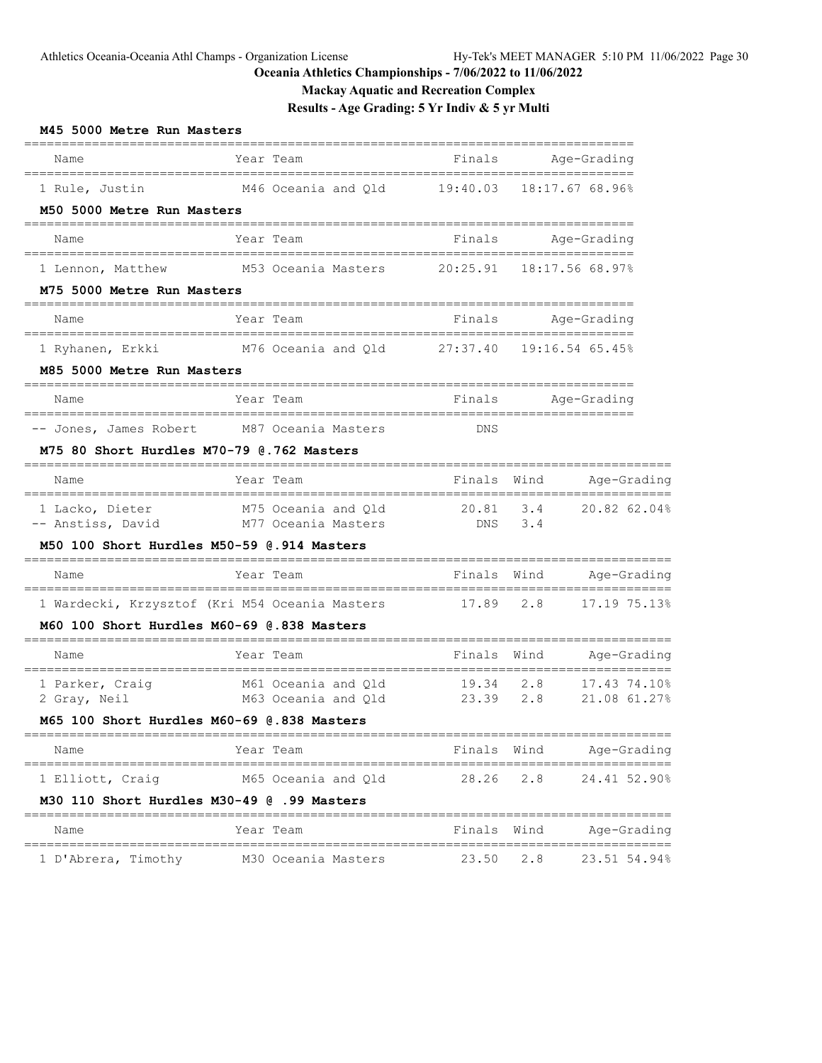**Oceania Athletics Championships - 7/06/2022 to 11/06/2022**

**Mackay Aquatic and Recreation Complex**

**Results - Age Grading: 5 Yr Indiv & 5 yr Multi**

### M45 5000 Metre Run Masters

| Name | Year | Team | Finals | Age-Grading |
|---|---|---|---|---|
| 1 Rule, Justin | M46 | Oceania and Qld | 19:40.03 | 18:17.67 68.96% |

### M50 5000 Metre Run Masters

| Name | Year | Team | Finals | Age-Grading |
|---|---|---|---|---|
| 1 Lennon, Matthew | M53 | Oceania Masters | 20:25.91 | 18:17.56 68.97% |

### M75 5000 Metre Run Masters

| Name | Year | Team | Finals | Age-Grading |
|---|---|---|---|---|
| 1 Ryhanen, Erkki | M76 | Oceania and Qld | 27:37.40 | 19:16.54 65.45% |

### M85 5000 Metre Run Masters

| Name | Year | Team | Finals | Age-Grading |
|---|---|---|---|---|
| -- Jones, James Robert | M87 | Oceania Masters | DNS | |

### M75 80 Short Hurdles M70-79 @.762 Masters

| Name | Year | Team | Finals | Wind | Age-Grading |
|---|---|---|---|---|---|
| 1 Lacko, Dieter | M75 | Oceania and Qld | 20.81 | 3.4 | 20.82 62.04% |
| -- Anstiss, David | M77 | Oceania Masters | DNS | 3.4 | |

### M50 100 Short Hurdles M50-59 @.914 Masters

| Name | Year | Team | Finals | Wind | Age-Grading |
|---|---|---|---|---|---|
| 1 Wardecki, Krzysztof (Kri | M54 | Oceania Masters | 17.89 | 2.8 | 17.19 75.13% |

### M60 100 Short Hurdles M60-69 @.838 Masters

| Name | Year | Team | Finals | Wind | Age-Grading |
|---|---|---|---|---|---|
| 1 Parker, Craig | M61 | Oceania and Qld | 19.34 | 2.8 | 17.43 74.10% |
| 2 Gray, Neil | M63 | Oceania and Qld | 23.39 | 2.8 | 21.08 61.27% |

### M65 100 Short Hurdles M60-69 @.838 Masters

| Name | Year | Team | Finals | Wind | Age-Grading |
|---|---|---|---|---|---|
| 1 Elliott, Craig | M65 | Oceania and Qld | 28.26 | 2.8 | 24.41 52.90% |

### M30 110 Short Hurdles M30-49 @ .99 Masters

| Name | Year | Team | Finals | Wind | Age-Grading |
|---|---|---|---|---|---|
| 1 D'Abrera, Timothy | M30 | Oceania Masters | 23.50 | 2.8 | 23.51 54.94% |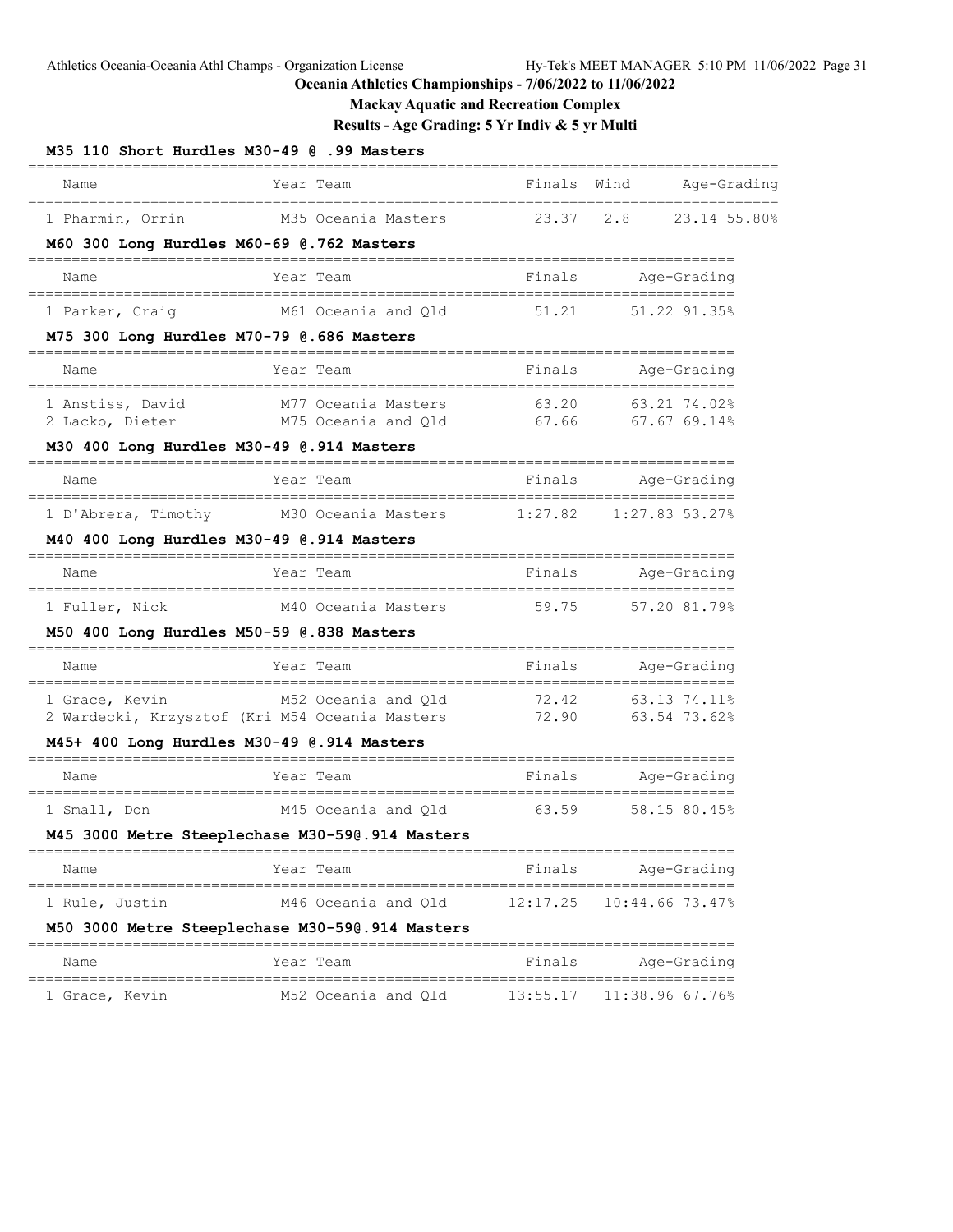**Oceania Athletics Championships - 7/06/2022 to 11/06/2022**

**Mackay Aquatic and Recreation Complex**

**Results - Age Grading: 5 Yr Indiv & 5 yr Multi**

### M35 110 Short Hurdles M30-49 @ .99 Masters

| Name | Year | Team | Finals | Wind | Age-Grading |
|---|---|---|---|---|---|
| 1 Pharmin, Orrin | M35 | Oceania Masters | 23.37 | 2.8 | 23.14 55.80% |

### M60 300 Long Hurdles M60-69 @.762 Masters

| Name | Year | Team | Finals | Age-Grading |
|---|---|---|---|---|
| 1 Parker, Craig | M61 | Oceania and Qld | 51.21 | 51.22 91.35% |

### M75 300 Long Hurdles M70-79 @.686 Masters

| Name | Year | Team | Finals | Age-Grading |
|---|---|---|---|---|
| 1 Anstiss, David | M77 | Oceania Masters | 63.20 | 63.21 74.02% |
| 2 Lacko, Dieter | M75 | Oceania and Qld | 67.66 | 67.67 69.14% |

### M30 400 Long Hurdles M30-49 @.914 Masters

| Name | Year | Team | Finals | Age-Grading |
|---|---|---|---|---|
| 1 D'Abrera, Timothy | M30 | Oceania Masters | 1:27.82 | 1:27.83 53.27% |

### M40 400 Long Hurdles M30-49 @.914 Masters

| Name | Year | Team | Finals | Age-Grading |
|---|---|---|---|---|
| 1 Fuller, Nick | M40 | Oceania Masters | 59.75 | 57.20 81.79% |

### M50 400 Long Hurdles M50-59 @.838 Masters

| Name | Year | Team | Finals | Age-Grading |
|---|---|---|---|---|
| 1 Grace, Kevin | M52 | Oceania and Qld | 72.42 | 63.13 74.11% |
| 2 Wardecki, Krzysztof (Kri | M54 | Oceania Masters | 72.90 | 63.54 73.62% |

### M45+ 400 Long Hurdles M30-49 @.914 Masters

| Name | Year | Team | Finals | Age-Grading |
|---|---|---|---|---|
| 1 Small, Don | M45 | Oceania and Qld | 63.59 | 58.15 80.45% |

### M45 3000 Metre Steeplechase M30-59@.914 Masters

| Name | Year | Team | Finals | Age-Grading |
|---|---|---|---|---|
| 1 Rule, Justin | M46 | Oceania and Qld | 12:17.25 | 10:44.66 73.47% |

### M50 3000 Metre Steeplechase M30-59@.914 Masters

| Name | Year | Team | Finals | Age-Grading |
|---|---|---|---|---|
| 1 Grace, Kevin | M52 | Oceania and Qld | 13:55.17 | 11:38.96 67.76% |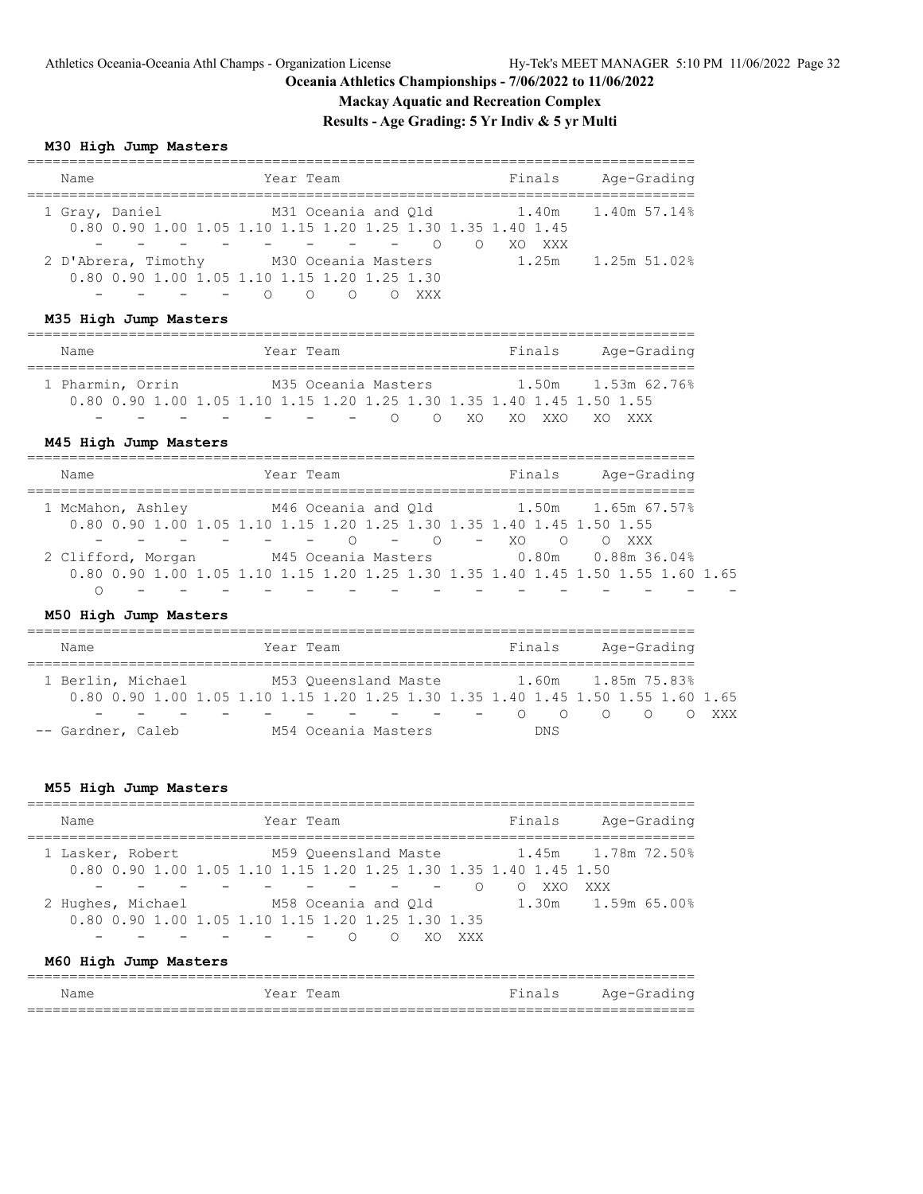**Oceania Athletics Championships - 7/06/2022 to 11/06/2022**

**Mackay Aquatic and Recreation Complex**

**Results - Age Grading: 5 Yr Indiv & 5 yr Multi**

### M30 High Jump Masters

```
==============================================================================
   Name                    Year Team                     Finals    Age-Grading
==============================================================================
  1 Gray, Daniel            M31 Oceania and Qld          1.40m    1.40m 57.14%
     0.80 0.90 1.00 1.05 1.10 1.15 1.20 1.25 1.30 1.35 1.40 1.45
        -    -    -    -    -    -    -    -    -    O    O   XO  XXX
  2 D'Abrera, Timothy       M30 Oceania Masters          1.25m    1.25m 51.02%
     0.80 0.90 1.00 1.05 1.10 1.15 1.20 1.25 1.30
        -    -    -    -    O    O    O    O  XXX
```

### M35 High Jump Masters

```
==============================================================================
   Name                    Year Team                     Finals    Age-Grading
==============================================================================
  1 Pharmin, Orrin          M35 Oceania Masters          1.50m    1.53m 62.76%
     0.80 0.90 1.00 1.05 1.10 1.15 1.20 1.25 1.30 1.35 1.40 1.45 1.50 1.55
        -    -    -    -    -    -    -    O    O   XO   XO  XXO   XO  XXX
```

### M45 High Jump Masters

```
==============================================================================
   Name                    Year Team                     Finals    Age-Grading
==============================================================================
  1 McMahon, Ashley         M46 Oceania and Qld          1.50m    1.65m 67.57%
     0.80 0.90 1.00 1.05 1.10 1.15 1.20 1.25 1.30 1.35 1.40 1.45 1.50 1.55
        -    -    -    -    -    -    O    -    O    -   XO    O    O  XXX
  2 Clifford, Morgan        M45 Oceania Masters          0.80m    0.88m 36.04%
     0.80 0.90 1.00 1.05 1.10 1.15 1.20 1.25 1.30 1.35 1.40 1.45 1.50 1.55 1.60 1.65
        O    -    -    -    -    -    -    -    -    -    -    -    -    -    -    -
```

### M50 High Jump Masters

```
==============================================================================
   Name                    Year Team                     Finals    Age-Grading
==============================================================================
  1 Berlin, Michael         M53 Queensland Maste         1.60m    1.85m 75.83%
     0.80 0.90 1.00 1.05 1.10 1.15 1.20 1.25 1.30 1.35 1.40 1.45 1.50 1.55 1.60 1.65
        -    -    -    -    -    -    -    -    -    -    O    O    O    O    O  XXX
 -- Gardner, Caleb          M54 Oceania Masters            DNS
```

### M55 High Jump Masters

```
==============================================================================
   Name                    Year Team                     Finals    Age-Grading
==============================================================================
  1 Lasker, Robert          M59 Queensland Maste         1.45m    1.78m 72.50%
     0.80 0.90 1.00 1.05 1.10 1.15 1.20 1.25 1.30 1.35 1.40 1.45 1.50
        -    -    -    -    -    -    -    -    -    -    O    O  XXO  XXX
  2 Hughes, Michael         M58 Oceania and Qld          1.30m    1.59m 65.00%
     0.80 0.90 1.00 1.05 1.10 1.15 1.20 1.25 1.30 1.35
        -    -    -    -    -    -    O    O   XO  XXX
```

### M60 High Jump Masters

```
==============================================================================
   Name                    Year Team                     Finals    Age-Grading
==============================================================================
```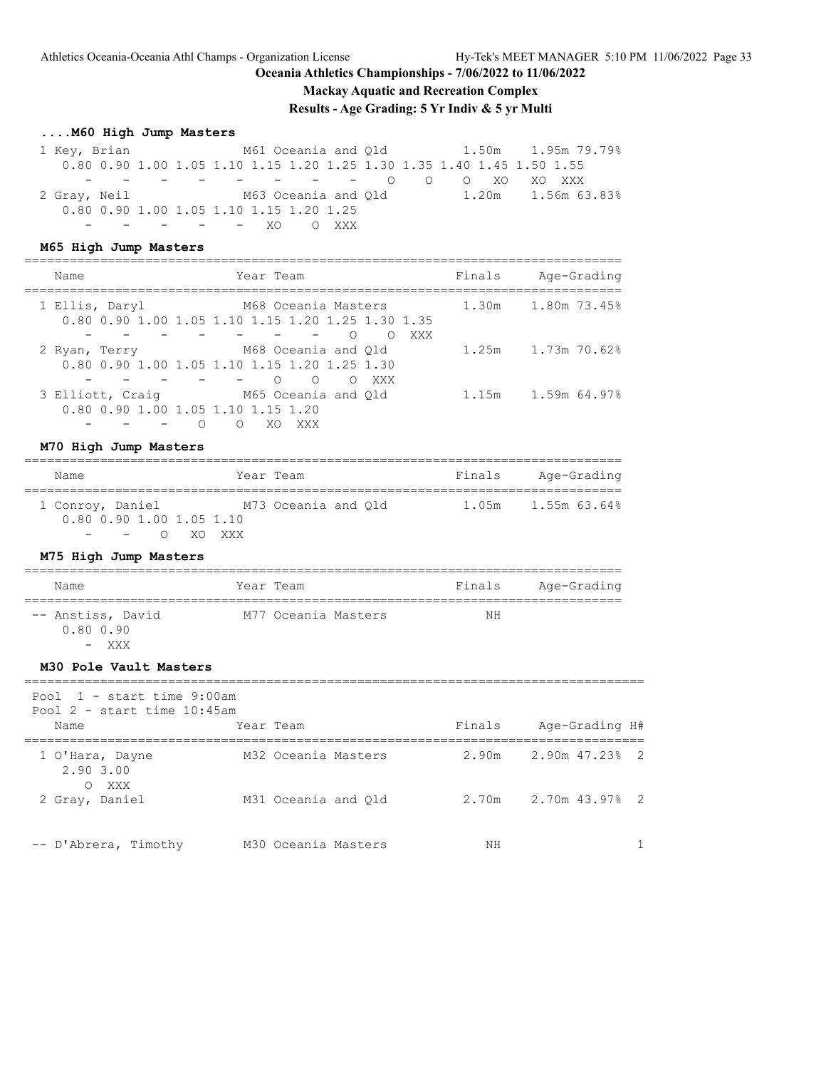## Oceania Athletics Championships - 7/06/2022 to 11/06/2022

### Mackay Aquatic and Recreation Complex

### Results - Age Grading: 5 Yr Indiv & 5 yr Multi

#### ....M60 High Jump Masters

```
 1 Key, Brian               M61 Oceania and Qld         1.50m    1.95m 79.79%
    0.80 0.90 1.00 1.05 1.10 1.15 1.20 1.25 1.30 1.35 1.40 1.45 1.50 1.55
       -    -    -    -    -    -    -    -    -    O    O    O   XO   XO  XXX
 2 Gray, Neil               M63 Oceania and Qld         1.20m    1.56m 63.83%
    0.80 0.90 1.00 1.05 1.10 1.15 1.20 1.25
       -    -    -    -    -   XO    O  XXX
```

#### M65 High Jump Masters

```
================================================================================
    Name                    Year Team                  Finals    Age-Grading
================================================================================
  1 Ellis, Daryl            M68 Oceania Masters         1.30m    1.80m 73.45%
    0.80 0.90 1.00 1.05 1.10 1.15 1.20 1.25 1.30 1.35
       -    -    -    -    -    -    -    O    O  XXX
  2 Ryan, Terry             M68 Oceania and Qld         1.25m    1.73m 70.62%
    0.80 0.90 1.00 1.05 1.10 1.15 1.20 1.25 1.30
       -    -    -    -    -    -    O    O    O  XXX
  3 Elliott, Craig          M65 Oceania and Qld         1.15m    1.59m 64.97%
    0.80 0.90 1.00 1.05 1.10 1.15 1.20
       -    -    -    O    O   XO  XXX
```

#### M70 High Jump Masters

```
================================================================================
    Name                    Year Team                  Finals    Age-Grading
================================================================================
  1 Conroy, Daniel          M73 Oceania and Qld         1.05m    1.55m 63.64%
    0.80 0.90 1.00 1.05 1.10
       -    -    O   XO  XXX
```

#### M75 High Jump Masters

```
================================================================================
    Name                    Year Team                  Finals    Age-Grading
================================================================================
 -- Anstiss, David          M77 Oceania Masters           NH
    0.80 0.90
       -  XXX
```

#### M30 Pole Vault Masters

```
===================================================================================
 Pool  1 - start time 9:00am
 Pool  2 - start time 10:45am
    Name                    Year Team                  Finals    Age-Grading H#
===================================================================================
  1 O'Hara, Dayne           M32 Oceania Masters         2.90m    2.90m 47.23%  2
    2.90 3.00
       O  XXX
  2 Gray, Daniel            M31 Oceania and Qld         2.70m    2.70m 43.97%  2


 -- D'Abrera, Timothy       M30 Oceania Masters           NH                   1
```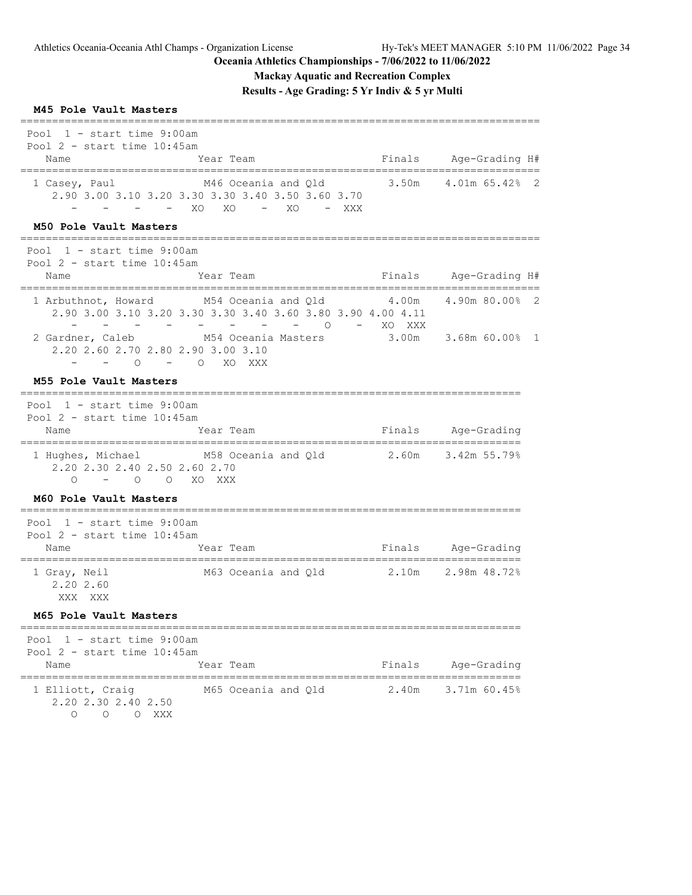**Oceania Athletics Championships - 7/06/2022 to 11/06/2022**

**Mackay Aquatic and Recreation Complex**

**Results - Age Grading: 5 Yr Indiv & 5 yr Multi**

### M45 Pole Vault Masters

```
=================================================================================
Pool  1 - start time 9:00am
Pool 2 - start time 10:45am
   Name                     Year Team                   Finals    Age-Grading H#
=================================================================================
 1 Casey, Paul              M46 Oceania and Qld          3.50m    4.01m 65.42%  2
    2.90 3.00 3.10 3.20 3.30 3.30 3.40 3.50 3.60 3.70
       -    -    -    -   XO   XO    -   XO    -  XXX
```

### M50 Pole Vault Masters

```
=================================================================================
Pool  1 - start time 9:00am
Pool 2 - start time 10:45am
   Name                     Year Team                   Finals    Age-Grading H#
=================================================================================
 1 Arbuthnot, Howard        M54 Oceania and Qld          4.00m    4.90m 80.00%  2
    2.90 3.00 3.10 3.20 3.30 3.30 3.40 3.60 3.80 3.90 4.00 4.11
       -    -    -    -    -    -    -    -    O    -   XO  XXX
 2 Gardner, Caleb           M54 Oceania Masters          3.00m    3.68m 60.00%  1
    2.20 2.60 2.70 2.80 2.90 3.00 3.10
       -    -    O    -    O   XO  XXX
```

### M55 Pole Vault Masters

```
==============================================================================
Pool  1 - start time 9:00am
Pool 2 - start time 10:45am
   Name                     Year Team                   Finals    Age-Grading
==============================================================================
 1 Hughes, Michael          M58 Oceania and Qld          2.60m    3.42m 55.79%
    2.20 2.30 2.40 2.50 2.60 2.70
       O    -    O    O   XO  XXX
```

### M60 Pole Vault Masters

```
==============================================================================
Pool  1 - start time 9:00am
Pool 2 - start time 10:45am
   Name                     Year Team                   Finals    Age-Grading
==============================================================================
 1 Gray, Neil               M63 Oceania and Qld          2.10m    2.98m 48.72%
    2.20 2.60
     XXX  XXX
```

### M65 Pole Vault Masters

```
==============================================================================
Pool  1 - start time 9:00am
Pool 2 - start time 10:45am
   Name                     Year Team                   Finals    Age-Grading
==============================================================================
 1 Elliott, Craig           M65 Oceania and Qld          2.40m    3.71m 60.45%
    2.20 2.30 2.40 2.50
       O    O    O  XXX
```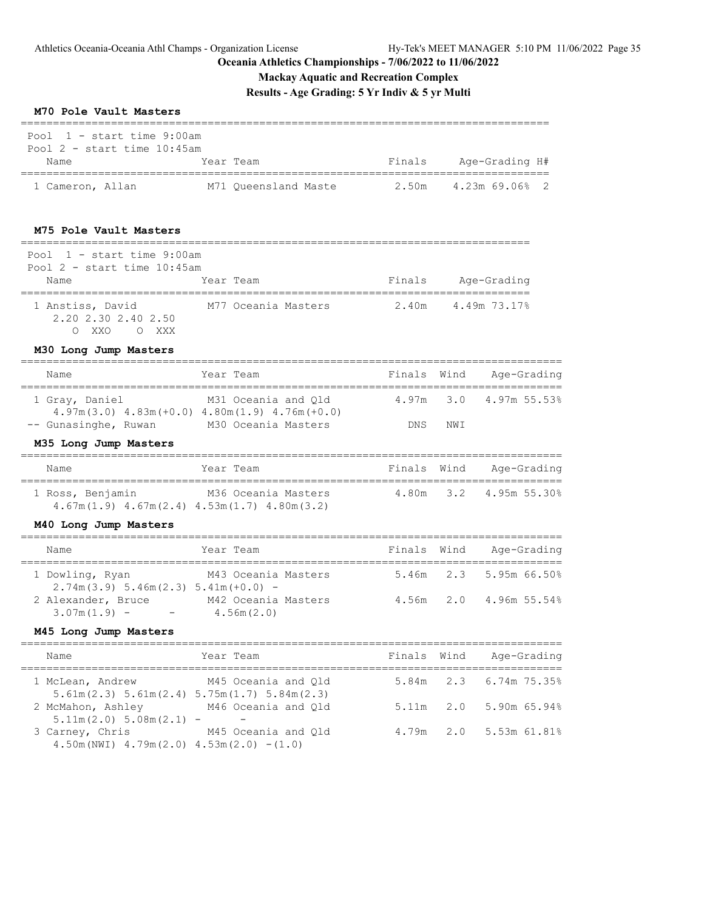# Oceania Athletics Championships - 7/06/2022 to 11/06/2022

## Mackay Aquatic and Recreation Complex

## Results - Age Grading: 5 Yr Indiv & 5 yr Multi

### M70 Pole Vault Masters

Pool 1 - start time 9:00am
Pool 2 - start time 10:45am

| Name | Year Team | Finals | Age-Grading | H# |
|---|---|---|---|---|
| 1 Cameron, Allan | M71 Queensland Maste | 2.50m | 4.23m 69.06% | 2 |

### M75 Pole Vault Masters

Pool 1 - start time 9:00am
Pool 2 - start time 10:45am

| Name | Year Team | Finals | Age-Grading |
|---|---|---|---|
| 1 Anstiss, David | M77 Oceania Masters | 2.40m | 4.49m 73.17% |
| 2.20 2.30 2.40 2.50 | | | |
| O XXO O XXX | | | |

### M30 Long Jump Masters

| Name | Year Team | Finals | Wind | Age-Grading |
|---|---|---|---|---|
| 1 Gray, Daniel | M31 Oceania and Qld | 4.97m | 3.0 | 4.97m 55.53% |
| 4.97m(3.0) 4.83m(+0.0) 4.80m(1.9) 4.76m(+0.0) | | | | |
| -- Gunasinghe, Ruwan | M30 Oceania Masters | DNS | NWI | |

### M35 Long Jump Masters

| Name | Year Team | Finals | Wind | Age-Grading |
|---|---|---|---|---|
| 1 Ross, Benjamin | M36 Oceania Masters | 4.80m | 3.2 | 4.95m 55.30% |
| 4.67m(1.9) 4.67m(2.4) 4.53m(1.7) 4.80m(3.2) | | | | |

### M40 Long Jump Masters

| Name | Year Team | Finals | Wind | Age-Grading |
|---|---|---|---|---|
| 1 Dowling, Ryan | M43 Oceania Masters | 5.46m | 2.3 | 5.95m 66.50% |
| 2.74m(3.9) 5.46m(2.3) 5.41m(+0.0) - | | | | |
| 2 Alexander, Bruce | M42 Oceania Masters | 4.56m | 2.0 | 4.96m 55.54% |
| 3.07m(1.9) - - 4.56m(2.0) | | | | |

### M45 Long Jump Masters

| Name | Year Team | Finals | Wind | Age-Grading |
|---|---|---|---|---|
| 1 McLean, Andrew | M45 Oceania and Qld | 5.84m | 2.3 | 6.74m 75.35% |
| 5.61m(2.3) 5.61m(2.4) 5.75m(1.7) 5.84m(2.3) | | | | |
| 2 McMahon, Ashley | M46 Oceania and Qld | 5.11m | 2.0 | 5.90m 65.94% |
| 5.11m(2.0) 5.08m(2.1) - - | | | | |
| 3 Carney, Chris | M45 Oceania and Qld | 4.79m | 2.0 | 5.53m 61.81% |
| 4.50m(NWI) 4.79m(2.0) 4.53m(2.0) -(1.0) | | | | |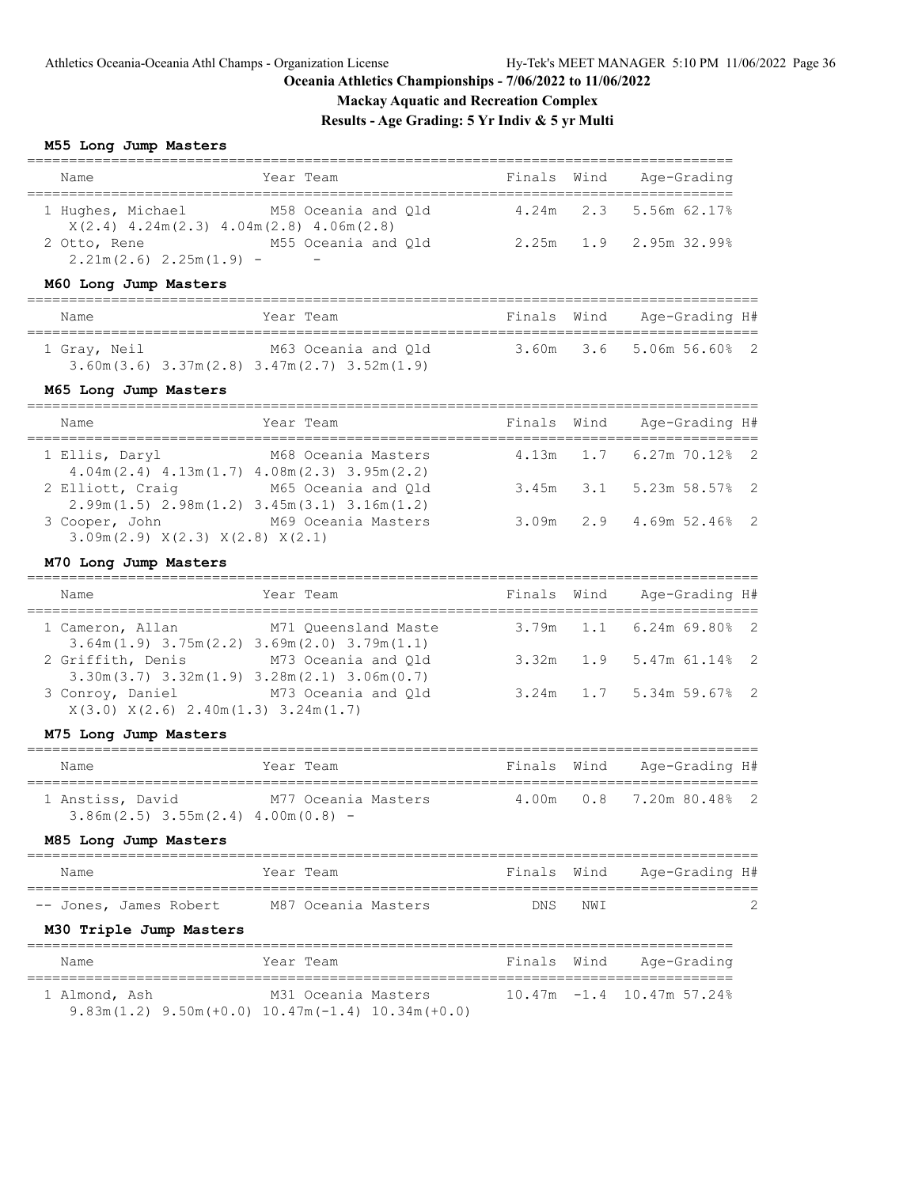## Oceania Athletics Championships - 7/06/2022 to 11/06/2022

### Mackay Aquatic and Recreation Complex

### Results - Age Grading: 5 Yr Indiv & 5 yr Multi

#### M55 Long Jump Masters

| Name | Year Team | Finals | Wind | Age-Grading |
|---|---|---|---|---|
| 1 Hughes, Michael | M58 Oceania and Qld | 4.24m | 2.3 | 5.56m 62.17% |
| X(2.4) 4.24m(2.3) 4.04m(2.8) 4.06m(2.8) | | | | |
| 2 Otto, Rene | M55 Oceania and Qld | 2.25m | 1.9 | 2.95m 32.99% |
| 2.21m(2.6) 2.25m(1.9) - - | | | | |

#### M60 Long Jump Masters

| Name | Year Team | Finals | Wind | Age-Grading | H# |
|---|---|---|---|---|---|
| 1 Gray, Neil | M63 Oceania and Qld | 3.60m | 3.6 | 5.06m 56.60% | 2 |
| 3.60m(3.6) 3.37m(2.8) 3.47m(2.7) 3.52m(1.9) | | | | | |

#### M65 Long Jump Masters

| Name | Year Team | Finals | Wind | Age-Grading | H# |
|---|---|---|---|---|---|
| 1 Ellis, Daryl | M68 Oceania Masters | 4.13m | 1.7 | 6.27m 70.12% | 2 |
| 4.04m(2.4) 4.13m(1.7) 4.08m(2.3) 3.95m(2.2) | | | | | |
| 2 Elliott, Craig | M65 Oceania and Qld | 3.45m | 3.1 | 5.23m 58.57% | 2 |
| 2.99m(1.5) 2.98m(1.2) 3.45m(3.1) 3.16m(1.2) | | | | | |
| 3 Cooper, John | M69 Oceania Masters | 3.09m | 2.9 | 4.69m 52.46% | 2 |
| 3.09m(2.9) X(2.3) X(2.8) X(2.1) | | | | | |

#### M70 Long Jump Masters

| Name | Year Team | Finals | Wind | Age-Grading | H# |
|---|---|---|---|---|---|
| 1 Cameron, Allan | M71 Queensland Maste | 3.79m | 1.1 | 6.24m 69.80% | 2 |
| 3.64m(1.9) 3.75m(2.2) 3.69m(2.0) 3.79m(1.1) | | | | | |
| 2 Griffith, Denis | M73 Oceania and Qld | 3.32m | 1.9 | 5.47m 61.14% | 2 |
| 3.30m(3.7) 3.32m(1.9) 3.28m(2.1) 3.06m(0.7) | | | | | |
| 3 Conroy, Daniel | M73 Oceania and Qld | 3.24m | 1.7 | 5.34m 59.67% | 2 |
| X(3.0) X(2.6) 2.40m(1.3) 3.24m(1.7) | | | | | |

#### M75 Long Jump Masters

| Name | Year Team | Finals | Wind | Age-Grading | H# |
|---|---|---|---|---|---|
| 1 Anstiss, David | M77 Oceania Masters | 4.00m | 0.8 | 7.20m 80.48% | 2 |
| 3.86m(2.5) 3.55m(2.4) 4.00m(0.8) - | | | | | |

#### M85 Long Jump Masters

| Name | Year Team | Finals | Wind | Age-Grading | H# |
|---|---|---|---|---|---|
| -- Jones, James Robert | M87 Oceania Masters | DNS | NWI | | 2 |

#### M30 Triple Jump Masters

| Name | Year Team | Finals | Wind | Age-Grading |
|---|---|---|---|---|
| 1 Almond, Ash | M31 Oceania Masters | 10.47m | -1.4 | 10.47m 57.24% |
| 9.83m(1.2) 9.50m(+0.0) 10.47m(-1.4) 10.34m(+0.0) | | | | |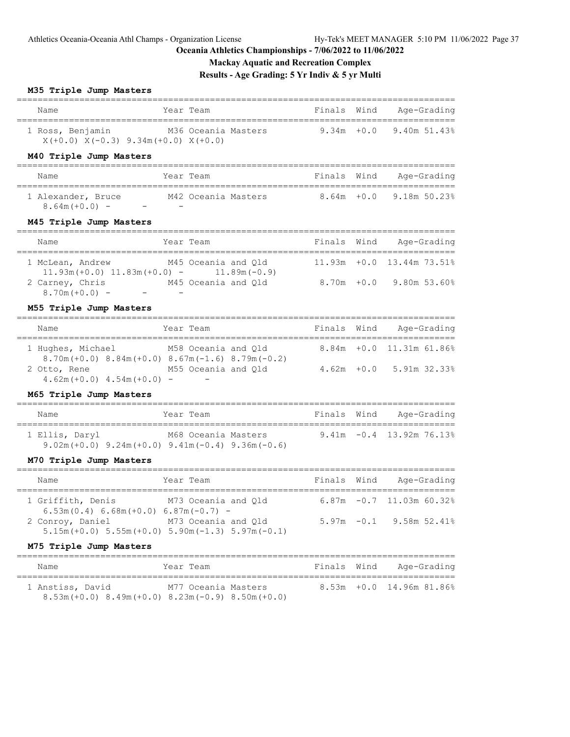# Oceania Athletics Championships - 7/06/2022 to 11/06/2022

## Mackay Aquatic and Recreation Complex

### Results - Age Grading: 5 Yr Indiv & 5 yr Multi

**M35 Triple Jump Masters**

| Name | Year | Team | Finals | Wind | Age-Grading |
|---|---|---|---|---|---|
| 1 Ross, Benjamin | M36 | Oceania Masters | 9.34m | +0.0 | 9.40m 51.43% |
| X(+0.0) X(-0.3) 9.34m(+0.0) X(+0.0) | | | | | |

**M40 Triple Jump Masters**

| Name | Year | Team | Finals | Wind | Age-Grading |
|---|---|---|---|---|---|
| 1 Alexander, Bruce | M42 | Oceania Masters | 8.64m | +0.0 | 9.18m 50.23% |
| 8.64m(+0.0) - - - | | | | | |

**M45 Triple Jump Masters**

| Name | Year | Team | Finals | Wind | Age-Grading |
|---|---|---|---|---|---|
| 1 McLean, Andrew | M45 | Oceania and Qld | 11.93m | +0.0 | 13.44m 73.51% |
| 11.93m(+0.0) 11.83m(+0.0) - 11.89m(-0.9) | | | | | |
| 2 Carney, Chris | M45 | Oceania and Qld | 8.70m | +0.0 | 9.80m 53.60% |
| 8.70m(+0.0) - - - | | | | | |

**M55 Triple Jump Masters**

| Name | Year | Team | Finals | Wind | Age-Grading |
|---|---|---|---|---|---|
| 1 Hughes, Michael | M58 | Oceania and Qld | 8.84m | +0.0 | 11.31m 61.86% |
| 8.70m(+0.0) 8.84m(+0.0) 8.67m(-1.6) 8.79m(-0.2) | | | | | |
| 2 Otto, Rene | M55 | Oceania and Qld | 4.62m | +0.0 | 5.91m 32.33% |
| 4.62m(+0.0) 4.54m(+0.0) - - | | | | | |

**M65 Triple Jump Masters**

| Name | Year | Team | Finals | Wind | Age-Grading |
|---|---|---|---|---|---|
| 1 Ellis, Daryl | M68 | Oceania Masters | 9.41m | -0.4 | 13.92m 76.13% |
| 9.02m(+0.0) 9.24m(+0.0) 9.41m(-0.4) 9.36m(-0.6) | | | | | |

**M70 Triple Jump Masters**

| Name | Year | Team | Finals | Wind | Age-Grading |
|---|---|---|---|---|---|
| 1 Griffith, Denis | M73 | Oceania and Qld | 6.87m | -0.7 | 11.03m 60.32% |
| 6.53m(0.4) 6.68m(+0.0) 6.87m(-0.7) - | | | | | |
| 2 Conroy, Daniel | M73 | Oceania and Qld | 5.97m | -0.1 | 9.58m 52.41% |
| 5.15m(+0.0) 5.55m(+0.0) 5.90m(-1.3) 5.97m(-0.1) | | | | | |

**M75 Triple Jump Masters**

| Name | Year | Team | Finals | Wind | Age-Grading |
|---|---|---|---|---|---|
| 1 Anstiss, David | M77 | Oceania Masters | 8.53m | +0.0 | 14.96m 81.86% |
| 8.53m(+0.0) 8.49m(+0.0) 8.23m(-0.9) 8.50m(+0.0) | | | | | |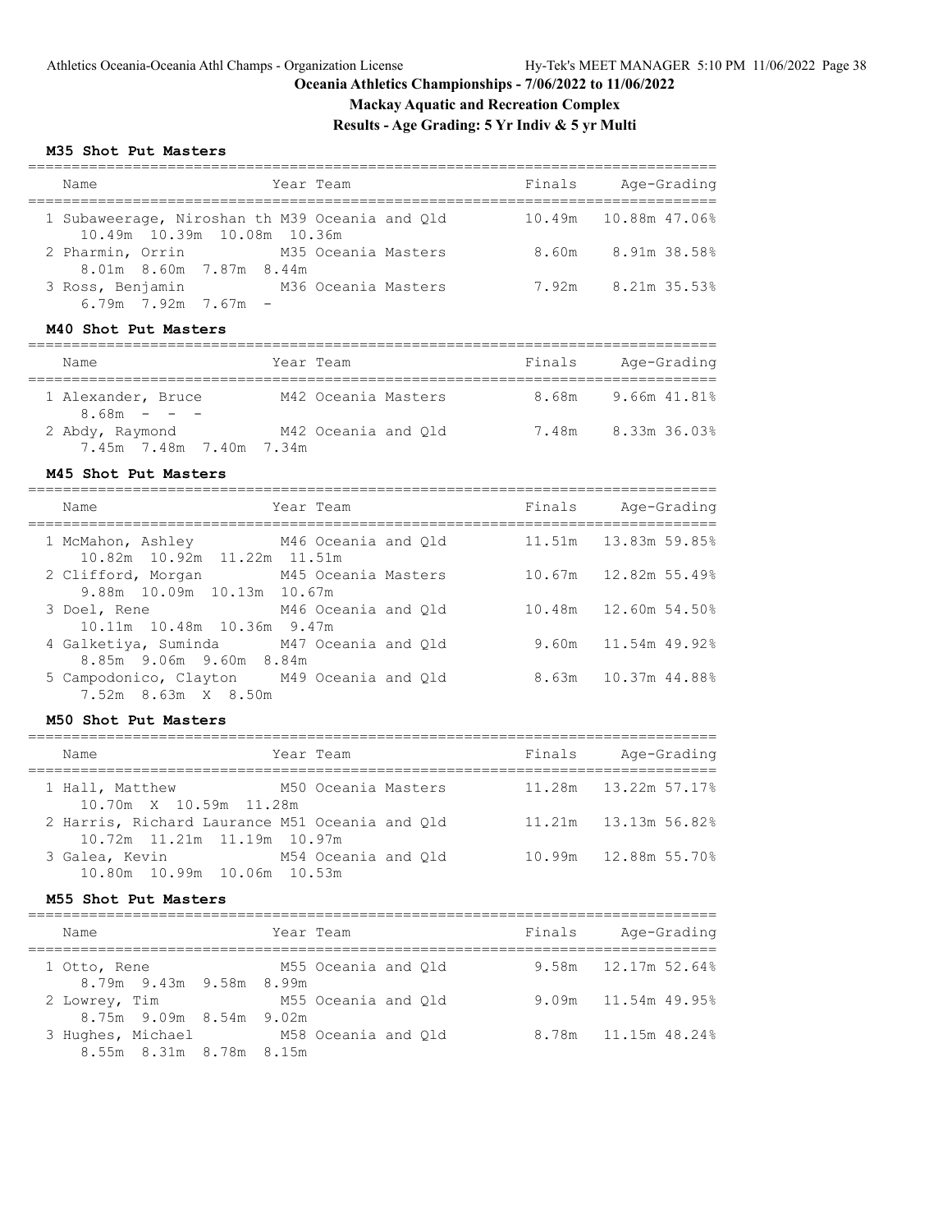# Oceania Athletics Championships - 7/06/2022 to 11/06/2022

## Mackay Aquatic and Recreation Complex

## Results - Age Grading: 5 Yr Indiv & 5 yr Multi

### M35 Shot Put Masters

| Name | Year | Team | Finals | Age-Grading |
|---|---|---|---|---|
| 1 Subaweerage, Niroshan th | M39 | Oceania and Qld | 10.49m | 10.88m 47.06% |
| 10.49m 10.39m 10.08m 10.36m | | | | |
| 2 Pharmin, Orrin | M35 | Oceania Masters | 8.60m | 8.91m 38.58% |
| 8.01m 8.60m 7.87m 8.44m | | | | |
| 3 Ross, Benjamin | M36 | Oceania Masters | 7.92m | 8.21m 35.53% |
| 6.79m 7.92m 7.67m - | | | | |

### M40 Shot Put Masters

| Name | Year | Team | Finals | Age-Grading |
|---|---|---|---|---|
| 1 Alexander, Bruce | M42 | Oceania Masters | 8.68m | 9.66m 41.81% |
| 8.68m - - - | | | | |
| 2 Abdy, Raymond | M42 | Oceania and Qld | 7.48m | 8.33m 36.03% |
| 7.45m 7.48m 7.40m 7.34m | | | | |

### M45 Shot Put Masters

| Name | Year | Team | Finals | Age-Grading |
|---|---|---|---|---|
| 1 McMahon, Ashley | M46 | Oceania and Qld | 11.51m | 13.83m 59.85% |
| 10.82m 10.92m 11.22m 11.51m | | | | |
| 2 Clifford, Morgan | M45 | Oceania Masters | 10.67m | 12.82m 55.49% |
| 9.88m 10.09m 10.13m 10.67m | | | | |
| 3 Doel, Rene | M46 | Oceania and Qld | 10.48m | 12.60m 54.50% |
| 10.11m 10.48m 10.36m 9.47m | | | | |
| 4 Galketiya, Suminda | M47 | Oceania and Qld | 9.60m | 11.54m 49.92% |
| 8.85m 9.06m 9.60m 8.84m | | | | |
| 5 Campodonico, Clayton | M49 | Oceania and Qld | 8.63m | 10.37m 44.88% |
| 7.52m 8.63m X 8.50m | | | | |

### M50 Shot Put Masters

| Name | Year | Team | Finals | Age-Grading |
|---|---|---|---|---|
| 1 Hall, Matthew | M50 | Oceania Masters | 11.28m | 13.22m 57.17% |
| 10.70m X 10.59m 11.28m | | | | |
| 2 Harris, Richard Laurance | M51 | Oceania and Qld | 11.21m | 13.13m 56.82% |
| 10.72m 11.21m 11.19m 10.97m | | | | |
| 3 Galea, Kevin | M54 | Oceania and Qld | 10.99m | 12.88m 55.70% |
| 10.80m 10.99m 10.06m 10.53m | | | | |

### M55 Shot Put Masters

| Name | Year | Team | Finals | Age-Grading |
|---|---|---|---|---|
| 1 Otto, Rene | M55 | Oceania and Qld | 9.58m | 12.17m 52.64% |
| 8.79m 9.43m 9.58m 8.99m | | | | |
| 2 Lowrey, Tim | M55 | Oceania and Qld | 9.09m | 11.54m 49.95% |
| 8.75m 9.09m 8.54m 9.02m | | | | |
| 3 Hughes, Michael | M58 | Oceania and Qld | 8.78m | 11.15m 48.24% |
| 8.55m 8.31m 8.78m 8.15m | | | | |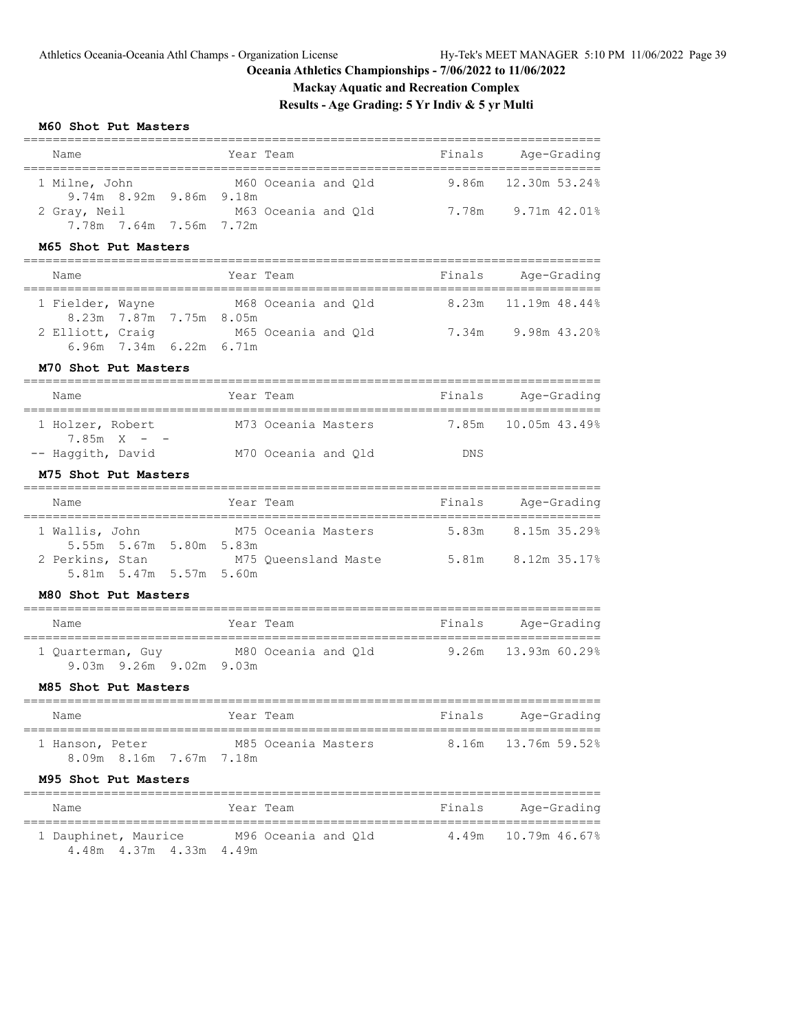# Oceania Athletics Championships - 7/06/2022 to 11/06/2022

## Mackay Aquatic and Recreation Complex

## Results - Age Grading: 5 Yr Indiv & 5 yr Multi

### M60 Shot Put Masters

| Name | Year | Team | Finals | Age-Grading |
|---|---|---|---|---|
| 1 Milne, John | M60 | Oceania and Qld | 9.86m | 12.30m 53.24% |
| 9.74m 8.92m 9.86m 9.18m | | | | |
| 2 Gray, Neil | M63 | Oceania and Qld | 7.78m | 9.71m 42.01% |
| 7.78m 7.64m 7.56m 7.72m | | | | |

### M65 Shot Put Masters

| Name | Year | Team | Finals | Age-Grading |
|---|---|---|---|---|
| 1 Fielder, Wayne | M68 | Oceania and Qld | 8.23m | 11.19m 48.44% |
| 8.23m 7.87m 7.75m 8.05m | | | | |
| 2 Elliott, Craig | M65 | Oceania and Qld | 7.34m | 9.98m 43.20% |
| 6.96m 7.34m 6.22m 6.71m | | | | |

### M70 Shot Put Masters

| Name | Year | Team | Finals | Age-Grading |
|---|---|---|---|---|
| 1 Holzer, Robert | M73 | Oceania Masters | 7.85m | 10.05m 43.49% |
| 7.85m X - - | | | | |
| -- Haggith, David | M70 | Oceania and Qld | DNS | |

### M75 Shot Put Masters

| Name | Year | Team | Finals | Age-Grading |
|---|---|---|---|---|
| 1 Wallis, John | M75 | Oceania Masters | 5.83m | 8.15m 35.29% |
| 5.55m 5.67m 5.80m 5.83m | | | | |
| 2 Perkins, Stan | M75 | Queensland Maste | 5.81m | 8.12m 35.17% |
| 5.81m 5.47m 5.57m 5.60m | | | | |

### M80 Shot Put Masters

| Name | Year | Team | Finals | Age-Grading |
|---|---|---|---|---|
| 1 Quarterman, Guy | M80 | Oceania and Qld | 9.26m | 13.93m 60.29% |
| 9.03m 9.26m 9.02m 9.03m | | | | |

### M85 Shot Put Masters

| Name | Year | Team | Finals | Age-Grading |
|---|---|---|---|---|
| 1 Hanson, Peter | M85 | Oceania Masters | 8.16m | 13.76m 59.52% |
| 8.09m 8.16m 7.67m 7.18m | | | | |

### M95 Shot Put Masters

| Name | Year | Team | Finals | Age-Grading |
|---|---|---|---|---|
| 1 Dauphinet, Maurice | M96 | Oceania and Qld | 4.49m | 10.79m 46.67% |
| 4.48m 4.37m 4.33m 4.49m | | | | |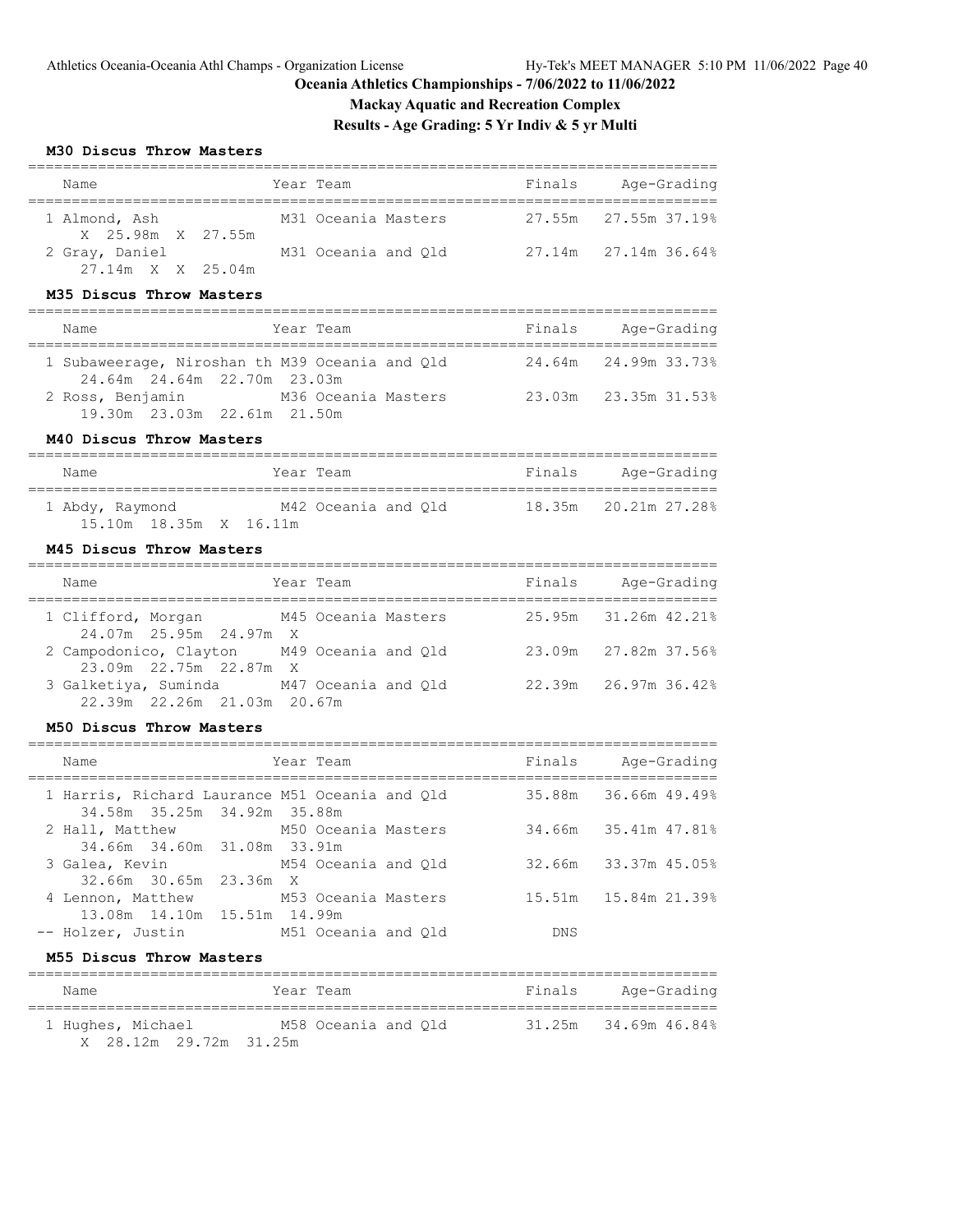# Oceania Athletics Championships - 7/06/2022 to 11/06/2022

## Mackay Aquatic and Recreation Complex

## Results - Age Grading: 5 Yr Indiv & 5 yr Multi

### M30 Discus Throw Masters

| Name | Year | Team | Finals | Age-Grading |
|---|---|---|---|---|
| 1 Almond, Ash | M31 | Oceania Masters | 27.55m | 27.55m 37.19% |
| X 25.98m X 27.55m | | | | |
| 2 Gray, Daniel | M31 | Oceania and Qld | 27.14m | 27.14m 36.64% |
| 27.14m X X 25.04m | | | | |

### M35 Discus Throw Masters

| Name | Year | Team | Finals | Age-Grading |
|---|---|---|---|---|
| 1 Subaweerage, Niroshan th | M39 | Oceania and Qld | 24.64m | 24.99m 33.73% |
| 24.64m 24.64m 22.70m 23.03m | | | | |
| 2 Ross, Benjamin | M36 | Oceania Masters | 23.03m | 23.35m 31.53% |
| 19.30m 23.03m 22.61m 21.50m | | | | |

### M40 Discus Throw Masters

| Name | Year | Team | Finals | Age-Grading |
|---|---|---|---|---|
| 1 Abdy, Raymond | M42 | Oceania and Qld | 18.35m | 20.21m 27.28% |
| 15.10m 18.35m X 16.11m | | | | |

### M45 Discus Throw Masters

| Name | Year | Team | Finals | Age-Grading |
|---|---|---|---|---|
| 1 Clifford, Morgan | M45 | Oceania Masters | 25.95m | 31.26m 42.21% |
| 24.07m 25.95m 24.97m X | | | | |
| 2 Campodonico, Clayton | M49 | Oceania and Qld | 23.09m | 27.82m 37.56% |
| 23.09m 22.75m 22.87m X | | | | |
| 3 Galketiya, Suminda | M47 | Oceania and Qld | 22.39m | 26.97m 36.42% |
| 22.39m 22.26m 21.03m 20.67m | | | | |

### M50 Discus Throw Masters

| Name | Year | Team | Finals | Age-Grading |
|---|---|---|---|---|
| 1 Harris, Richard Laurance | M51 | Oceania and Qld | 35.88m | 36.66m 49.49% |
| 34.58m 35.25m 34.92m 35.88m | | | | |
| 2 Hall, Matthew | M50 | Oceania Masters | 34.66m | 35.41m 47.81% |
| 34.66m 34.60m 31.08m 33.91m | | | | |
| 3 Galea, Kevin | M54 | Oceania and Qld | 32.66m | 33.37m 45.05% |
| 32.66m 30.65m 23.36m X | | | | |
| 4 Lennon, Matthew | M53 | Oceania Masters | 15.51m | 15.84m 21.39% |
| 13.08m 14.10m 15.51m 14.99m | | | | |
| -- Holzer, Justin | M51 | Oceania and Qld | DNS | |

### M55 Discus Throw Masters

| Name | Year | Team | Finals | Age-Grading |
|---|---|---|---|---|
| 1 Hughes, Michael | M58 | Oceania and Qld | 31.25m | 34.69m 46.84% |
| X 28.12m 29.72m 31.25m | | | | |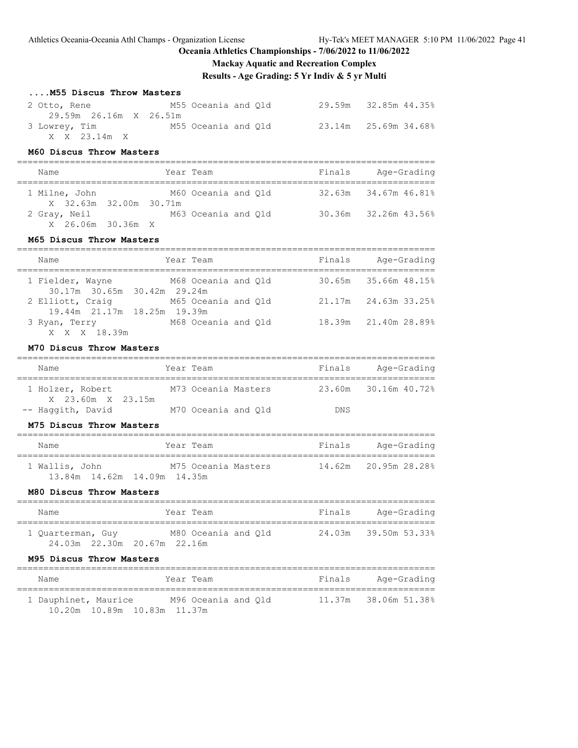# Oceania Athletics Championships - 7/06/2022 to 11/06/2022

## Mackay Aquatic and Recreation Complex

## Results - Age Grading: 5 Yr Indiv & 5 yr Multi

### ....M55 Discus Throw Masters

| Name | Year Team | Finals | Age-Grading |
|---|---|---|---|
| 2 Otto, Rene | M55 Oceania and Qld | 29.59m | 32.85m 44.35% |
| 29.59m 26.16m X 26.51m | | | |
| 3 Lowrey, Tim | M55 Oceania and Qld | 23.14m | 25.69m 34.68% |
| X X 23.14m X | | | |

### M60 Discus Throw Masters

| Name | Year Team | Finals | Age-Grading |
|---|---|---|---|
| 1 Milne, John | M60 Oceania and Qld | 32.63m | 34.67m 46.81% |
| X 32.63m 32.00m 30.71m | | | |
| 2 Gray, Neil | M63 Oceania and Qld | 30.36m | 32.26m 43.56% |
| X 26.06m 30.36m X | | | |

### M65 Discus Throw Masters

| Name | Year Team | Finals | Age-Grading |
|---|---|---|---|
| 1 Fielder, Wayne | M68 Oceania and Qld | 30.65m | 35.66m 48.15% |
| 30.17m 30.65m 30.42m 29.24m | | | |
| 2 Elliott, Craig | M65 Oceania and Qld | 21.17m | 24.63m 33.25% |
| 19.44m 21.17m 18.25m 19.39m | | | |
| 3 Ryan, Terry | M68 Oceania and Qld | 18.39m | 21.40m 28.89% |
| X X X 18.39m | | | |

### M70 Discus Throw Masters

| Name | Year Team | Finals | Age-Grading |
|---|---|---|---|
| 1 Holzer, Robert | M73 Oceania Masters | 23.60m | 30.16m 40.72% |
| X 23.60m X 23.15m | | | |
| -- Haggith, David | M70 Oceania and Qld | DNS | |

### M75 Discus Throw Masters

| Name | Year Team | Finals | Age-Grading |
|---|---|---|---|
| 1 Wallis, John | M75 Oceania Masters | 14.62m | 20.95m 28.28% |
| 13.84m 14.62m 14.09m 14.35m | | | |

### M80 Discus Throw Masters

| Name | Year Team | Finals | Age-Grading |
|---|---|---|---|
| 1 Quarterman, Guy | M80 Oceania and Qld | 24.03m | 39.50m 53.33% |
| 24.03m 22.30m 20.67m 22.16m | | | |

### M95 Discus Throw Masters

| Name | Year Team | Finals | Age-Grading |
|---|---|---|---|
| 1 Dauphinet, Maurice | M96 Oceania and Qld | 11.37m | 38.06m 51.38% |
| 10.20m 10.89m 10.83m 11.37m | | | |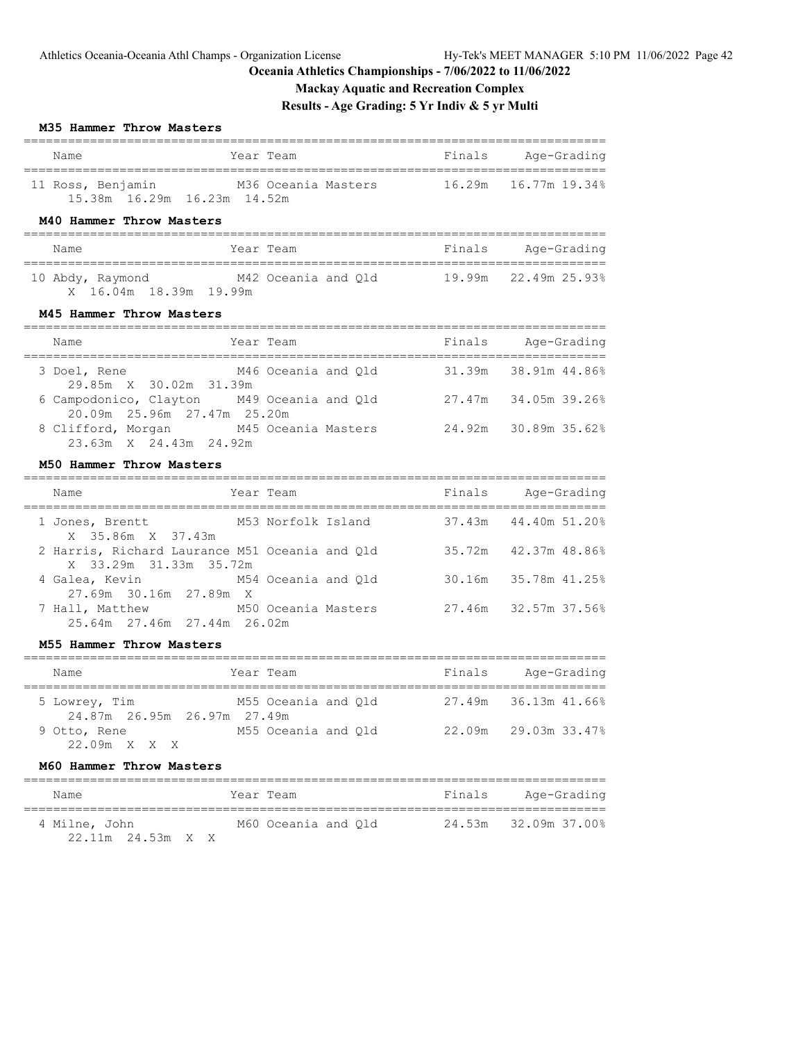# Oceania Athletics Championships - 7/06/2022 to 11/06/2022

## Mackay Aquatic and Recreation Complex

## Results - Age Grading: 5 Yr Indiv & 5 yr Multi

### M35 Hammer Throw Masters

| Name | Year | Team | Finals | Age-Grading |
|---|---|---|---|---|
| 11 Ross, Benjamin | M36 | Oceania Masters | 16.29m | 16.77m 19.34% |
| 15.38m 16.29m 16.23m 14.52m | | | | |

### M40 Hammer Throw Masters

| Name | Year | Team | Finals | Age-Grading |
|---|---|---|---|---|
| 10 Abdy, Raymond | M42 | Oceania and Qld | 19.99m | 22.49m 25.93% |
| X 16.04m 18.39m 19.99m | | | | |

### M45 Hammer Throw Masters

| Name | Year | Team | Finals | Age-Grading |
|---|---|---|---|---|
| 3 Doel, Rene | M46 | Oceania and Qld | 31.39m | 38.91m 44.86% |
| 29.85m X 30.02m 31.39m | | | | |
| 6 Campodonico, Clayton | M49 | Oceania and Qld | 27.47m | 34.05m 39.26% |
| 20.09m 25.96m 27.47m 25.20m | | | | |
| 8 Clifford, Morgan | M45 | Oceania Masters | 24.92m | 30.89m 35.62% |
| 23.63m X 24.43m 24.92m | | | | |

### M50 Hammer Throw Masters

| Name | Year | Team | Finals | Age-Grading |
|---|---|---|---|---|
| 1 Jones, Brentt | M53 | Norfolk Island | 37.43m | 44.40m 51.20% |
| X 35.86m X 37.43m | | | | |
| 2 Harris, Richard Laurance | M51 | Oceania and Qld | 35.72m | 42.37m 48.86% |
| X 33.29m 31.33m 35.72m | | | | |
| 4 Galea, Kevin | M54 | Oceania and Qld | 30.16m | 35.78m 41.25% |
| 27.69m 30.16m 27.89m X | | | | |
| 7 Hall, Matthew | M50 | Oceania Masters | 27.46m | 32.57m 37.56% |
| 25.64m 27.46m 27.44m 26.02m | | | | |

### M55 Hammer Throw Masters

| Name | Year | Team | Finals | Age-Grading |
|---|---|---|---|---|
| 5 Lowrey, Tim | M55 | Oceania and Qld | 27.49m | 36.13m 41.66% |
| 24.87m 26.95m 26.97m 27.49m | | | | |
| 9 Otto, Rene | M55 | Oceania and Qld | 22.09m | 29.03m 33.47% |
| 22.09m X X X | | | | |

### M60 Hammer Throw Masters

| Name | Year | Team | Finals | Age-Grading |
|---|---|---|---|---|
| 4 Milne, John | M60 | Oceania and Qld | 24.53m | 32.09m 37.00% |
| 22.11m 24.53m X X | | | | |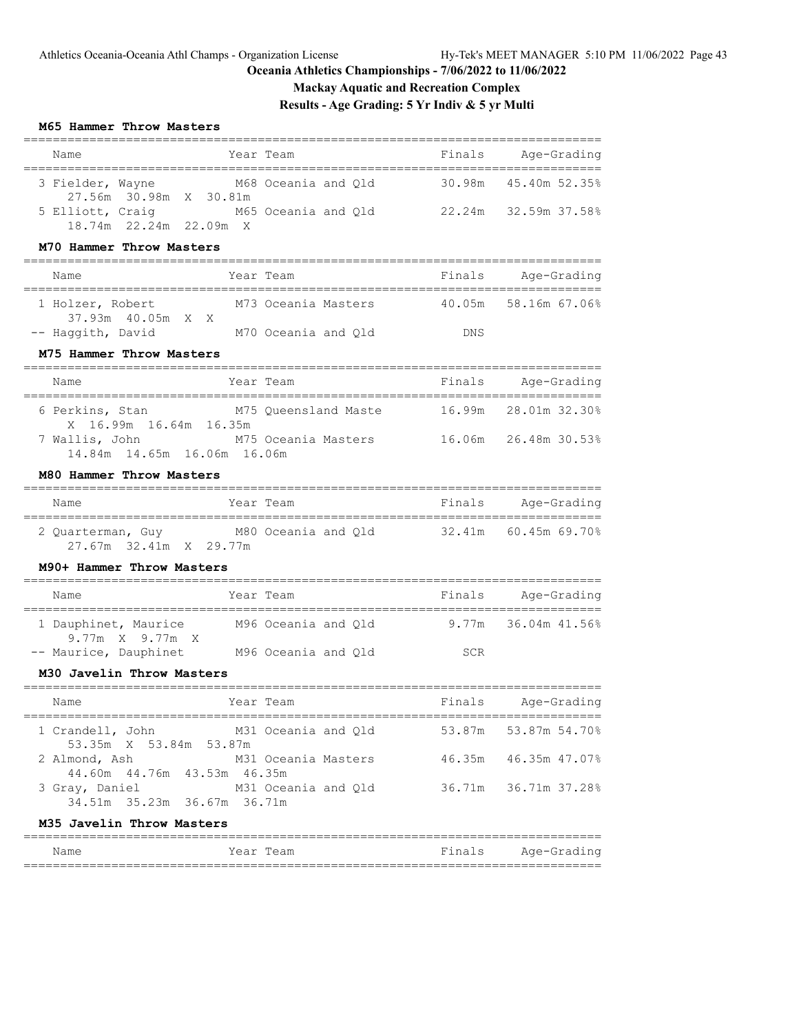**Oceania Athletics Championships - 7/06/2022 to 11/06/2022**

**Mackay Aquatic and Recreation Complex**

**Results - Age Grading: 5 Yr Indiv & 5 yr Multi**

### M65 Hammer Throw Masters

| Name | Year | Team | Finals | Age-Grading |
|---|---|---|---|---|
| 3 Fielder, Wayne | M68 | Oceania and Qld | 30.98m | 45.40m 52.35% |
| 27.56m 30.98m X 30.81m | | | | |
| 5 Elliott, Craig | M65 | Oceania and Qld | 22.24m | 32.59m 37.58% |
| 18.74m 22.24m 22.09m X | | | | |

### M70 Hammer Throw Masters

| Name | Year | Team | Finals | Age-Grading |
|---|---|---|---|---|
| 1 Holzer, Robert | M73 | Oceania Masters | 40.05m | 58.16m 67.06% |
| 37.93m 40.05m X X | | | | |
| -- Haggith, David | M70 | Oceania and Qld | DNS | |

### M75 Hammer Throw Masters

| Name | Year | Team | Finals | Age-Grading |
|---|---|---|---|---|
| 6 Perkins, Stan | M75 | Queensland Maste | 16.99m | 28.01m 32.30% |
| X 16.99m 16.64m 16.35m | | | | |
| 7 Wallis, John | M75 | Oceania Masters | 16.06m | 26.48m 30.53% |
| 14.84m 14.65m 16.06m 16.06m | | | | |

### M80 Hammer Throw Masters

| Name | Year | Team | Finals | Age-Grading |
|---|---|---|---|---|
| 2 Quarterman, Guy | M80 | Oceania and Qld | 32.41m | 60.45m 69.70% |
| 27.67m 32.41m X 29.77m | | | | |

### M90+ Hammer Throw Masters

| Name | Year | Team | Finals | Age-Grading |
|---|---|---|---|---|
| 1 Dauphinet, Maurice | M96 | Oceania and Qld | 9.77m | 36.04m 41.56% |
| 9.77m X 9.77m X | | | | |
| -- Maurice, Dauphinet | M96 | Oceania and Qld | SCR | |

### M30 Javelin Throw Masters

| Name | Year | Team | Finals | Age-Grading |
|---|---|---|---|---|
| 1 Crandell, John | M31 | Oceania and Qld | 53.87m | 53.87m 54.70% |
| 53.35m X 53.84m 53.87m | | | | |
| 2 Almond, Ash | M31 | Oceania Masters | 46.35m | 46.35m 47.07% |
| 44.60m 44.76m 43.53m 46.35m | | | | |
| 3 Gray, Daniel | M31 | Oceania and Qld | 36.71m | 36.71m 37.28% |
| 34.51m 35.23m 36.67m 36.71m | | | | |

### M35 Javelin Throw Masters

| Name | Year | Team | Finals | Age-Grading |
|---|---|---|---|---|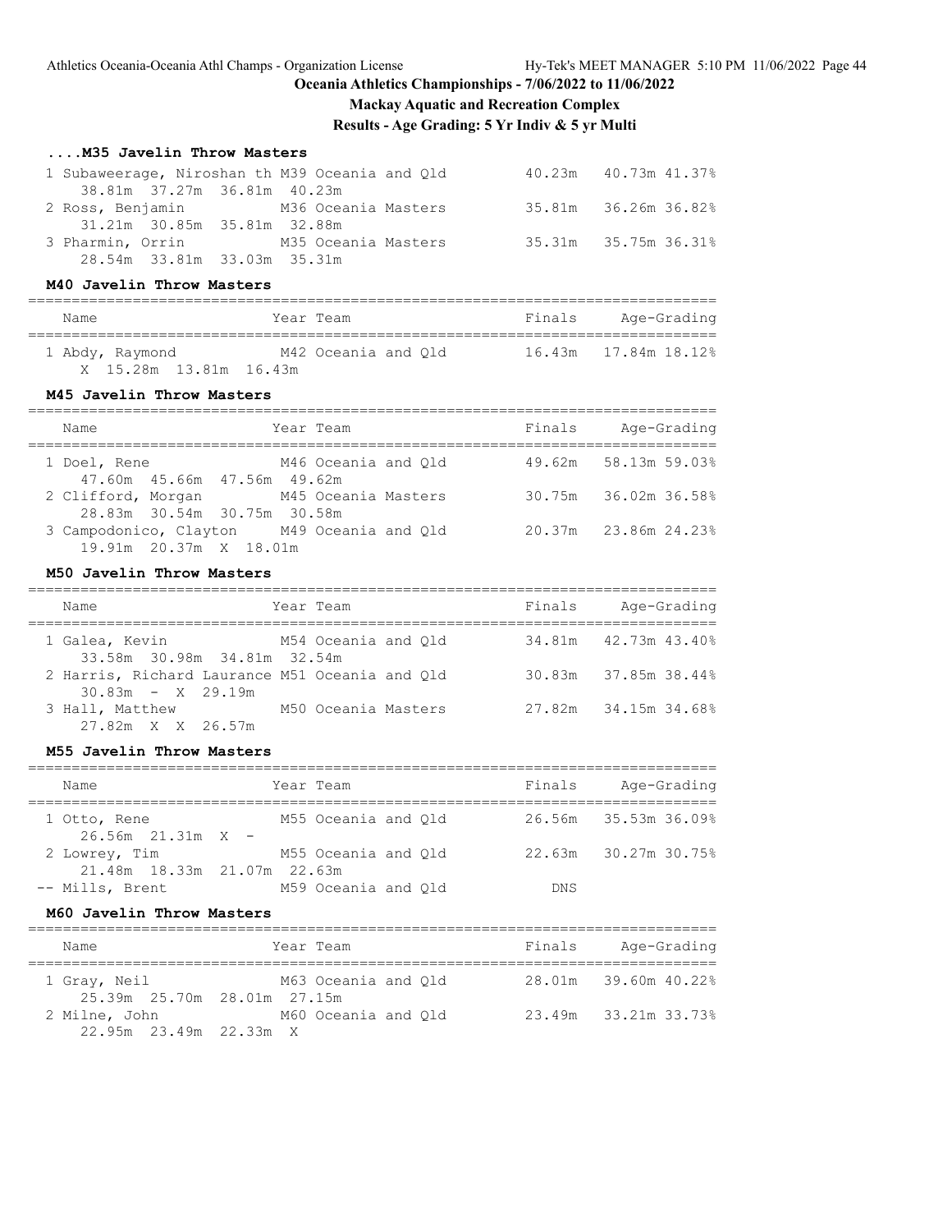## Oceania Athletics Championships - 7/06/2022 to 11/06/2022

## Mackay Aquatic and Recreation Complex

### Results - Age Grading: 5 Yr Indiv & 5 yr Multi

#### ....M35 Javelin Throw Masters

| Name | Year | Team | Finals | Age-Grading | |
|---|---|---|---|---|---|
| 1 Subaweerage, Niroshan th | M39 | Oceania and Qld | 40.23m | 40.73m | 41.37% |
| 38.81m 37.27m 36.81m 40.23m | | | | | |
| 2 Ross, Benjamin | M36 | Oceania Masters | 35.81m | 36.26m | 36.82% |
| 31.21m 30.85m 35.81m 32.88m | | | | | |
| 3 Pharmin, Orrin | M35 | Oceania Masters | 35.31m | 35.75m | 36.31% |
| 28.54m 33.81m 33.03m 35.31m | | | | | |

#### M40 Javelin Throw Masters

| Name | Year | Team | Finals | Age-Grading | |
|---|---|---|---|---|---|
| 1 Abdy, Raymond | M42 | Oceania and Qld | 16.43m | 17.84m | 18.12% |
| X 15.28m 13.81m 16.43m | | | | | |

#### M45 Javelin Throw Masters

| Name | Year | Team | Finals | Age-Grading | |
|---|---|---|---|---|---|
| 1 Doel, Rene | M46 | Oceania and Qld | 49.62m | 58.13m | 59.03% |
| 47.60m 45.66m 47.56m 49.62m | | | | | |
| 2 Clifford, Morgan | M45 | Oceania Masters | 30.75m | 36.02m | 36.58% |
| 28.83m 30.54m 30.75m 30.58m | | | | | |
| 3 Campodonico, Clayton | M49 | Oceania and Qld | 20.37m | 23.86m | 24.23% |
| 19.91m 20.37m X 18.01m | | | | | |

#### M50 Javelin Throw Masters

| Name | Year | Team | Finals | Age-Grading | |
|---|---|---|---|---|---|
| 1 Galea, Kevin | M54 | Oceania and Qld | 34.81m | 42.73m | 43.40% |
| 33.58m 30.98m 34.81m 32.54m | | | | | |
| 2 Harris, Richard Laurance | M51 | Oceania and Qld | 30.83m | 37.85m | 38.44% |
| 30.83m - X 29.19m | | | | | |
| 3 Hall, Matthew | M50 | Oceania Masters | 27.82m | 34.15m | 34.68% |
| 27.82m X X 26.57m | | | | | |

#### M55 Javelin Throw Masters

| Name | Year | Team | Finals | Age-Grading | |
|---|---|---|---|---|---|
| 1 Otto, Rene | M55 | Oceania and Qld | 26.56m | 35.53m | 36.09% |
| 26.56m 21.31m X - | | | | | |
| 2 Lowrey, Tim | M55 | Oceania and Qld | 22.63m | 30.27m | 30.75% |
| 21.48m 18.33m 21.07m 22.63m | | | | | |
| -- Mills, Brent | M59 | Oceania and Qld | DNS | | |

#### M60 Javelin Throw Masters

| Name | Year | Team | Finals | Age-Grading | |
|---|---|---|---|---|---|
| 1 Gray, Neil | M63 | Oceania and Qld | 28.01m | 39.60m | 40.22% |
| 25.39m 25.70m 28.01m 27.15m | | | | | |
| 2 Milne, John | M60 | Oceania and Qld | 23.49m | 33.21m | 33.73% |
| 22.95m 23.49m 22.33m X | | | | | |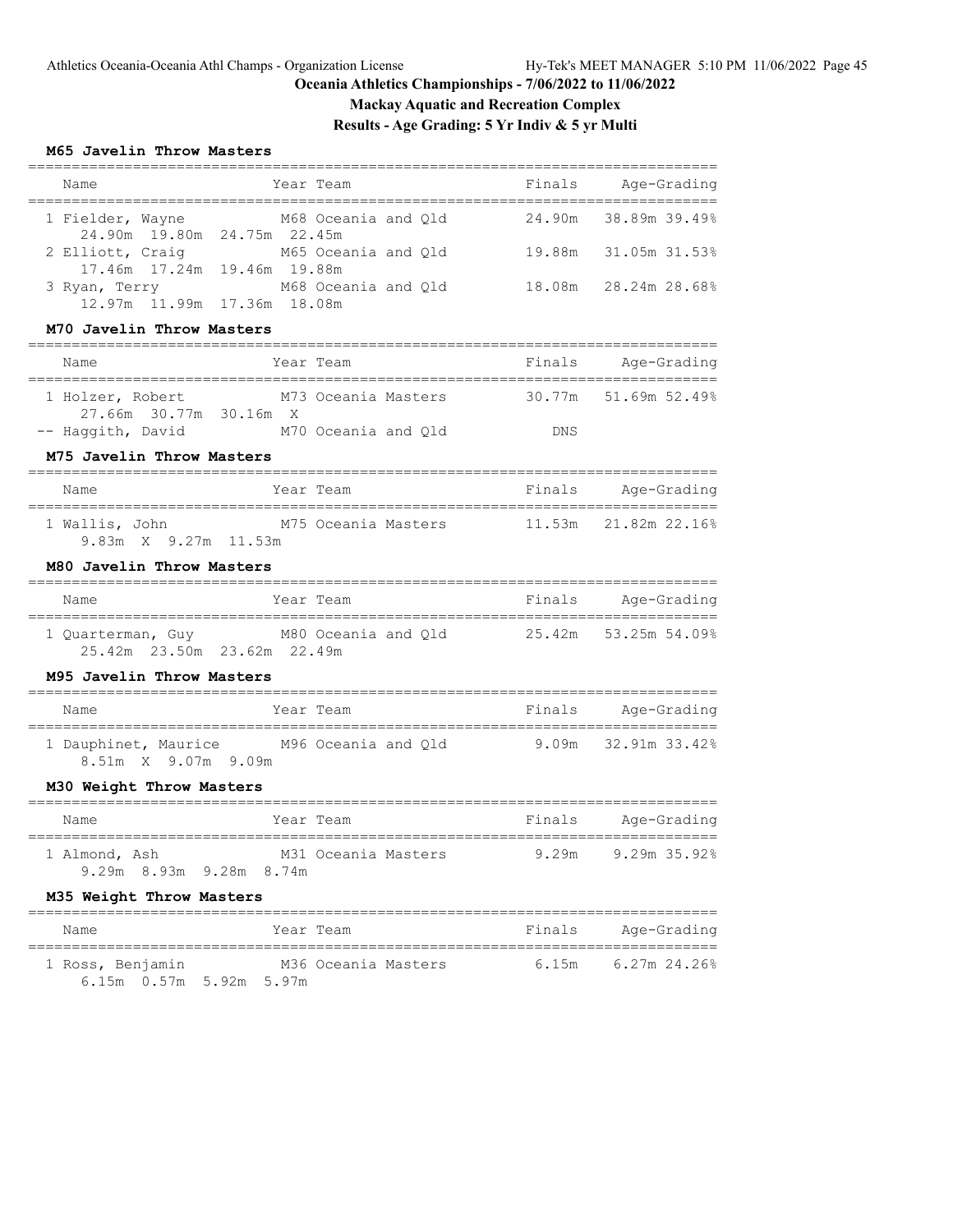## Oceania Athletics Championships - 7/06/2022 to 11/06/2022

### Mackay Aquatic and Recreation Complex

### Results - Age Grading: 5 Yr Indiv & 5 yr Multi

#### M65 Javelin Throw Masters

| Name | Year | Team | Finals | Age-Grading |
|---|---|---|---|---|
| 1 Fielder, Wayne | M68 | Oceania and Qld | 24.90m | 38.89m 39.49% |
| 24.90m 19.80m 24.75m 22.45m | | | | |
| 2 Elliott, Craig | M65 | Oceania and Qld | 19.88m | 31.05m 31.53% |
| 17.46m 17.24m 19.46m 19.88m | | | | |
| 3 Ryan, Terry | M68 | Oceania and Qld | 18.08m | 28.24m 28.68% |
| 12.97m 11.99m 17.36m 18.08m | | | | |

#### M70 Javelin Throw Masters

| Name | Year | Team | Finals | Age-Grading |
|---|---|---|---|---|
| 1 Holzer, Robert | M73 | Oceania Masters | 30.77m | 51.69m 52.49% |
| 27.66m 30.77m 30.16m X | | | | |
| -- Haggith, David | M70 | Oceania and Qld | DNS | |

#### M75 Javelin Throw Masters

| Name | Year | Team | Finals | Age-Grading |
|---|---|---|---|---|
| 1 Wallis, John | M75 | Oceania Masters | 11.53m | 21.82m 22.16% |
| 9.83m X 9.27m 11.53m | | | | |

#### M80 Javelin Throw Masters

| Name | Year | Team | Finals | Age-Grading |
|---|---|---|---|---|
| 1 Quarterman, Guy | M80 | Oceania and Qld | 25.42m | 53.25m 54.09% |
| 25.42m 23.50m 23.62m 22.49m | | | | |

#### M95 Javelin Throw Masters

| Name | Year | Team | Finals | Age-Grading |
|---|---|---|---|---|
| 1 Dauphinet, Maurice | M96 | Oceania and Qld | 9.09m | 32.91m 33.42% |
| 8.51m X 9.07m 9.09m | | | | |

#### M30 Weight Throw Masters

| Name | Year | Team | Finals | Age-Grading |
|---|---|---|---|---|
| 1 Almond, Ash | M31 | Oceania Masters | 9.29m | 9.29m 35.92% |
| 9.29m 8.93m 9.28m 8.74m | | | | |

#### M35 Weight Throw Masters

| Name | Year | Team | Finals | Age-Grading |
|---|---|---|---|---|
| 1 Ross, Benjamin | M36 | Oceania Masters | 6.15m | 6.27m 24.26% |
| 6.15m 0.57m 5.92m 5.97m | | | | |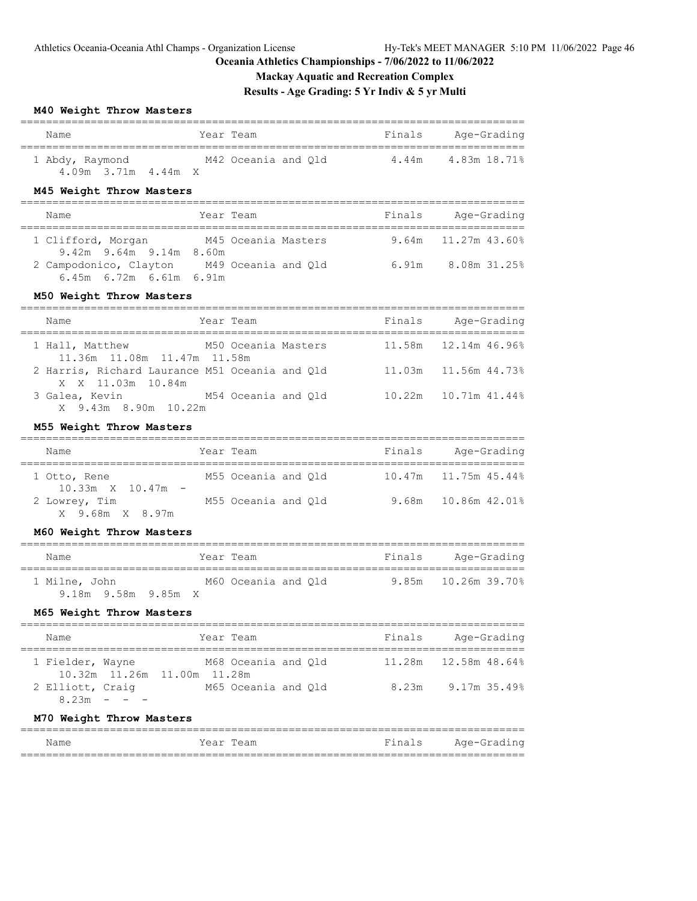**Oceania Athletics Championships - 7/06/2022 to 11/06/2022**

**Mackay Aquatic and Recreation Complex**

**Results - Age Grading: 5 Yr Indiv & 5 yr Multi**

### M40 Weight Throw Masters

| Name | Year | Team | Finals | Age-Grading |
|---|---|---|---|---|
| 1 Abdy, Raymond | M42 | Oceania and Qld | 4.44m | 4.83m 18.71% |
| 4.09m 3.71m 4.44m X | | | | |

### M45 Weight Throw Masters

| Name | Year | Team | Finals | Age-Grading |
|---|---|---|---|---|
| 1 Clifford, Morgan | M45 | Oceania Masters | 9.64m | 11.27m 43.60% |
| 9.42m 9.64m 9.14m 8.60m | | | | |
| 2 Campodonico, Clayton | M49 | Oceania and Qld | 6.91m | 8.08m 31.25% |
| 6.45m 6.72m 6.61m 6.91m | | | | |

### M50 Weight Throw Masters

| Name | Year | Team | Finals | Age-Grading |
|---|---|---|---|---|
| 1 Hall, Matthew | M50 | Oceania Masters | 11.58m | 12.14m 46.96% |
| 11.36m 11.08m 11.47m 11.58m | | | | |
| 2 Harris, Richard Laurance | M51 | Oceania and Qld | 11.03m | 11.56m 44.73% |
| X X 11.03m 10.84m | | | | |
| 3 Galea, Kevin | M54 | Oceania and Qld | 10.22m | 10.71m 41.44% |
| X 9.43m 8.90m 10.22m | | | | |

### M55 Weight Throw Masters

| Name | Year | Team | Finals | Age-Grading |
|---|---|---|---|---|
| 1 Otto, Rene | M55 | Oceania and Qld | 10.47m | 11.75m 45.44% |
| 10.33m X 10.47m - | | | | |
| 2 Lowrey, Tim | M55 | Oceania and Qld | 9.68m | 10.86m 42.01% |
| X 9.68m X 8.97m | | | | |

### M60 Weight Throw Masters

| Name | Year | Team | Finals | Age-Grading |
|---|---|---|---|---|
| 1 Milne, John | M60 | Oceania and Qld | 9.85m | 10.26m 39.70% |
| 9.18m 9.58m 9.85m X | | | | |

### M65 Weight Throw Masters

| Name | Year | Team | Finals | Age-Grading |
|---|---|---|---|---|
| 1 Fielder, Wayne | M68 | Oceania and Qld | 11.28m | 12.58m 48.64% |
| 10.32m 11.26m 11.00m 11.28m | | | | |
| 2 Elliott, Craig | M65 | Oceania and Qld | 8.23m | 9.17m 35.49% |
| 8.23m - - - | | | | |

### M70 Weight Throw Masters

| Name | Year | Team | Finals | Age-Grading |
|---|---|---|---|---|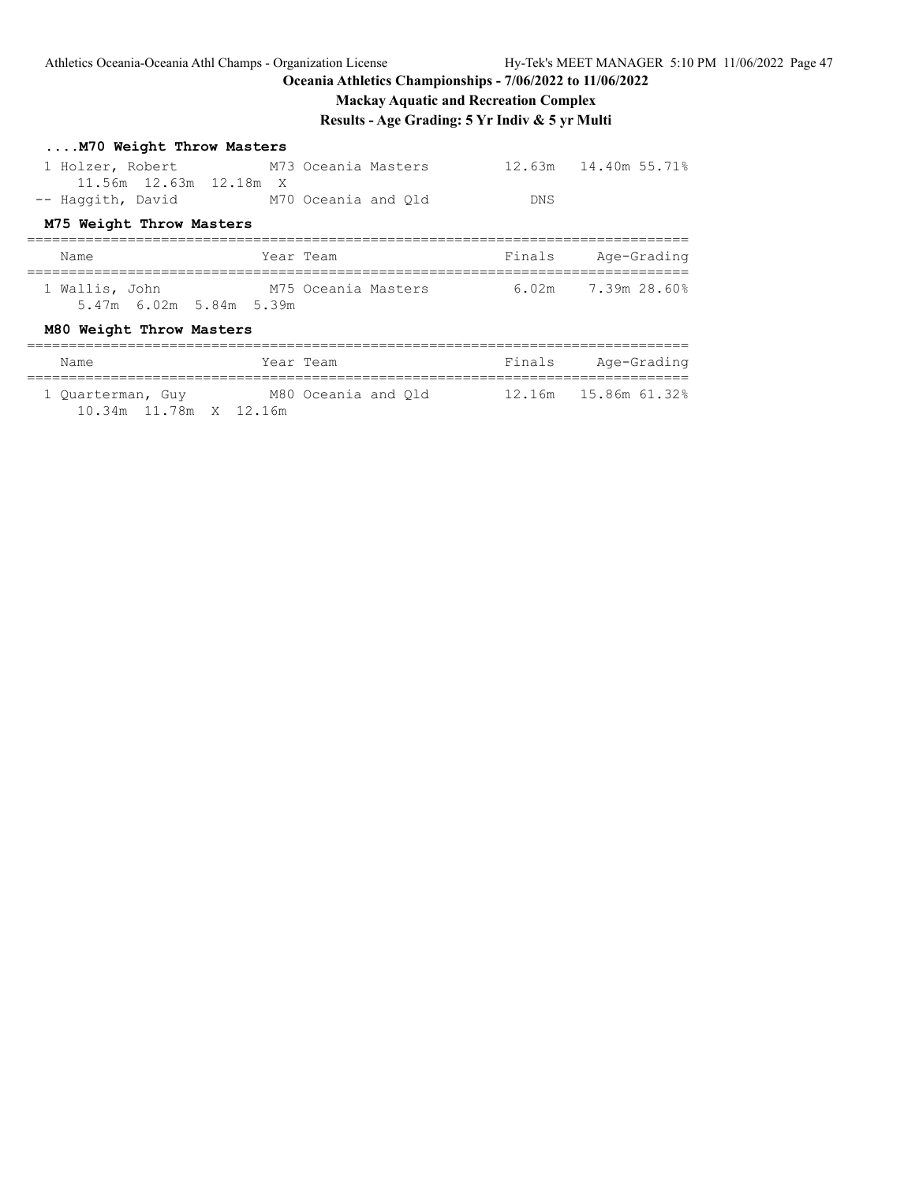**Oceania Athletics Championships - 7/06/2022 to 11/06/2022**

**Mackay Aquatic and Recreation Complex**

**Results - Age Grading: 5 Yr Indiv & 5 yr Multi**

### ....M70 Weight Throw Masters

| | | | | |
|---|---|---|---|---|
| 1 Holzer, Robert | M73 Oceania Masters | 12.63m | 14.40m | 55.71% |
| 11.56m 12.63m 12.18m X | | | | |
| -- Haggith, David | M70 Oceania and Qld | DNS | | |

### M75 Weight Throw Masters

| Name | Year Team | Finals | Age-Grading | |
|---|---|---|---|---|
| 1 Wallis, John | M75 Oceania Masters | 6.02m | 7.39m | 28.60% |
| 5.47m 6.02m 5.84m 5.39m | | | | |

### M80 Weight Throw Masters

| Name | Year Team | Finals | Age-Grading | |
|---|---|---|---|---|
| 1 Quarterman, Guy | M80 Oceania and Qld | 12.16m | 15.86m | 61.32% |
| 10.34m 11.78m X 12.16m | | | | |